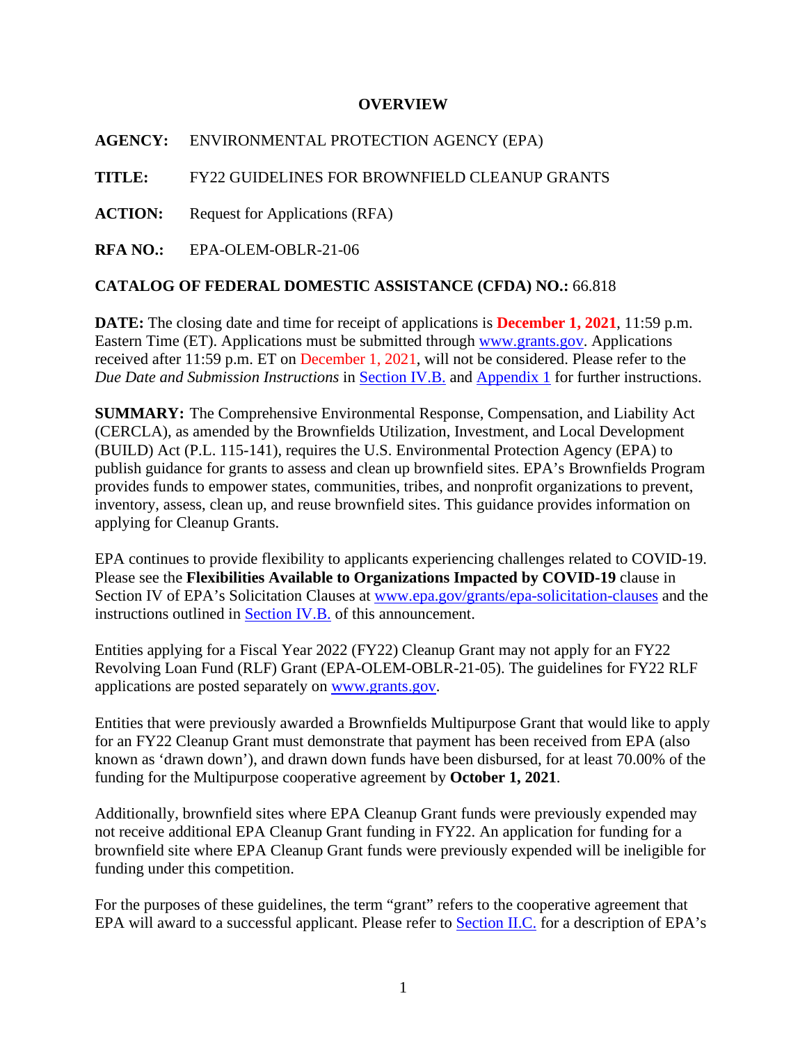# OVERVIEW

**AGENCY:** ENVIRONMENTAL PROTECTION AGENCY (EPA)

**TITLE:** FY22 GUIDELINES FOR BROWNFIELD CLEANUP GRANTS

**ACTION:** Request for Applications (RFA)

**RFA NO.:** EPA-OLEM-OBLR-21-06

**CATALOG OF FEDERAL DOMESTIC ASSISTANCE (CFDA) NO.:** 66.818

**DATE:** The closing date and time for receipt of applications is **December 1, 2021**, 11:59 p.m. Eastern Time (ET). Applications must be submitted through www.grants.gov. Applications received after 11:59 p.m. ET on December 1, 2021, will not be considered. Please refer to the *Due Date and Submission Instructions* in Section IV.B. and Appendix 1 for further instructions.

**SUMMARY:** The Comprehensive Environmental Response, Compensation, and Liability Act (CERCLA), as amended by the Brownfields Utilization, Investment, and Local Development (BUILD) Act (P.L. 115-141), requires the U.S. Environmental Protection Agency (EPA) to publish guidance for grants to assess and clean up brownfield sites. EPA's Brownfields Program provides funds to empower states, communities, tribes, and nonprofit organizations to prevent, inventory, assess, clean up, and reuse brownfield sites. This guidance provides information on applying for Cleanup Grants.

EPA continues to provide flexibility to applicants experiencing challenges related to COVID-19. Please see the **Flexibilities Available to Organizations Impacted by COVID-19** clause in Section IV of EPA's Solicitation Clauses at www.epa.gov/grants/epa-solicitation-clauses and the instructions outlined in Section IV.B. of this announcement.

Entities applying for a Fiscal Year 2022 (FY22) Cleanup Grant may not apply for an FY22 Revolving Loan Fund (RLF) Grant (EPA-OLEM-OBLR-21-05). The guidelines for FY22 RLF applications are posted separately on www.grants.gov.

Entities that were previously awarded a Brownfields Multipurpose Grant that would like to apply for an FY22 Cleanup Grant must demonstrate that payment has been received from EPA (also known as 'drawn down'), and drawn down funds have been disbursed, for at least 70.00% of the funding for the Multipurpose cooperative agreement by **October 1, 2021**.

Additionally, brownfield sites where EPA Cleanup Grant funds were previously expended may not receive additional EPA Cleanup Grant funding in FY22. An application for funding for a brownfield site where EPA Cleanup Grant funds were previously expended will be ineligible for funding under this competition.

For the purposes of these guidelines, the term "grant" refers to the cooperative agreement that EPA will award to a successful applicant. Please refer to Section II.C. for a description of EPA's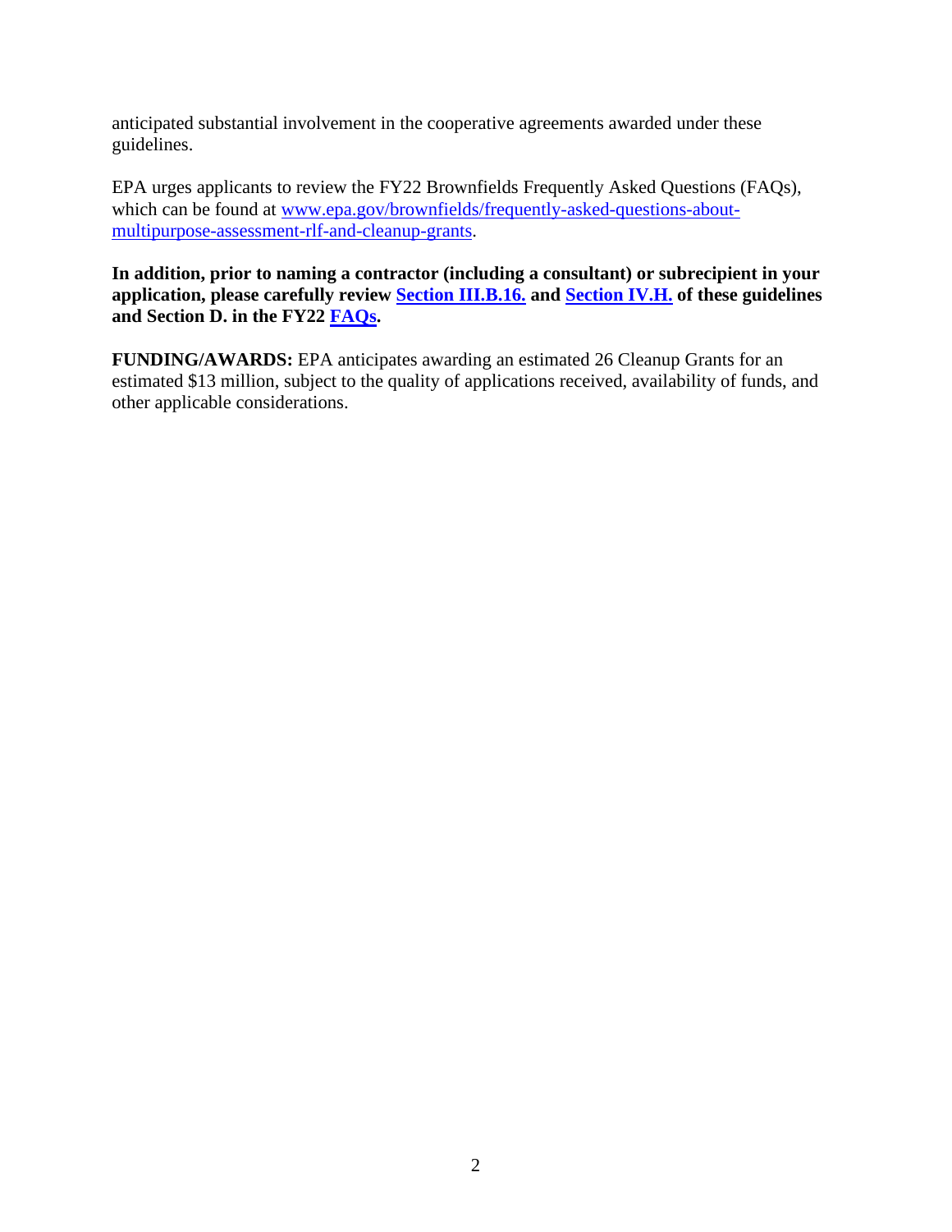anticipated substantial involvement in the cooperative agreements awarded under these guidelines.

EPA urges applicants to review the FY22 Brownfields Frequently Asked Questions (FAQs), which can be found at [www.epa.gov/brownfields/frequently-asked-questions-about-multipurpose-assessment-rlf-and-cleanup-grants](www.epa.gov/brownfields/frequently-asked-questions-about-multipurpose-assessment-rlf-and-cleanup-grants).

**In addition, prior to naming a contractor (including a consultant) or subrecipient in your application, please carefully review Section III.B.16. and Section IV.H. of these guidelines and Section D. in the FY22 FAQs.**

**FUNDING/AWARDS:** EPA anticipates awarding an estimated 26 Cleanup Grants for an estimated $13 million, subject to the quality of applications received, availability of funds, and other applicable considerations.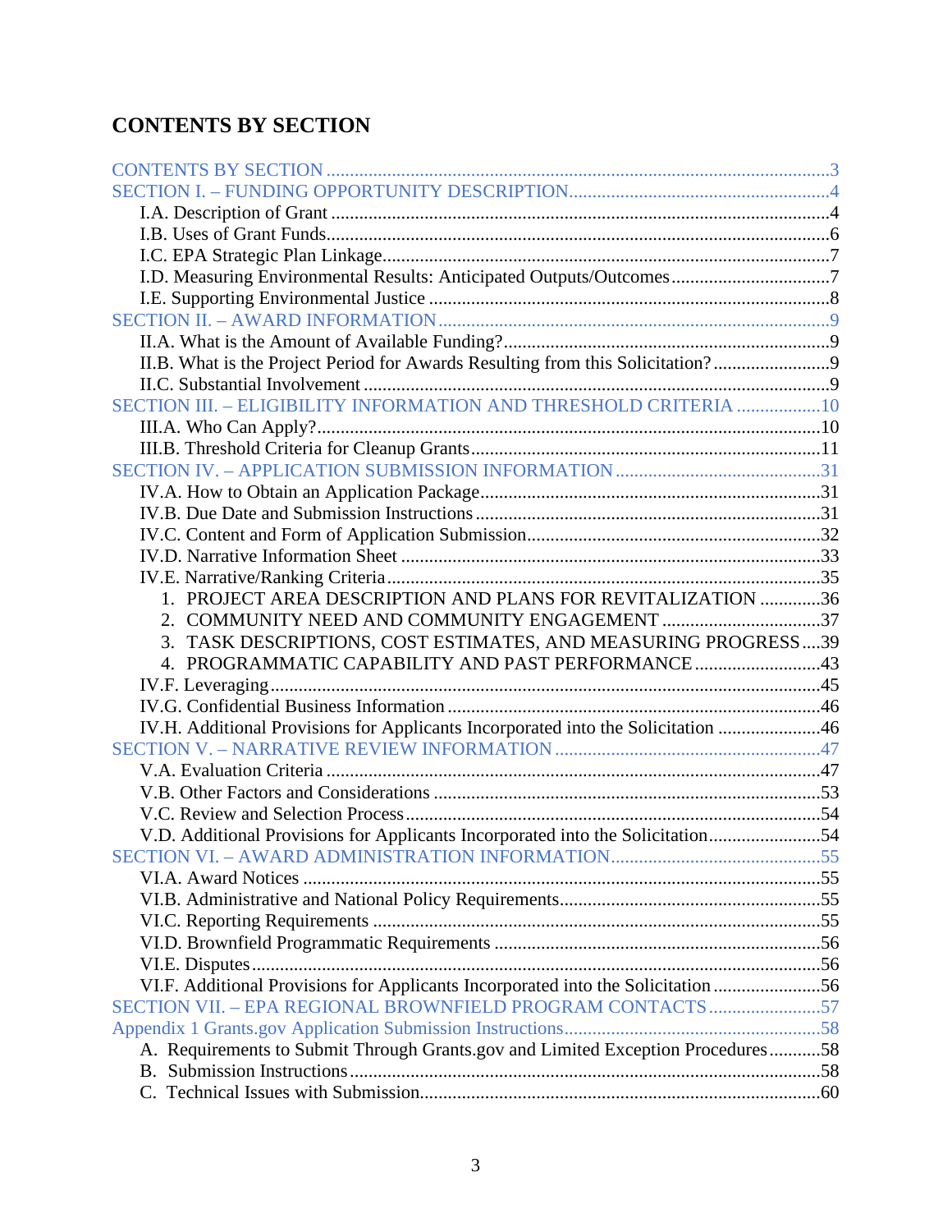# CONTENTS BY SECTION

CONTENTS BY SECTION ... 3

SECTION I. – FUNDING OPPORTUNITY DESCRIPTION ... 4

- I.A. Description of Grant ... 4
- I.B. Uses of Grant Funds ... 6
- I.C. EPA Strategic Plan Linkage ... 7
- I.D. Measuring Environmental Results: Anticipated Outputs/Outcomes ... 7
- I.E. Supporting Environmental Justice ... 8

SECTION II. – AWARD INFORMATION ... 9

- II.A. What is the Amount of Available Funding? ... 9
- II.B. What is the Project Period for Awards Resulting from this Solicitation? ... 9
- II.C. Substantial Involvement ... 9

SECTION III. – ELIGIBILITY INFORMATION AND THRESHOLD CRITERIA ... 10

- III.A. Who Can Apply? ... 10
- III.B. Threshold Criteria for Cleanup Grants ... 11

SECTION IV. – APPLICATION SUBMISSION INFORMATION ... 31

- IV.A. How to Obtain an Application Package ... 31
- IV.B. Due Date and Submission Instructions ... 31
- IV.C. Content and Form of Application Submission ... 32
- IV.D. Narrative Information Sheet ... 33
- IV.E. Narrative/Ranking Criteria ... 35
    1. PROJECT AREA DESCRIPTION AND PLANS FOR REVITALIZATION ... 36
    2. COMMUNITY NEED AND COMMUNITY ENGAGEMENT ... 37
    3. TASK DESCRIPTIONS, COST ESTIMATES, AND MEASURING PROGRESS ... 39
    4. PROGRAMMATIC CAPABILITY AND PAST PERFORMANCE ... 43
- IV.F. Leveraging ... 45
- IV.G. Confidential Business Information ... 46
- IV.H. Additional Provisions for Applicants Incorporated into the Solicitation ... 46

SECTION V. – NARRATIVE REVIEW INFORMATION ... 47

- V.A. Evaluation Criteria ... 47
- V.B. Other Factors and Considerations ... 53
- V.C. Review and Selection Process ... 54
- V.D. Additional Provisions for Applicants Incorporated into the Solicitation ... 54

SECTION VI. – AWARD ADMINISTRATION INFORMATION ... 55

- VI.A. Award Notices ... 55
- VI.B. Administrative and National Policy Requirements ... 55
- VI.C. Reporting Requirements ... 55
- VI.D. Brownfield Programmatic Requirements ... 56
- VI.E. Disputes ... 56
- VI.F. Additional Provisions for Applicants Incorporated into the Solicitation ... 56

SECTION VII. – EPA REGIONAL BROWNFIELD PROGRAM CONTACTS ... 57

Appendix 1 Grants.gov Application Submission Instructions ... 58

- A. Requirements to Submit Through Grants.gov and Limited Exception Procedures ... 58
- B. Submission Instructions ... 58
- C. Technical Issues with Submission ... 60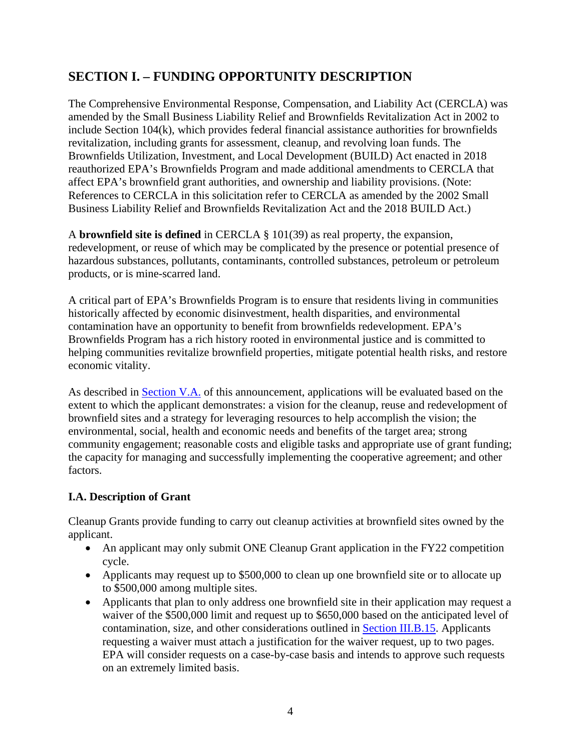## SECTION I. – FUNDING OPPORTUNITY DESCRIPTION

The Comprehensive Environmental Response, Compensation, and Liability Act (CERCLA) was amended by the Small Business Liability Relief and Brownfields Revitalization Act in 2002 to include Section 104(k), which provides federal financial assistance authorities for brownfields revitalization, including grants for assessment, cleanup, and revolving loan funds. The Brownfields Utilization, Investment, and Local Development (BUILD) Act enacted in 2018 reauthorized EPA's Brownfields Program and made additional amendments to CERCLA that affect EPA's brownfield grant authorities, and ownership and liability provisions. (Note: References to CERCLA in this solicitation refer to CERCLA as amended by the 2002 Small Business Liability Relief and Brownfields Revitalization Act and the 2018 BUILD Act.)

A **brownfield site is defined** in CERCLA § 101(39) as real property, the expansion, redevelopment, or reuse of which may be complicated by the presence or potential presence of hazardous substances, pollutants, contaminants, controlled substances, petroleum or petroleum products, or is mine-scarred land.

A critical part of EPA's Brownfields Program is to ensure that residents living in communities historically affected by economic disinvestment, health disparities, and environmental contamination have an opportunity to benefit from brownfields redevelopment. EPA's Brownfields Program has a rich history rooted in environmental justice and is committed to helping communities revitalize brownfield properties, mitigate potential health risks, and restore economic vitality.

As described in Section V.A. of this announcement, applications will be evaluated based on the extent to which the applicant demonstrates: a vision for the cleanup, reuse and redevelopment of brownfield sites and a strategy for leveraging resources to help accomplish the vision; the environmental, social, health and economic needs and benefits of the target area; strong community engagement; reasonable costs and eligible tasks and appropriate use of grant funding; the capacity for managing and successfully implementing the cooperative agreement; and other factors.

### I.A. Description of Grant

Cleanup Grants provide funding to carry out cleanup activities at brownfield sites owned by the applicant.

- An applicant may only submit ONE Cleanup Grant application in the FY22 competition cycle.
- Applicants may request up to $500,000 to clean up one brownfield site or to allocate up to $500,000 among multiple sites.
- Applicants that plan to only address one brownfield site in their application may request a waiver of the $500,000 limit and request up to $650,000 based on the anticipated level of contamination, size, and other considerations outlined in Section III.B.15. Applicants requesting a waiver must attach a justification for the waiver request, up to two pages. EPA will consider requests on a case-by-case basis and intends to approve such requests on an extremely limited basis.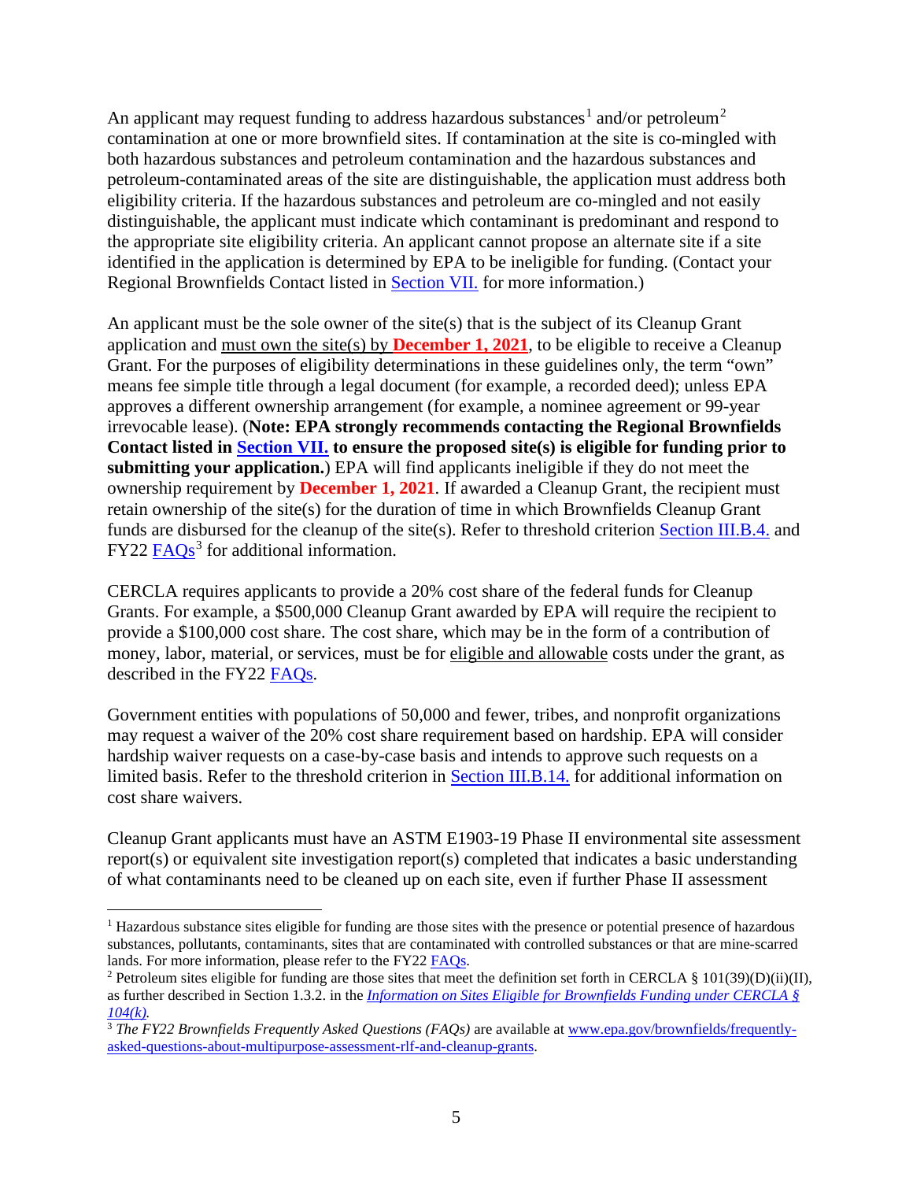An applicant may request funding to address hazardous substances[1] and/or petroleum[2] contamination at one or more brownfield sites. If contamination at the site is co-mingled with both hazardous substances and petroleum contamination and the hazardous substances and petroleum-contaminated areas of the site are distinguishable, the application must address both eligibility criteria. If the hazardous substances and petroleum are co-mingled and not easily distinguishable, the applicant must indicate which contaminant is predominant and respond to the appropriate site eligibility criteria. An applicant cannot propose an alternate site if a site identified in the application is determined by EPA to be ineligible for funding. (Contact your Regional Brownfields Contact listed in Section VII. for more information.)

An applicant must be the sole owner of the site(s) that is the subject of its Cleanup Grant application and must own the site(s) by **December 1, 2021**, to be eligible to receive a Cleanup Grant. For the purposes of eligibility determinations in these guidelines only, the term "own" means fee simple title through a legal document (for example, a recorded deed); unless EPA approves a different ownership arrangement (for example, a nominee agreement or 99-year irrevocable lease). (**Note: EPA strongly recommends contacting the Regional Brownfields Contact listed in Section VII. to ensure the proposed site(s) is eligible for funding prior to submitting your application.**) EPA will find applicants ineligible if they do not meet the ownership requirement by **December 1, 2021**. If awarded a Cleanup Grant, the recipient must retain ownership of the site(s) for the duration of time in which Brownfields Cleanup Grant funds are disbursed for the cleanup of the site(s). Refer to threshold criterion Section III.B.4. and FY22 FAQs[3] for additional information.

CERCLA requires applicants to provide a 20% cost share of the federal funds for Cleanup Grants. For example, a $500,000 Cleanup Grant awarded by EPA will require the recipient to provide a $100,000 cost share. The cost share, which may be in the form of a contribution of money, labor, material, or services, must be for eligible and allowable costs under the grant, as described in the FY22 FAQs.

Government entities with populations of 50,000 and fewer, tribes, and nonprofit organizations may request a waiver of the 20% cost share requirement based on hardship. EPA will consider hardship waiver requests on a case-by-case basis and intends to approve such requests on a limited basis. Refer to the threshold criterion in Section III.B.14. for additional information on cost share waivers.

Cleanup Grant applicants must have an ASTM E1903-19 Phase II environmental site assessment report(s) or equivalent site investigation report(s) completed that indicates a basic understanding of what contaminants need to be cleaned up on each site, even if further Phase II assessment

---

[1] Hazardous substance sites eligible for funding are those sites with the presence or potential presence of hazardous substances, pollutants, contaminants, sites that are contaminated with controlled substances or that are mine-scarred lands. For more information, please refer to the FY22 FAQs.

[2] Petroleum sites eligible for funding are those sites that meet the definition set forth in CERCLA § 101(39)(D)(ii)(II), as further described in Section 1.3.2. in the *Information on Sites Eligible for Brownfields Funding under CERCLA § 104(k).*

[3] *The FY22 Brownfields Frequently Asked Questions (FAQs)* are available at www.epa.gov/brownfields/frequently-asked-questions-about-multipurpose-assessment-rlf-and-cleanup-grants.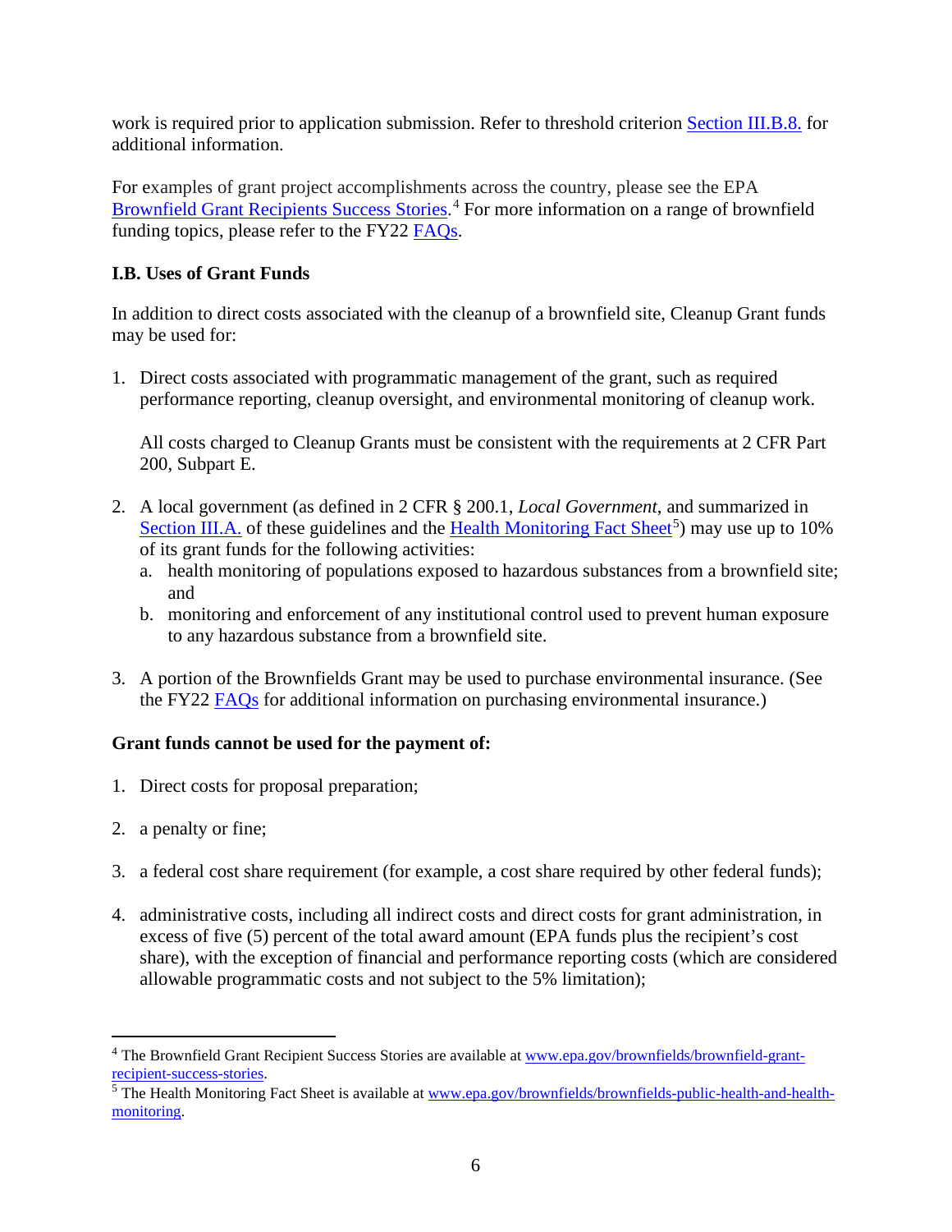work is required prior to application submission. Refer to threshold criterion Section III.B.8. for additional information.

For examples of grant project accomplishments across the country, please see the EPA Brownfield Grant Recipients Success Stories.[4] For more information on a range of brownfield funding topics, please refer to the FY22 FAQs.

### I.B. Uses of Grant Funds

In addition to direct costs associated with the cleanup of a brownfield site, Cleanup Grant funds may be used for:

1. Direct costs associated with programmatic management of the grant, such as required performance reporting, cleanup oversight, and environmental monitoring of cleanup work.

   All costs charged to Cleanup Grants must be consistent with the requirements at 2 CFR Part 200, Subpart E.

2. A local government (as defined in 2 CFR § 200.1, *Local Government*, and summarized in Section III.A. of these guidelines and the Health Monitoring Fact Sheet[5]) may use up to 10% of its grant funds for the following activities:
   a. health monitoring of populations exposed to hazardous substances from a brownfield site; and
   b. monitoring and enforcement of any institutional control used to prevent human exposure to any hazardous substance from a brownfield site.

3. A portion of the Brownfields Grant may be used to purchase environmental insurance. (See the FY22 FAQs for additional information on purchasing environmental insurance.)

**Grant funds cannot be used for the payment of:**

1. Direct costs for proposal preparation;

2. a penalty or fine;

3. a federal cost share requirement (for example, a cost share required by other federal funds);

4. administrative costs, including all indirect costs and direct costs for grant administration, in excess of five (5) percent of the total award amount (EPA funds plus the recipient's cost share), with the exception of financial and performance reporting costs (which are considered allowable programmatic costs and not subject to the 5% limitation);

---

[4] The Brownfield Grant Recipient Success Stories are available at www.epa.gov/brownfields/brownfield-grant-recipient-success-stories.

[5] The Health Monitoring Fact Sheet is available at www.epa.gov/brownfields/brownfields-public-health-and-health-monitoring.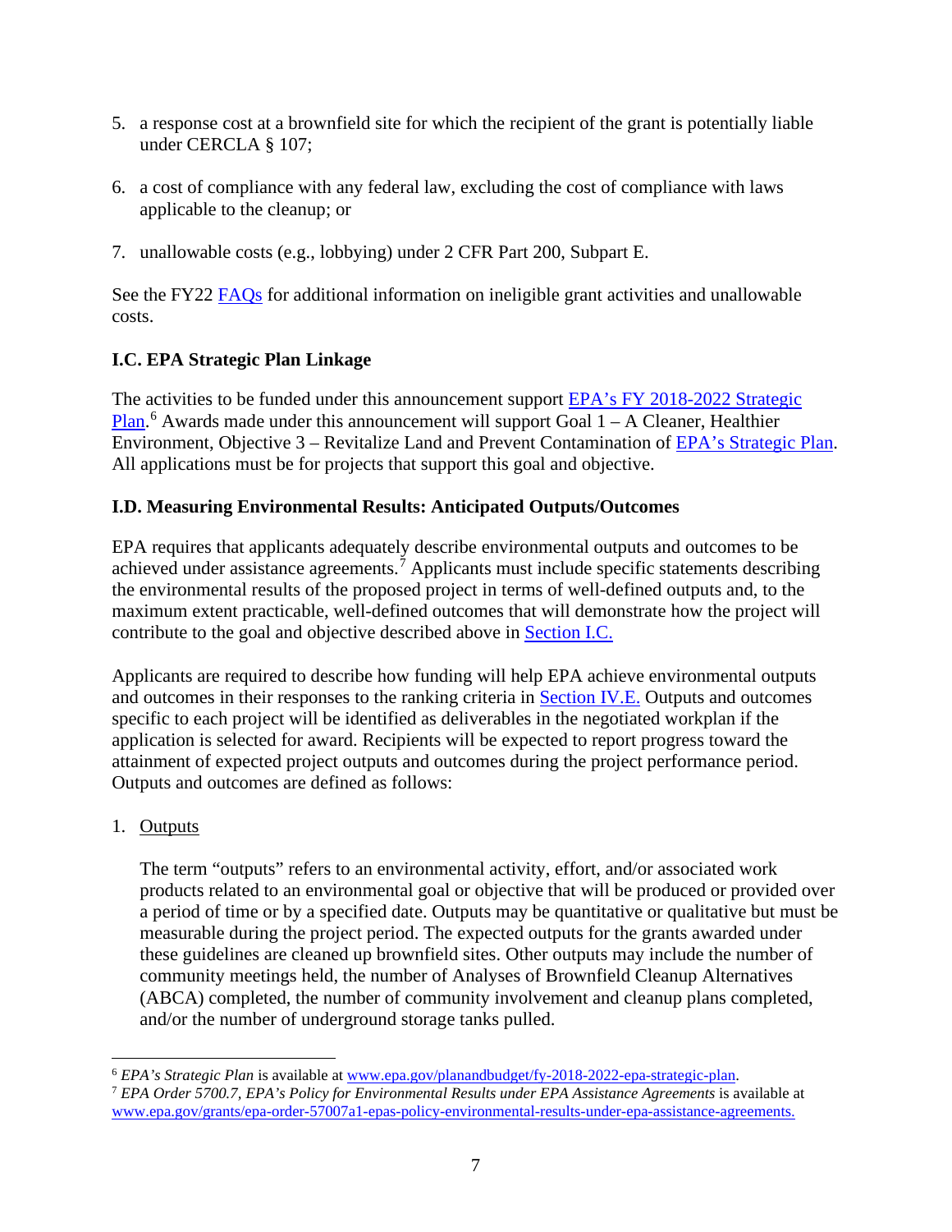5. a response cost at a brownfield site for which the recipient of the grant is potentially liable under CERCLA § 107;

6. a cost of compliance with any federal law, excluding the cost of compliance with laws applicable to the cleanup; or

7. unallowable costs (e.g., lobbying) under 2 CFR Part 200, Subpart E.

See the FY22 FAQs for additional information on ineligible grant activities and unallowable costs.

### I.C. EPA Strategic Plan Linkage

The activities to be funded under this announcement support EPA's FY 2018-2022 Strategic Plan.[6] Awards made under this announcement will support Goal 1 – A Cleaner, Healthier Environment, Objective 3 – Revitalize Land and Prevent Contamination of EPA's Strategic Plan. All applications must be for projects that support this goal and objective.

### I.D. Measuring Environmental Results: Anticipated Outputs/Outcomes

EPA requires that applicants adequately describe environmental outputs and outcomes to be achieved under assistance agreements.[7] Applicants must include specific statements describing the environmental results of the proposed project in terms of well-defined outputs and, to the maximum extent practicable, well-defined outcomes that will demonstrate how the project will contribute to the goal and objective described above in Section I.C.

Applicants are required to describe how funding will help EPA achieve environmental outputs and outcomes in their responses to the ranking criteria in Section IV.E. Outputs and outcomes specific to each project will be identified as deliverables in the negotiated workplan if the application is selected for award. Recipients will be expected to report progress toward the attainment of expected project outputs and outcomes during the project performance period. Outputs and outcomes are defined as follows:

1. <u>Outputs</u>

   The term "outputs" refers to an environmental activity, effort, and/or associated work products related to an environmental goal or objective that will be produced or provided over a period of time or by a specified date. Outputs may be quantitative or qualitative but must be measurable during the project period. The expected outputs for the grants awarded under these guidelines are cleaned up brownfield sites. Other outputs may include the number of community meetings held, the number of Analyses of Brownfield Cleanup Alternatives (ABCA) completed, the number of community involvement and cleanup plans completed, and/or the number of underground storage tanks pulled.

---

[6] *EPA's Strategic Plan* is available at www.epa.gov/planandbudget/fy-2018-2022-epa-strategic-plan.

[7] *EPA Order 5700.7, EPA's Policy for Environmental Results under EPA Assistance Agreements* is available at www.epa.gov/grants/epa-order-57007a1-epas-policy-environmental-results-under-epa-assistance-agreements.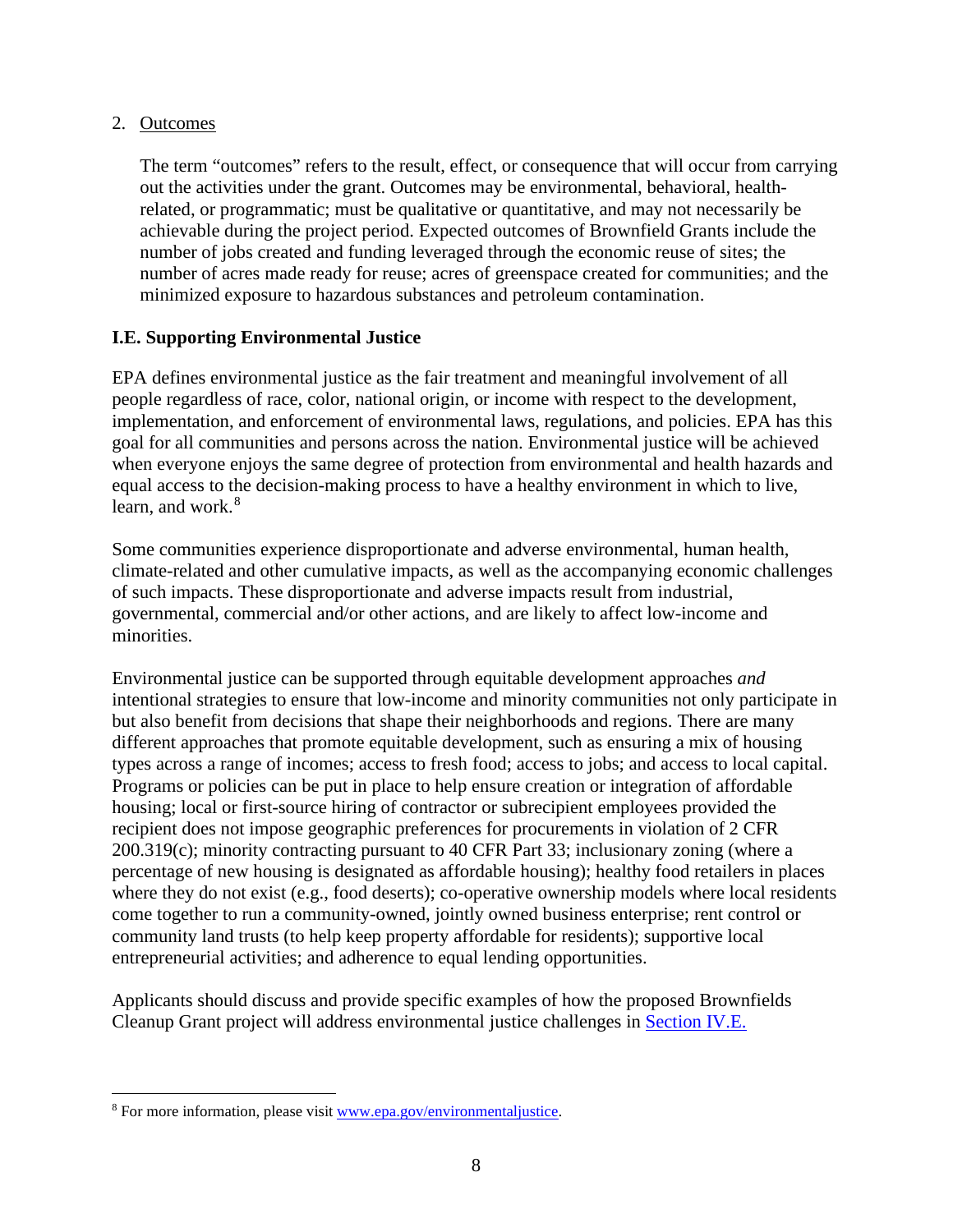2. Outcomes

   The term "outcomes" refers to the result, effect, or consequence that will occur from carrying out the activities under the grant. Outcomes may be environmental, behavioral, health-related, or programmatic; must be qualitative or quantitative, and may not necessarily be achievable during the project period. Expected outcomes of Brownfield Grants include the number of jobs created and funding leveraged through the economic reuse of sites; the number of acres made ready for reuse; acres of greenspace created for communities; and the minimized exposure to hazardous substances and petroleum contamination.

## I.E. Supporting Environmental Justice

EPA defines environmental justice as the fair treatment and meaningful involvement of all people regardless of race, color, national origin, or income with respect to the development, implementation, and enforcement of environmental laws, regulations, and policies. EPA has this goal for all communities and persons across the nation. Environmental justice will be achieved when everyone enjoys the same degree of protection from environmental and health hazards and equal access to the decision-making process to have a healthy environment in which to live, learn, and work.[8]

Some communities experience disproportionate and adverse environmental, human health, climate-related and other cumulative impacts, as well as the accompanying economic challenges of such impacts. These disproportionate and adverse impacts result from industrial, governmental, commercial and/or other actions, and are likely to affect low-income and minorities.

Environmental justice can be supported through equitable development approaches *and* intentional strategies to ensure that low-income and minority communities not only participate in but also benefit from decisions that shape their neighborhoods and regions. There are many different approaches that promote equitable development, such as ensuring a mix of housing types across a range of incomes; access to fresh food; access to jobs; and access to local capital. Programs or policies can be put in place to help ensure creation or integration of affordable housing; local or first-source hiring of contractor or subrecipient employees provided the recipient does not impose geographic preferences for procurements in violation of 2 CFR 200.319(c); minority contracting pursuant to 40 CFR Part 33; inclusionary zoning (where a percentage of new housing is designated as affordable housing); healthy food retailers in places where they do not exist (e.g., food deserts); co-operative ownership models where local residents come together to run a community-owned, jointly owned business enterprise; rent control or community land trusts (to help keep property affordable for residents); supportive local entrepreneurial activities; and adherence to equal lending opportunities.

Applicants should discuss and provide specific examples of how the proposed Brownfields Cleanup Grant project will address environmental justice challenges in Section IV.E.

---

[8] For more information, please visit www.epa.gov/environmentaljustice.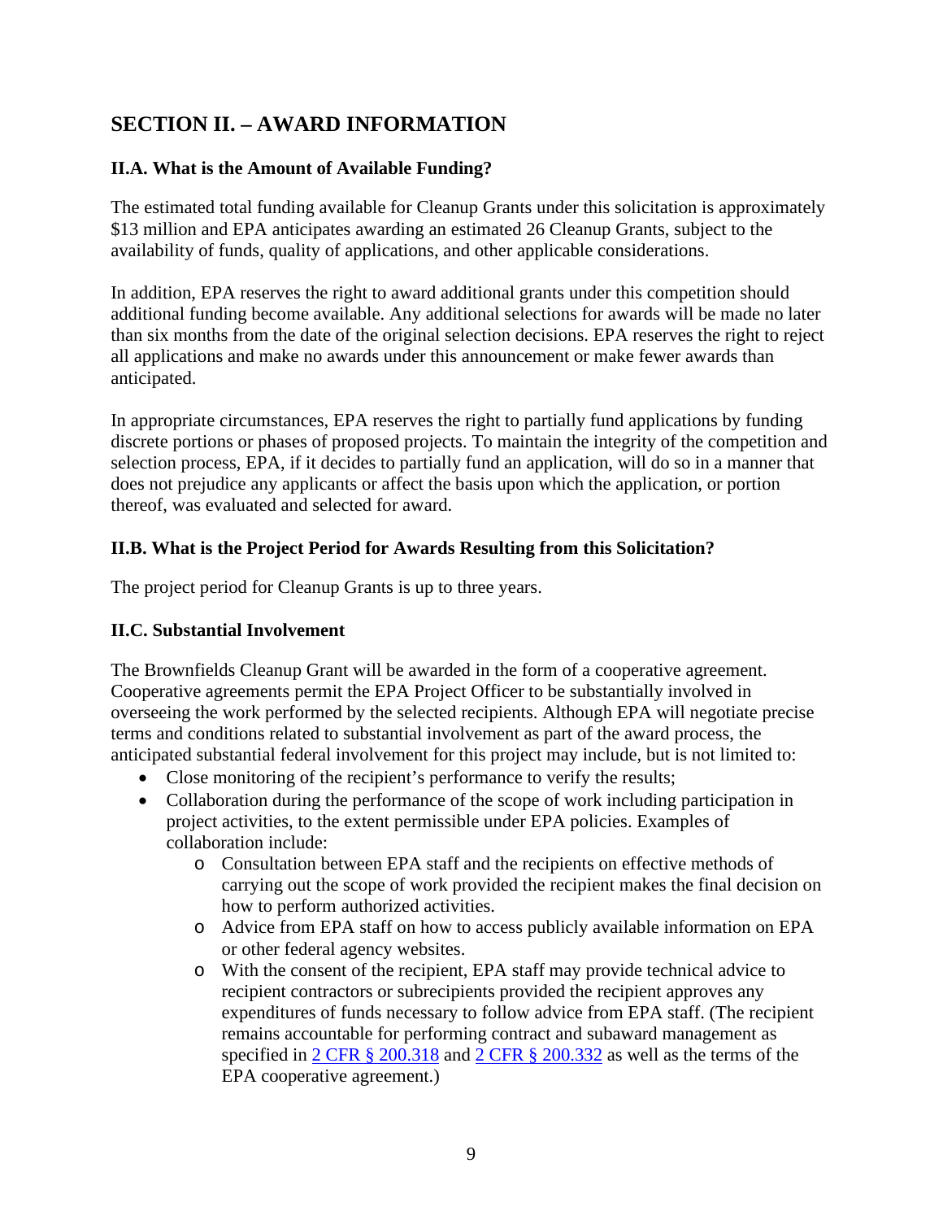## SECTION II. – AWARD INFORMATION

### II.A. What is the Amount of Available Funding?

The estimated total funding available for Cleanup Grants under this solicitation is approximately $13 million and EPA anticipates awarding an estimated 26 Cleanup Grants, subject to the availability of funds, quality of applications, and other applicable considerations.

In addition, EPA reserves the right to award additional grants under this competition should additional funding become available. Any additional selections for awards will be made no later than six months from the date of the original selection decisions. EPA reserves the right to reject all applications and make no awards under this announcement or make fewer awards than anticipated.

In appropriate circumstances, EPA reserves the right to partially fund applications by funding discrete portions or phases of proposed projects. To maintain the integrity of the competition and selection process, EPA, if it decides to partially fund an application, will do so in a manner that does not prejudice any applicants or affect the basis upon which the application, or portion thereof, was evaluated and selected for award.

### II.B. What is the Project Period for Awards Resulting from this Solicitation?

The project period for Cleanup Grants is up to three years.

### II.C. Substantial Involvement

The Brownfields Cleanup Grant will be awarded in the form of a cooperative agreement. Cooperative agreements permit the EPA Project Officer to be substantially involved in overseeing the work performed by the selected recipients. Although EPA will negotiate precise terms and conditions related to substantial involvement as part of the award process, the anticipated substantial federal involvement for this project may include, but is not limited to:

- Close monitoring of the recipient's performance to verify the results;
- Collaboration during the performance of the scope of work including participation in project activities, to the extent permissible under EPA policies. Examples of collaboration include:
  - Consultation between EPA staff and the recipients on effective methods of carrying out the scope of work provided the recipient makes the final decision on how to perform authorized activities.
  - Advice from EPA staff on how to access publicly available information on EPA or other federal agency websites.
  - With the consent of the recipient, EPA staff may provide technical advice to recipient contractors or subrecipients provided the recipient approves any expenditures of funds necessary to follow advice from EPA staff. (The recipient remains accountable for performing contract and subaward management as specified in 2 CFR § 200.318 and 2 CFR § 200.332 as well as the terms of the EPA cooperative agreement.)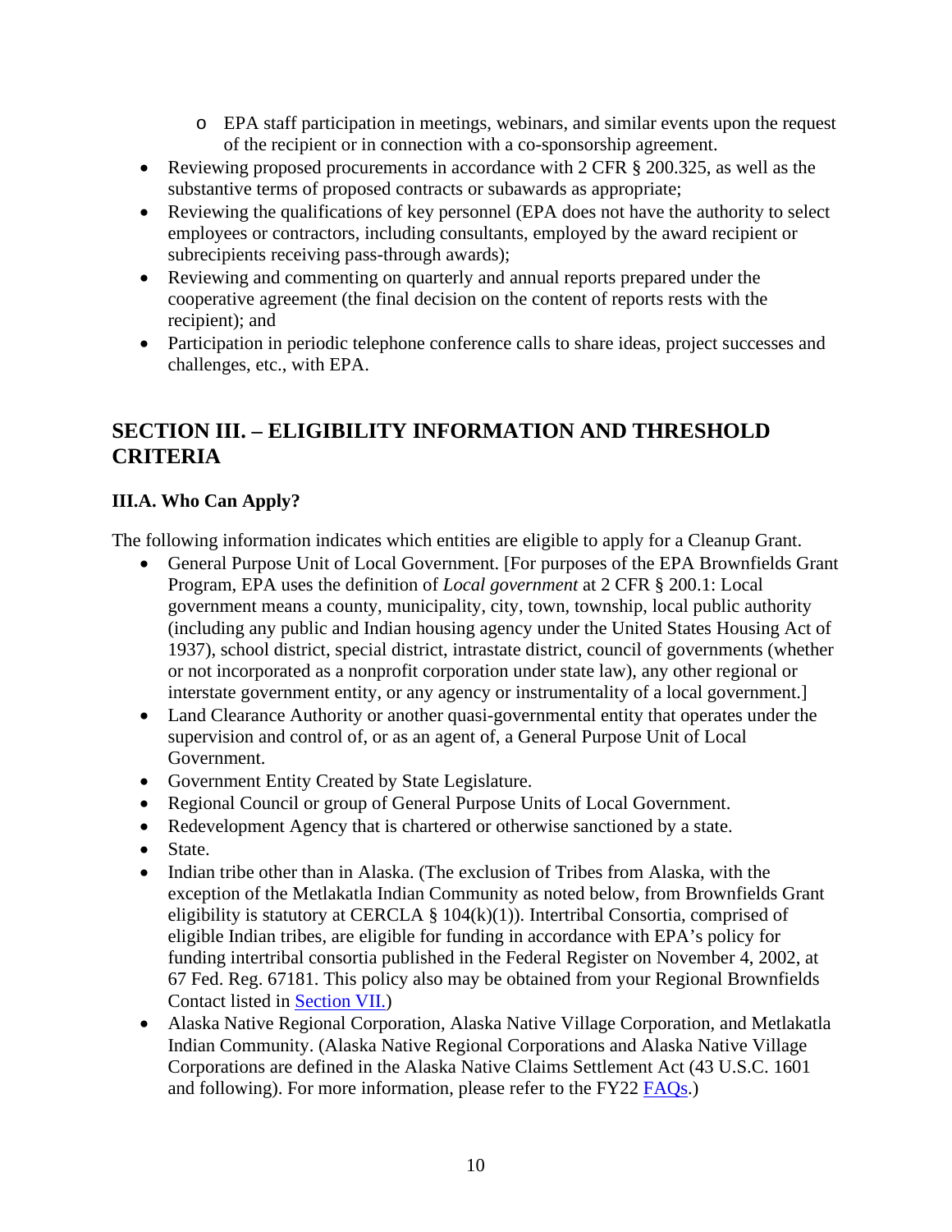- EPA staff participation in meetings, webinars, and similar events upon the request of the recipient or in connection with a co-sponsorship agreement.
- Reviewing proposed procurements in accordance with 2 CFR § 200.325, as well as the substantive terms of proposed contracts or subawards as appropriate;
- Reviewing the qualifications of key personnel (EPA does not have the authority to select employees or contractors, including consultants, employed by the award recipient or subrecipients receiving pass-through awards);
- Reviewing and commenting on quarterly and annual reports prepared under the cooperative agreement (the final decision on the content of reports rests with the recipient); and
- Participation in periodic telephone conference calls to share ideas, project successes and challenges, etc., with EPA.

## SECTION III. – ELIGIBILITY INFORMATION AND THRESHOLD CRITERIA

### III.A. Who Can Apply?

The following information indicates which entities are eligible to apply for a Cleanup Grant.

- General Purpose Unit of Local Government. [For purposes of the EPA Brownfields Grant Program, EPA uses the definition of *Local government* at 2 CFR § 200.1: Local government means a county, municipality, city, town, township, local public authority (including any public and Indian housing agency under the United States Housing Act of 1937), school district, special district, intrastate district, council of governments (whether or not incorporated as a nonprofit corporation under state law), any other regional or interstate government entity, or any agency or instrumentality of a local government.]
- Land Clearance Authority or another quasi-governmental entity that operates under the supervision and control of, or as an agent of, a General Purpose Unit of Local Government.
- Government Entity Created by State Legislature.
- Regional Council or group of General Purpose Units of Local Government.
- Redevelopment Agency that is chartered or otherwise sanctioned by a state.
- State.
- Indian tribe other than in Alaska. (The exclusion of Tribes from Alaska, with the exception of the Metlakatla Indian Community as noted below, from Brownfields Grant eligibility is statutory at CERCLA § 104(k)(1)). Intertribal Consortia, comprised of eligible Indian tribes, are eligible for funding in accordance with EPA's policy for funding intertribal consortia published in the Federal Register on November 4, 2002, at 67 Fed. Reg. 67181. This policy also may be obtained from your Regional Brownfields Contact listed in Section VII.)
- Alaska Native Regional Corporation, Alaska Native Village Corporation, and Metlakatla Indian Community. (Alaska Native Regional Corporations and Alaska Native Village Corporations are defined in the Alaska Native Claims Settlement Act (43 U.S.C. 1601 and following). For more information, please refer to the FY22 FAQs.)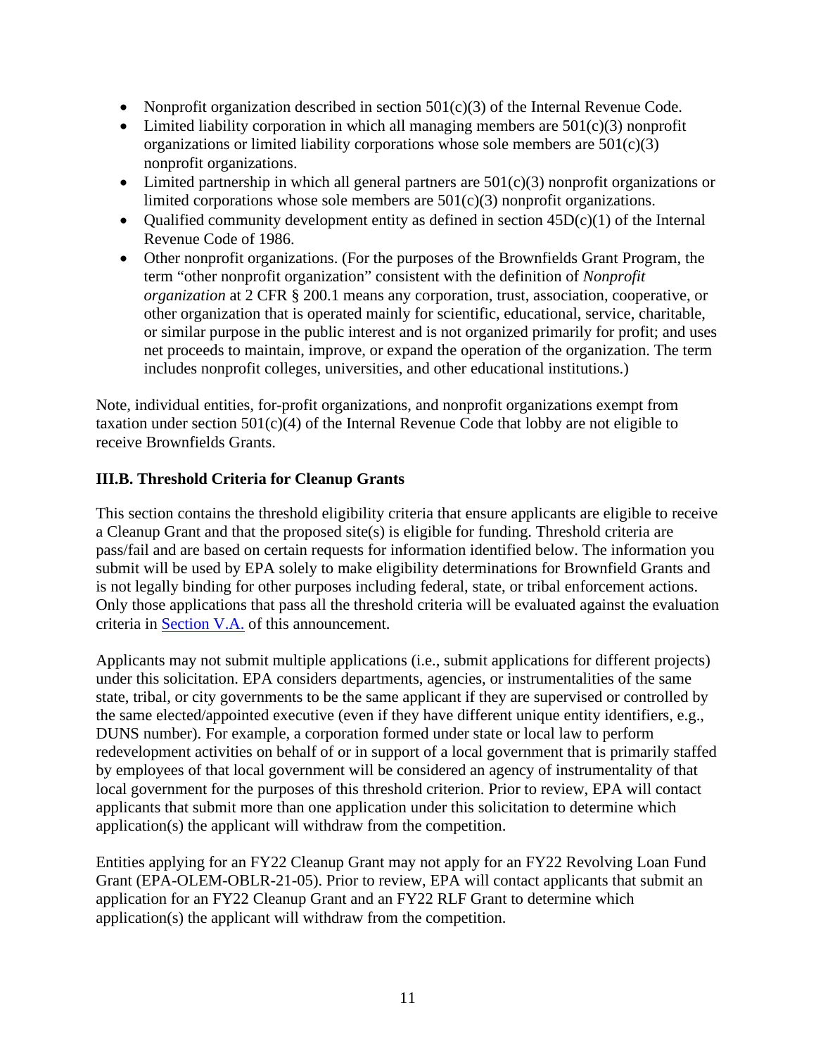- Nonprofit organization described in section 501(c)(3) of the Internal Revenue Code.
- Limited liability corporation in which all managing members are 501(c)(3) nonprofit organizations or limited liability corporations whose sole members are 501(c)(3) nonprofit organizations.
- Limited partnership in which all general partners are 501(c)(3) nonprofit organizations or limited corporations whose sole members are 501(c)(3) nonprofit organizations.
- Qualified community development entity as defined in section 45D(c)(1) of the Internal Revenue Code of 1986.
- Other nonprofit organizations. (For the purposes of the Brownfields Grant Program, the term "other nonprofit organization" consistent with the definition of *Nonprofit organization* at 2 CFR § 200.1 means any corporation, trust, association, cooperative, or other organization that is operated mainly for scientific, educational, service, charitable, or similar purpose in the public interest and is not organized primarily for profit; and uses net proceeds to maintain, improve, or expand the operation of the organization. The term includes nonprofit colleges, universities, and other educational institutions.)

Note, individual entities, for-profit organizations, and nonprofit organizations exempt from taxation under section 501(c)(4) of the Internal Revenue Code that lobby are not eligible to receive Brownfields Grants.

### III.B. Threshold Criteria for Cleanup Grants

This section contains the threshold eligibility criteria that ensure applicants are eligible to receive a Cleanup Grant and that the proposed site(s) is eligible for funding. Threshold criteria are pass/fail and are based on certain requests for information identified below. The information you submit will be used by EPA solely to make eligibility determinations for Brownfield Grants and is not legally binding for other purposes including federal, state, or tribal enforcement actions. Only those applications that pass all the threshold criteria will be evaluated against the evaluation criteria in Section V.A. of this announcement.

Applicants may not submit multiple applications (i.e., submit applications for different projects) under this solicitation. EPA considers departments, agencies, or instrumentalities of the same state, tribal, or city governments to be the same applicant if they are supervised or controlled by the same elected/appointed executive (even if they have different unique entity identifiers, e.g., DUNS number). For example, a corporation formed under state or local law to perform redevelopment activities on behalf of or in support of a local government that is primarily staffed by employees of that local government will be considered an agency of instrumentality of that local government for the purposes of this threshold criterion. Prior to review, EPA will contact applicants that submit more than one application under this solicitation to determine which application(s) the applicant will withdraw from the competition.

Entities applying for an FY22 Cleanup Grant may not apply for an FY22 Revolving Loan Fund Grant (EPA-OLEM-OBLR-21-05). Prior to review, EPA will contact applicants that submit an application for an FY22 Cleanup Grant and an FY22 RLF Grant to determine which application(s) the applicant will withdraw from the competition.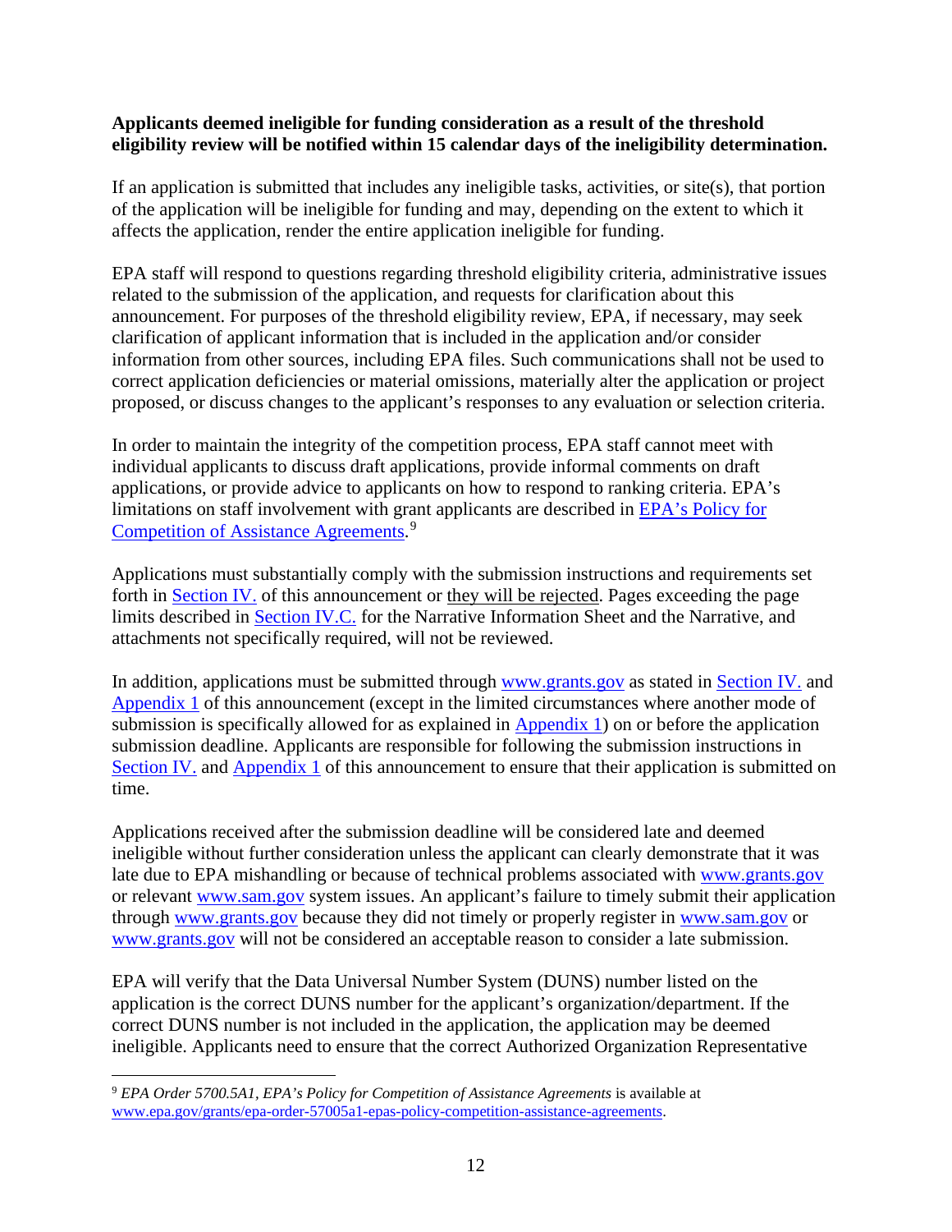**Applicants deemed ineligible for funding consideration as a result of the threshold eligibility review will be notified within 15 calendar days of the ineligibility determination.**

If an application is submitted that includes any ineligible tasks, activities, or site(s), that portion of the application will be ineligible for funding and may, depending on the extent to which it affects the application, render the entire application ineligible for funding.

EPA staff will respond to questions regarding threshold eligibility criteria, administrative issues related to the submission of the application, and requests for clarification about this announcement. For purposes of the threshold eligibility review, EPA, if necessary, may seek clarification of applicant information that is included in the application and/or consider information from other sources, including EPA files. Such communications shall not be used to correct application deficiencies or material omissions, materially alter the application or project proposed, or discuss changes to the applicant's responses to any evaluation or selection criteria.

In order to maintain the integrity of the competition process, EPA staff cannot meet with individual applicants to discuss draft applications, provide informal comments on draft applications, or provide advice to applicants on how to respond to ranking criteria. EPA's limitations on staff involvement with grant applicants are described in [EPA's Policy for Competition of Assistance Agreements](www.epa.gov/grants/epa-order-57005a1-epas-policy-competition-assistance-agreements).[9]

Applications must substantially comply with the submission instructions and requirements set forth in Section IV. of this announcement or they will be rejected. Pages exceeding the page limits described in Section IV.C. for the Narrative Information Sheet and the Narrative, and attachments not specifically required, will not be reviewed.

In addition, applications must be submitted through www.grants.gov as stated in Section IV. and Appendix 1 of this announcement (except in the limited circumstances where another mode of submission is specifically allowed for as explained in Appendix 1) on or before the application submission deadline. Applicants are responsible for following the submission instructions in Section IV. and Appendix 1 of this announcement to ensure that their application is submitted on time.

Applications received after the submission deadline will be considered late and deemed ineligible without further consideration unless the applicant can clearly demonstrate that it was late due to EPA mishandling or because of technical problems associated with www.grants.gov or relevant www.sam.gov system issues. An applicant's failure to timely submit their application through www.grants.gov because they did not timely or properly register in www.sam.gov or www.grants.gov will not be considered an acceptable reason to consider a late submission.

EPA will verify that the Data Universal Number System (DUNS) number listed on the application is the correct DUNS number for the applicant's organization/department. If the correct DUNS number is not included in the application, the application may be deemed ineligible. Applicants need to ensure that the correct Authorized Organization Representative

---

[9] *EPA Order 5700.5A1, EPA's Policy for Competition of Assistance Agreements* is available at www.epa.gov/grants/epa-order-57005a1-epas-policy-competition-assistance-agreements.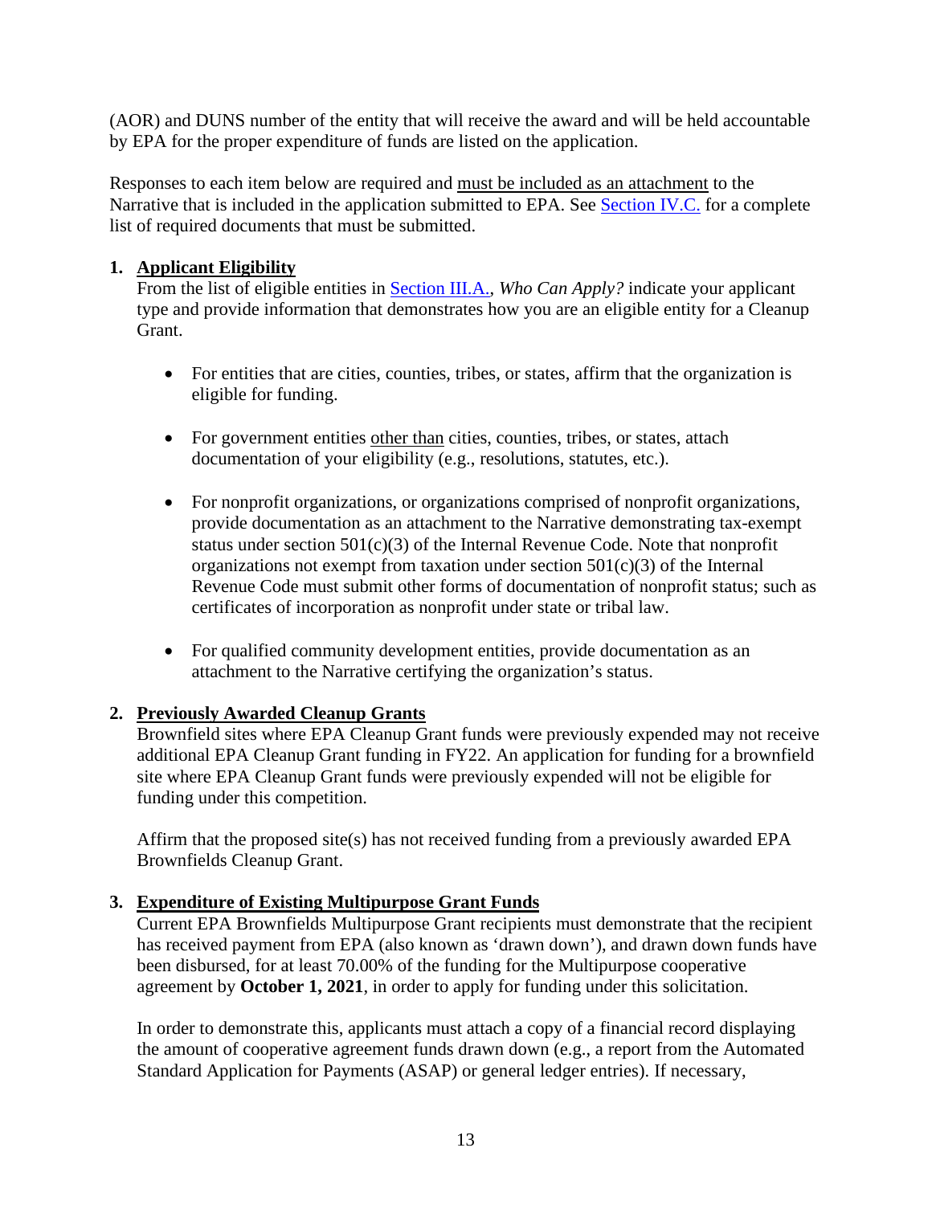(AOR) and DUNS number of the entity that will receive the award and will be held accountable by EPA for the proper expenditure of funds are listed on the application.

Responses to each item below are required and must be included as an attachment to the Narrative that is included in the application submitted to EPA. See Section IV.C. for a complete list of required documents that must be submitted.

1. **Applicant Eligibility**
   From the list of eligible entities in Section III.A., *Who Can Apply?* indicate your applicant type and provide information that demonstrates how you are an eligible entity for a Cleanup Grant.

   - For entities that are cities, counties, tribes, or states, affirm that the organization is eligible for funding.

   - For government entities other than cities, counties, tribes, or states, attach documentation of your eligibility (e.g., resolutions, statutes, etc.).

   - For nonprofit organizations, or organizations comprised of nonprofit organizations, provide documentation as an attachment to the Narrative demonstrating tax-exempt status under section 501(c)(3) of the Internal Revenue Code. Note that nonprofit organizations not exempt from taxation under section 501(c)(3) of the Internal Revenue Code must submit other forms of documentation of nonprofit status; such as certificates of incorporation as nonprofit under state or tribal law.

   - For qualified community development entities, provide documentation as an attachment to the Narrative certifying the organization's status.

2. **Previously Awarded Cleanup Grants**
   Brownfield sites where EPA Cleanup Grant funds were previously expended may not receive additional EPA Cleanup Grant funding in FY22. An application for funding for a brownfield site where EPA Cleanup Grant funds were previously expended will not be eligible for funding under this competition.

   Affirm that the proposed site(s) has not received funding from a previously awarded EPA Brownfields Cleanup Grant.

3. **Expenditure of Existing Multipurpose Grant Funds**
   Current EPA Brownfields Multipurpose Grant recipients must demonstrate that the recipient has received payment from EPA (also known as 'drawn down'), and drawn down funds have been disbursed, for at least 70.00% of the funding for the Multipurpose cooperative agreement by **October 1, 2021**, in order to apply for funding under this solicitation.

   In order to demonstrate this, applicants must attach a copy of a financial record displaying the amount of cooperative agreement funds drawn down (e.g., a report from the Automated Standard Application for Payments (ASAP) or general ledger entries). If necessary,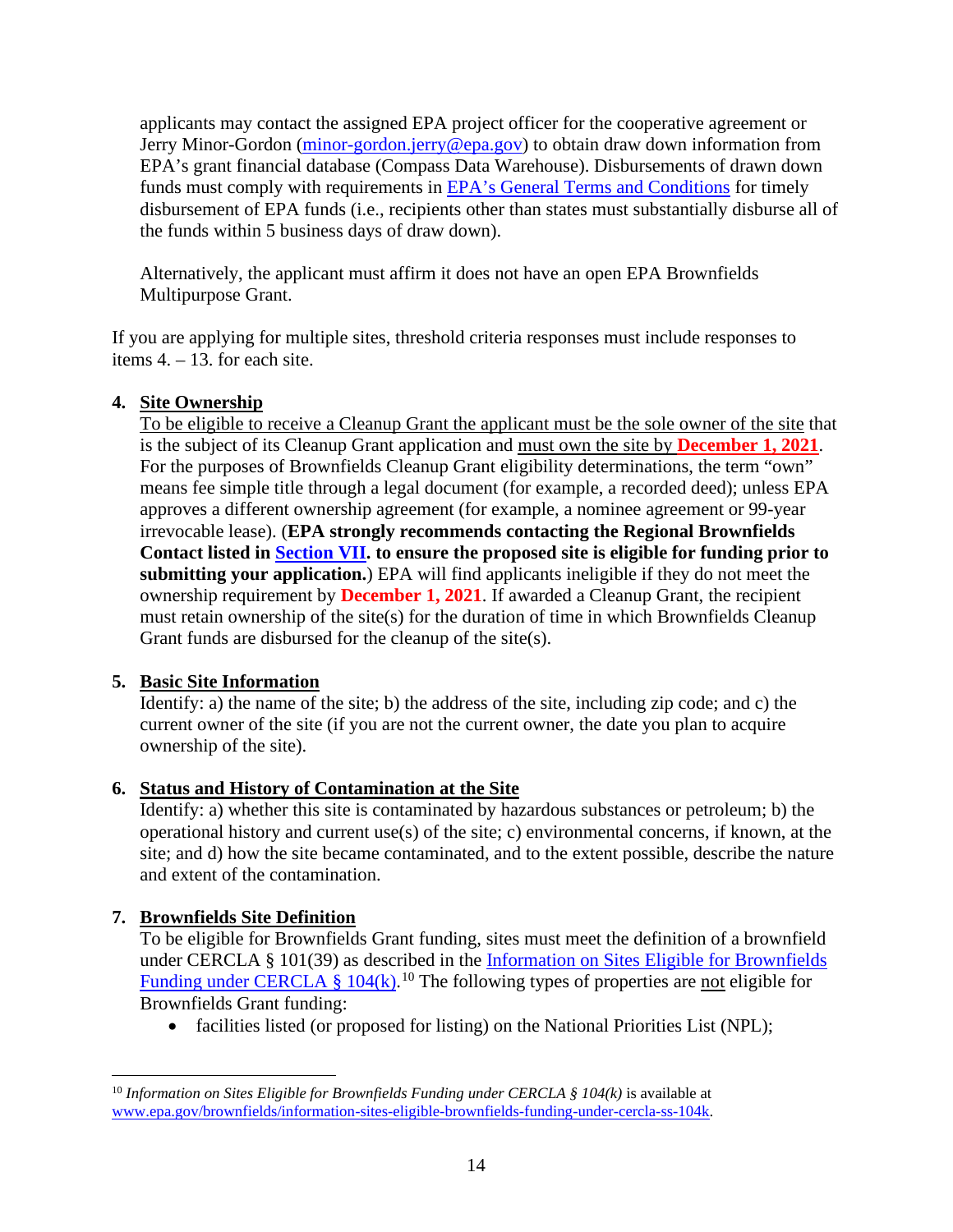applicants may contact the assigned EPA project officer for the cooperative agreement or Jerry Minor-Gordon (minor-gordon.jerry@epa.gov) to obtain draw down information from EPA's grant financial database (Compass Data Warehouse). Disbursements of drawn down funds must comply with requirements in EPA's General Terms and Conditions for timely disbursement of EPA funds (i.e., recipients other than states must substantially disburse all of the funds within 5 business days of draw down).

Alternatively, the applicant must affirm it does not have an open EPA Brownfields Multipurpose Grant.

If you are applying for multiple sites, threshold criteria responses must include responses to items 4. – 13. for each site.

4. **Site Ownership**
   To be eligible to receive a Cleanup Grant the applicant must be the sole owner of the site that is the subject of its Cleanup Grant application and must own the site by **December 1, 2021**. For the purposes of Brownfields Cleanup Grant eligibility determinations, the term "own" means fee simple title through a legal document (for example, a recorded deed); unless EPA approves a different ownership agreement (for example, a nominee agreement or 99-year irrevocable lease). (**EPA strongly recommends contacting the Regional Brownfields Contact listed in Section VII. to ensure the proposed site is eligible for funding prior to submitting your application.**) EPA will find applicants ineligible if they do not meet the ownership requirement by **December 1, 2021**. If awarded a Cleanup Grant, the recipient must retain ownership of the site(s) for the duration of time in which Brownfields Cleanup Grant funds are disbursed for the cleanup of the site(s).

5. **Basic Site Information**
   Identify: a) the name of the site; b) the address of the site, including zip code; and c) the current owner of the site (if you are not the current owner, the date you plan to acquire ownership of the site).

6. **Status and History of Contamination at the Site**
   Identify: a) whether this site is contaminated by hazardous substances or petroleum; b) the operational history and current use(s) of the site; c) environmental concerns, if known, at the site; and d) how the site became contaminated, and to the extent possible, describe the nature and extent of the contamination.

7. **Brownfields Site Definition**
   To be eligible for Brownfields Grant funding, sites must meet the definition of a brownfield under CERCLA § 101(39) as described in the Information on Sites Eligible for Brownfields Funding under CERCLA § 104(k).[10] The following types of properties are not eligible for Brownfields Grant funding:
   - facilities listed (or proposed for listing) on the National Priorities List (NPL);

[10] *Information on Sites Eligible for Brownfields Funding under CERCLA § 104(k)* is available at www.epa.gov/brownfields/information-sites-eligible-brownfields-funding-under-cercla-ss-104k.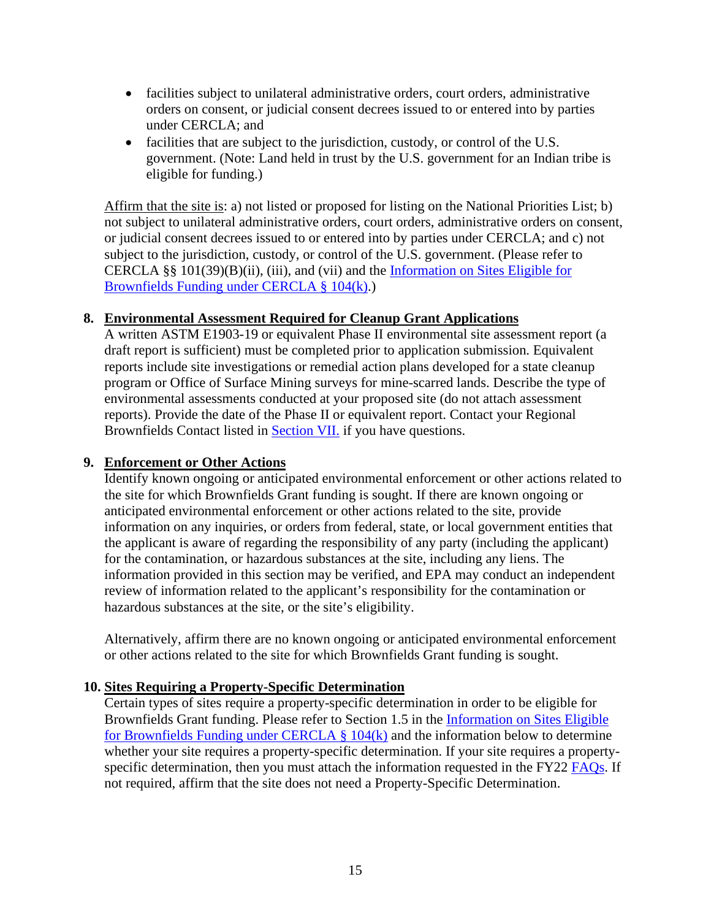- facilities subject to unilateral administrative orders, court orders, administrative orders on consent, or judicial consent decrees issued to or entered into by parties under CERCLA; and
- facilities that are subject to the jurisdiction, custody, or control of the U.S. government. (Note: Land held in trust by the U.S. government for an Indian tribe is eligible for funding.)

Affirm that the site is: a) not listed or proposed for listing on the National Priorities List; b) not subject to unilateral administrative orders, court orders, administrative orders on consent, or judicial consent decrees issued to or entered into by parties under CERCLA; and c) not subject to the jurisdiction, custody, or control of the U.S. government. (Please refer to CERCLA §§ 101(39)(B)(ii), (iii), and (vii) and the Information on Sites Eligible for Brownfields Funding under CERCLA § 104(k).)

8. **Environmental Assessment Required for Cleanup Grant Applications**
   A written ASTM E1903-19 or equivalent Phase II environmental site assessment report (a draft report is sufficient) must be completed prior to application submission. Equivalent reports include site investigations or remedial action plans developed for a state cleanup program or Office of Surface Mining surveys for mine-scarred lands. Describe the type of environmental assessments conducted at your proposed site (do not attach assessment reports). Provide the date of the Phase II or equivalent report. Contact your Regional Brownfields Contact listed in Section VII. if you have questions.

9. **Enforcement or Other Actions**
   Identify known ongoing or anticipated environmental enforcement or other actions related to the site for which Brownfields Grant funding is sought. If there are known ongoing or anticipated environmental enforcement or other actions related to the site, provide information on any inquiries, or orders from federal, state, or local government entities that the applicant is aware of regarding the responsibility of any party (including the applicant) for the contamination, or hazardous substances at the site, including any liens. The information provided in this section may be verified, and EPA may conduct an independent review of information related to the applicant's responsibility for the contamination or hazardous substances at the site, or the site's eligibility.

   Alternatively, affirm there are no known ongoing or anticipated environmental enforcement or other actions related to the site for which Brownfields Grant funding is sought.

10. **Sites Requiring a Property-Specific Determination**
    Certain types of sites require a property-specific determination in order to be eligible for Brownfields Grant funding. Please refer to Section 1.5 in the Information on Sites Eligible for Brownfields Funding under CERCLA § 104(k) and the information below to determine whether your site requires a property-specific determination. If your site requires a property-specific determination, then you must attach the information requested in the FY22 FAQs. If not required, affirm that the site does not need a Property-Specific Determination.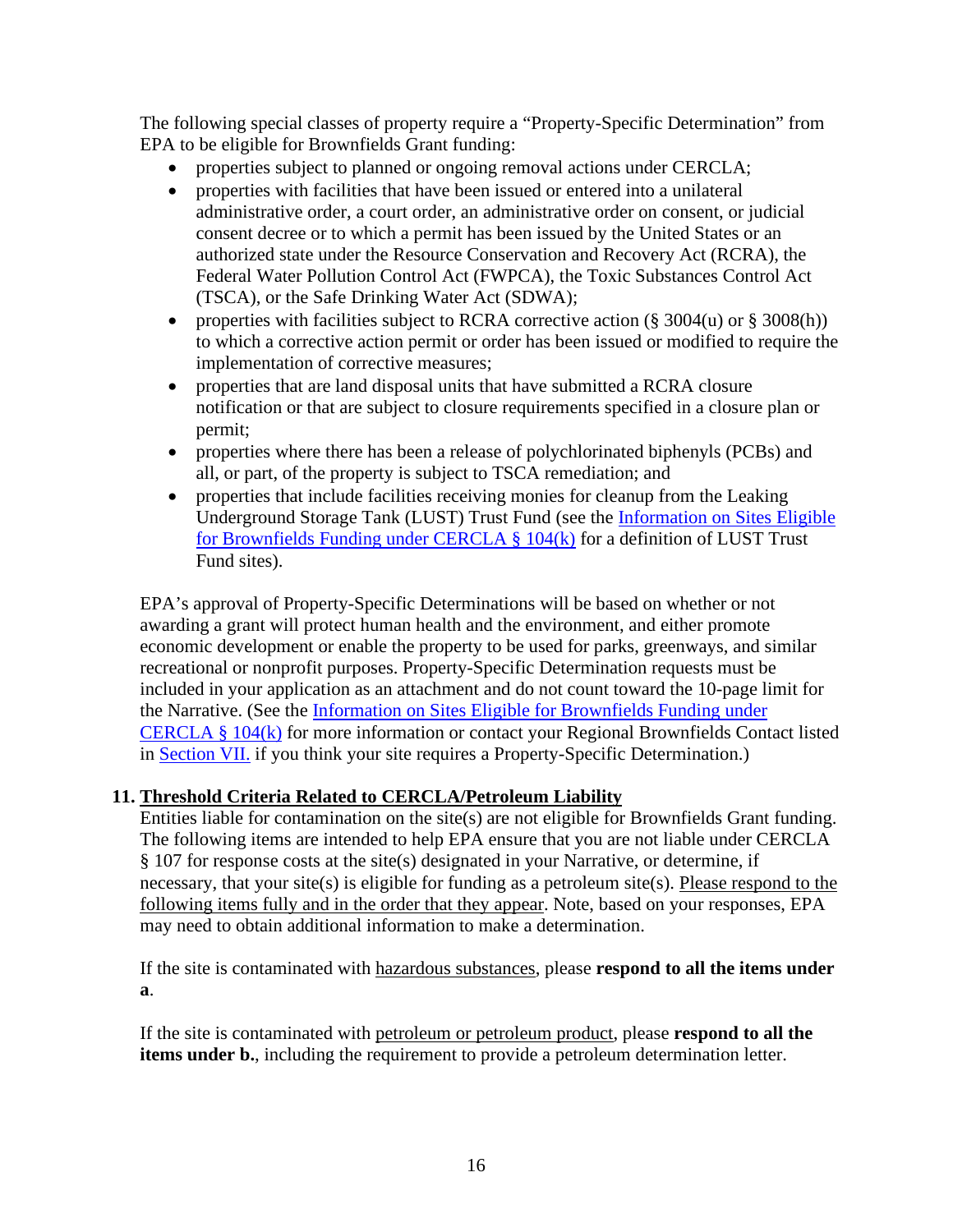The following special classes of property require a "Property-Specific Determination" from EPA to be eligible for Brownfields Grant funding:

- properties subject to planned or ongoing removal actions under CERCLA;
- properties with facilities that have been issued or entered into a unilateral administrative order, a court order, an administrative order on consent, or judicial consent decree or to which a permit has been issued by the United States or an authorized state under the Resource Conservation and Recovery Act (RCRA), the Federal Water Pollution Control Act (FWPCA), the Toxic Substances Control Act (TSCA), or the Safe Drinking Water Act (SDWA);
- properties with facilities subject to RCRA corrective action (§ 3004(u) or § 3008(h)) to which a corrective action permit or order has been issued or modified to require the implementation of corrective measures;
- properties that are land disposal units that have submitted a RCRA closure notification or that are subject to closure requirements specified in a closure plan or permit;
- properties where there has been a release of polychlorinated biphenyls (PCBs) and all, or part, of the property is subject to TSCA remediation; and
- properties that include facilities receiving monies for cleanup from the Leaking Underground Storage Tank (LUST) Trust Fund (see the [Information on Sites Eligible for Brownfields Funding under CERCLA § 104(k)]() for a definition of LUST Trust Fund sites).

EPA's approval of Property-Specific Determinations will be based on whether or not awarding a grant will protect human health and the environment, and either promote economic development or enable the property to be used for parks, greenways, and similar recreational or nonprofit purposes. Property-Specific Determination requests must be included in your application as an attachment and do not count toward the 10-page limit for the Narrative. (See the [Information on Sites Eligible for Brownfields Funding under CERCLA § 104(k)]() for more information or contact your Regional Brownfields Contact listed in [Section VII.]() if you think your site requires a Property-Specific Determination.)

## 11. Threshold Criteria Related to CERCLA/Petroleum Liability

Entities liable for contamination on the site(s) are not eligible for Brownfields Grant funding. The following items are intended to help EPA ensure that you are not liable under CERCLA § 107 for response costs at the site(s) designated in your Narrative, or determine, if necessary, that your site(s) is eligible for funding as a petroleum site(s). Please respond to the following items fully and in the order that they appear. Note, based on your responses, EPA may need to obtain additional information to make a determination.

If the site is contaminated with hazardous substances, please **respond to all the items under a**.

If the site is contaminated with petroleum or petroleum product, please **respond to all the items under b.**, including the requirement to provide a petroleum determination letter.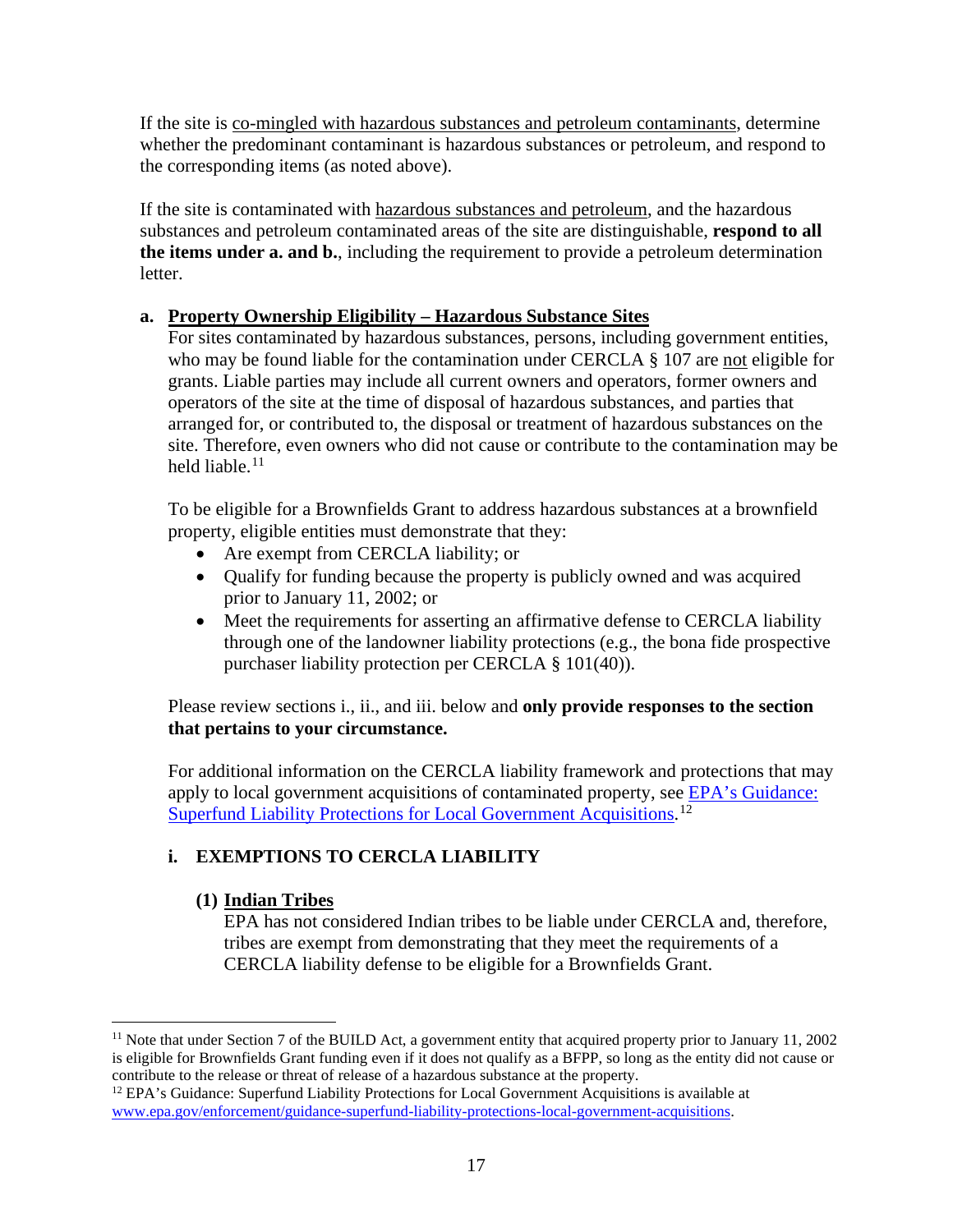If the site is co-mingled with hazardous substances and petroleum contaminants, determine whether the predominant contaminant is hazardous substances or petroleum, and respond to the corresponding items (as noted above).

If the site is contaminated with hazardous substances and petroleum, and the hazardous substances and petroleum contaminated areas of the site are distinguishable, **respond to all the items under a. and b.**, including the requirement to provide a petroleum determination letter.

**a. Property Ownership Eligibility – Hazardous Substance Sites**

For sites contaminated by hazardous substances, persons, including government entities, who may be found liable for the contamination under CERCLA § 107 are not eligible for grants. Liable parties may include all current owners and operators, former owners and operators of the site at the time of disposal of hazardous substances, and parties that arranged for, or contributed to, the disposal or treatment of hazardous substances on the site. Therefore, even owners who did not cause or contribute to the contamination may be held liable.[11]

To be eligible for a Brownfields Grant to address hazardous substances at a brownfield property, eligible entities must demonstrate that they:

- Are exempt from CERCLA liability; or
- Qualify for funding because the property is publicly owned and was acquired prior to January 11, 2002; or
- Meet the requirements for asserting an affirmative defense to CERCLA liability through one of the landowner liability protections (e.g., the bona fide prospective purchaser liability protection per CERCLA § 101(40)).

Please review sections i., ii., and iii. below and **only provide responses to the section that pertains to your circumstance.**

For additional information on the CERCLA liability framework and protections that may apply to local government acquisitions of contaminated property, see [EPA's Guidance: Superfund Liability Protections for Local Government Acquisitions](www.epa.gov/enforcement/guidance-superfund-liability-protections-local-government-acquisitions).[12]

**i. EXEMPTIONS TO CERCLA LIABILITY**

**(1) Indian Tribes**

EPA has not considered Indian tribes to be liable under CERCLA and, therefore, tribes are exempt from demonstrating that they meet the requirements of a CERCLA liability defense to be eligible for a Brownfields Grant.

---

[11] Note that under Section 7 of the BUILD Act, a government entity that acquired property prior to January 11, 2002 is eligible for Brownfields Grant funding even if it does not qualify as a BFPP, so long as the entity did not cause or contribute to the release or threat of release of a hazardous substance at the property.

[12] EPA's Guidance: Superfund Liability Protections for Local Government Acquisitions is available at www.epa.gov/enforcement/guidance-superfund-liability-protections-local-government-acquisitions.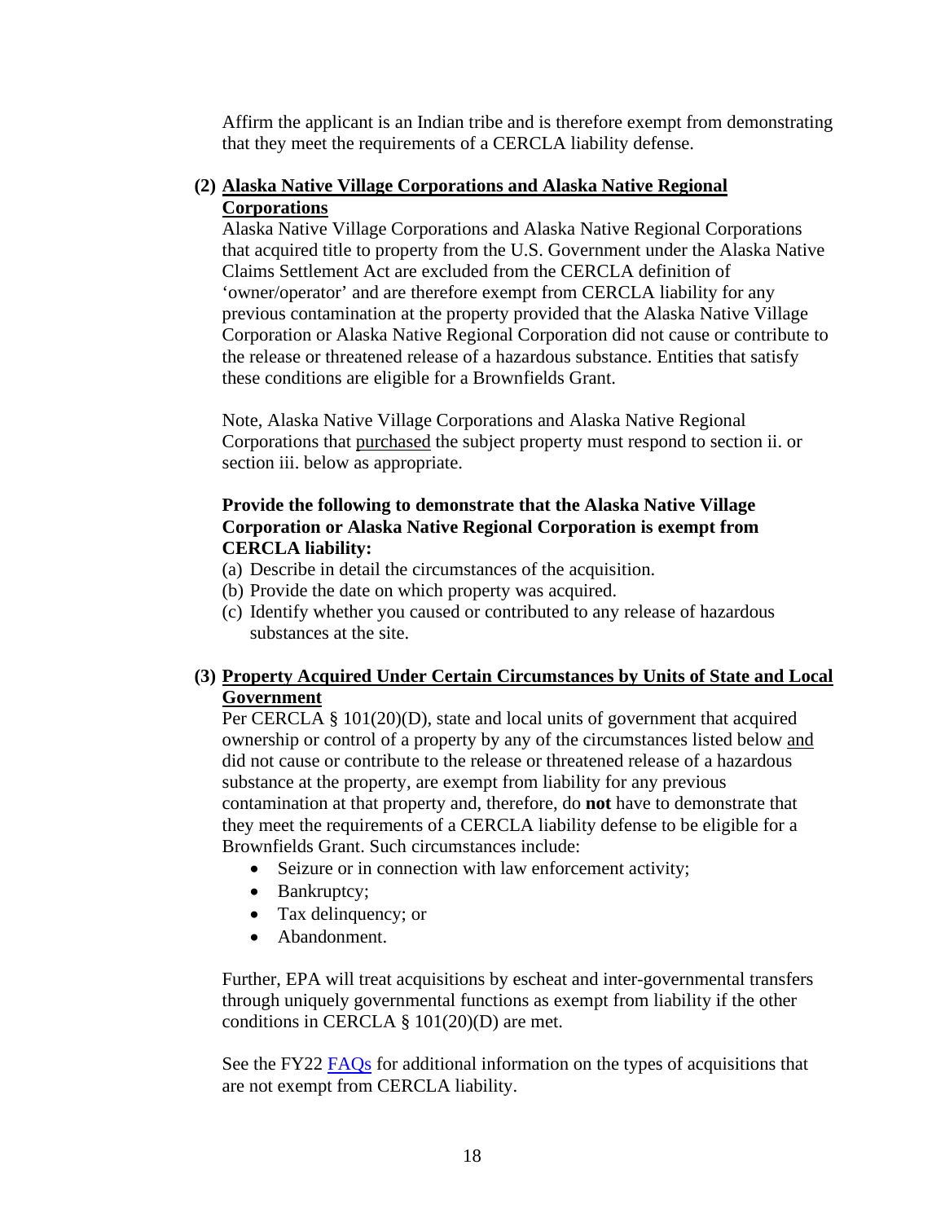Affirm the applicant is an Indian tribe and is therefore exempt from demonstrating that they meet the requirements of a CERCLA liability defense.

**(2) Alaska Native Village Corporations and Alaska Native Regional Corporations**

Alaska Native Village Corporations and Alaska Native Regional Corporations that acquired title to property from the U.S. Government under the Alaska Native Claims Settlement Act are excluded from the CERCLA definition of 'owner/operator' and are therefore exempt from CERCLA liability for any previous contamination at the property provided that the Alaska Native Village Corporation or Alaska Native Regional Corporation did not cause or contribute to the release or threatened release of a hazardous substance. Entities that satisfy these conditions are eligible for a Brownfields Grant.

Note, Alaska Native Village Corporations and Alaska Native Regional Corporations that purchased the subject property must respond to section ii. or section iii. below as appropriate.

**Provide the following to demonstrate that the Alaska Native Village Corporation or Alaska Native Regional Corporation is exempt from CERCLA liability:**

(a) Describe in detail the circumstances of the acquisition.
(b) Provide the date on which property was acquired.
(c) Identify whether you caused or contributed to any release of hazardous substances at the site.

**(3) Property Acquired Under Certain Circumstances by Units of State and Local Government**

Per CERCLA § 101(20)(D), state and local units of government that acquired ownership or control of a property by any of the circumstances listed below and did not cause or contribute to the release or threatened release of a hazardous substance at the property, are exempt from liability for any previous contamination at that property and, therefore, do **not** have to demonstrate that they meet the requirements of a CERCLA liability defense to be eligible for a Brownfields Grant. Such circumstances include:

- Seizure or in connection with law enforcement activity;
- Bankruptcy;
- Tax delinquency; or
- Abandonment.

Further, EPA will treat acquisitions by escheat and inter-governmental transfers through uniquely governmental functions as exempt from liability if the other conditions in CERCLA § 101(20)(D) are met.

See the FY22 FAQs for additional information on the types of acquisitions that are not exempt from CERCLA liability.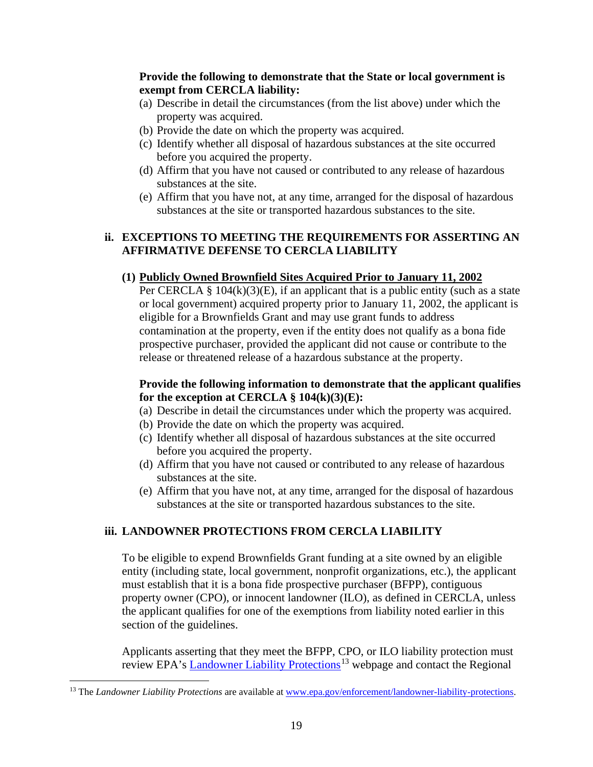**Provide the following to demonstrate that the State or local government is exempt from CERCLA liability:**

(a) Describe in detail the circumstances (from the list above) under which the property was acquired.
(b) Provide the date on which the property was acquired.
(c) Identify whether all disposal of hazardous substances at the site occurred before you acquired the property.
(d) Affirm that you have not caused or contributed to any release of hazardous substances at the site.
(e) Affirm that you have not, at any time, arranged for the disposal of hazardous substances at the site or transported hazardous substances to the site.

### ii. EXCEPTIONS TO MEETING THE REQUIREMENTS FOR ASSERTING AN AFFIRMATIVE DEFENSE TO CERCLA LIABILITY

**(1) Publicly Owned Brownfield Sites Acquired Prior to January 11, 2002**

Per CERCLA § 104(k)(3)(E), if an applicant that is a public entity (such as a state or local government) acquired property prior to January 11, 2002, the applicant is eligible for a Brownfields Grant and may use grant funds to address contamination at the property, even if the entity does not qualify as a bona fide prospective purchaser, provided the applicant did not cause or contribute to the release or threatened release of a hazardous substance at the property.

**Provide the following information to demonstrate that the applicant qualifies for the exception at CERCLA § 104(k)(3)(E):**

(a) Describe in detail the circumstances under which the property was acquired.
(b) Provide the date on which the property was acquired.
(c) Identify whether all disposal of hazardous substances at the site occurred before you acquired the property.
(d) Affirm that you have not caused or contributed to any release of hazardous substances at the site.
(e) Affirm that you have not, at any time, arranged for the disposal of hazardous substances at the site or transported hazardous substances to the site.

### iii. LANDOWNER PROTECTIONS FROM CERCLA LIABILITY

To be eligible to expend Brownfields Grant funding at a site owned by an eligible entity (including state, local government, nonprofit organizations, etc.), the applicant must establish that it is a bona fide prospective purchaser (BFPP), contiguous property owner (CPO), or innocent landowner (ILO), as defined in CERCLA, unless the applicant qualifies for one of the exemptions from liability noted earlier in this section of the guidelines.

Applicants asserting that they meet the BFPP, CPO, or ILO liability protection must review EPA's Landowner Liability Protections[13] webpage and contact the Regional

[13] The *Landowner Liability Protections* are available at www.epa.gov/enforcement/landowner-liability-protections.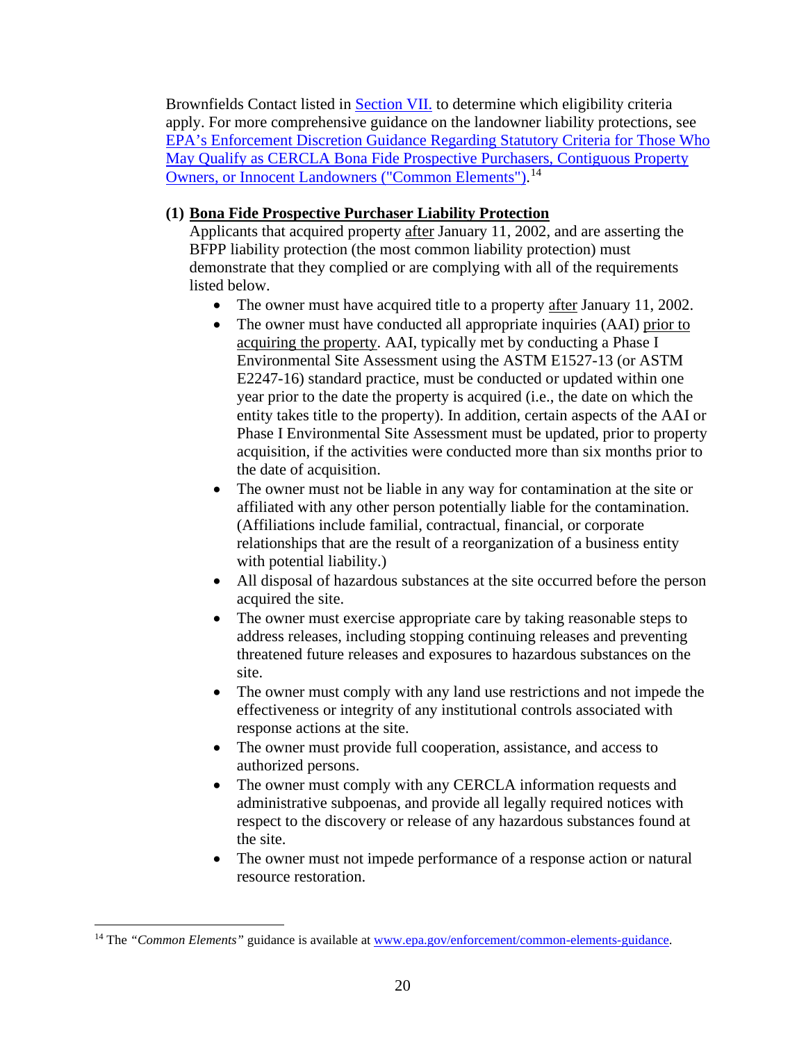Brownfields Contact listed in Section VII. to determine which eligibility criteria apply. For more comprehensive guidance on the landowner liability protections, see EPA's Enforcement Discretion Guidance Regarding Statutory Criteria for Those Who May Qualify as CERCLA Bona Fide Prospective Purchasers, Contiguous Property Owners, or Innocent Landowners ("Common Elements").[14]

**(1) Bona Fide Prospective Purchaser Liability Protection**

Applicants that acquired property after January 11, 2002, and are asserting the BFPP liability protection (the most common liability protection) must demonstrate that they complied or are complying with all of the requirements listed below.

- The owner must have acquired title to a property after January 11, 2002.
- The owner must have conducted all appropriate inquiries (AAI) prior to acquiring the property. AAI, typically met by conducting a Phase I Environmental Site Assessment using the ASTM E1527-13 (or ASTM E2247-16) standard practice, must be conducted or updated within one year prior to the date the property is acquired (i.e., the date on which the entity takes title to the property). In addition, certain aspects of the AAI or Phase I Environmental Site Assessment must be updated, prior to property acquisition, if the activities were conducted more than six months prior to the date of acquisition.
- The owner must not be liable in any way for contamination at the site or affiliated with any other person potentially liable for the contamination. (Affiliations include familial, contractual, financial, or corporate relationships that are the result of a reorganization of a business entity with potential liability.)
- All disposal of hazardous substances at the site occurred before the person acquired the site.
- The owner must exercise appropriate care by taking reasonable steps to address releases, including stopping continuing releases and preventing threatened future releases and exposures to hazardous substances on the site.
- The owner must comply with any land use restrictions and not impede the effectiveness or integrity of any institutional controls associated with response actions at the site.
- The owner must provide full cooperation, assistance, and access to authorized persons.
- The owner must comply with any CERCLA information requests and administrative subpoenas, and provide all legally required notices with respect to the discovery or release of any hazardous substances found at the site.
- The owner must not impede performance of a response action or natural resource restoration.

---

[14] The *"Common Elements"* guidance is available at www.epa.gov/enforcement/common-elements-guidance.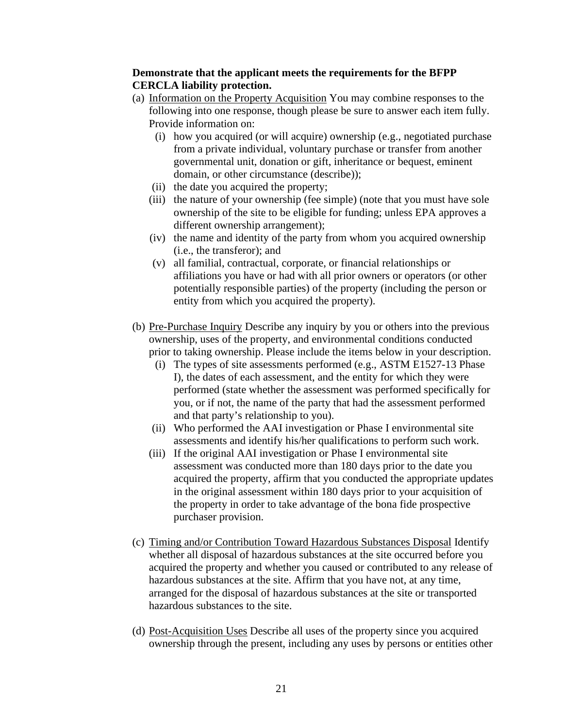**Demonstrate that the applicant meets the requirements for the BFPP CERCLA liability protection.**

(a) <u>Information on the Property Acquisition</u> You may combine responses to the following into one response, though please be sure to answer each item fully. Provide information on:

  (i) how you acquired (or will acquire) ownership (e.g., negotiated purchase from a private individual, voluntary purchase or transfer from another governmental unit, donation or gift, inheritance or bequest, eminent domain, or other circumstance (describe));

  (ii) the date you acquired the property;

  (iii) the nature of your ownership (fee simple) (note that you must have sole ownership of the site to be eligible for funding; unless EPA approves a different ownership arrangement);

  (iv) the name and identity of the party from whom you acquired ownership (i.e., the transferor); and

  (v) all familial, contractual, corporate, or financial relationships or affiliations you have or had with all prior owners or operators (or other potentially responsible parties) of the property (including the person or entity from which you acquired the property).

(b) <u>Pre-Purchase Inquiry</u> Describe any inquiry by you or others into the previous ownership, uses of the property, and environmental conditions conducted prior to taking ownership. Please include the items below in your description.

  (i) The types of site assessments performed (e.g., ASTM E1527-13 Phase I), the dates of each assessment, and the entity for which they were performed (state whether the assessment was performed specifically for you, or if not, the name of the party that had the assessment performed and that party's relationship to you).

  (ii) Who performed the AAI investigation or Phase I environmental site assessments and identify his/her qualifications to perform such work.

  (iii) If the original AAI investigation or Phase I environmental site assessment was conducted more than 180 days prior to the date you acquired the property, affirm that you conducted the appropriate updates in the original assessment within 180 days prior to your acquisition of the property in order to take advantage of the bona fide prospective purchaser provision.

(c) <u>Timing and/or Contribution Toward Hazardous Substances Disposal</u> Identify whether all disposal of hazardous substances at the site occurred before you acquired the property and whether you caused or contributed to any release of hazardous substances at the site. Affirm that you have not, at any time, arranged for the disposal of hazardous substances at the site or transported hazardous substances to the site.

(d) <u>Post-Acquisition Uses</u> Describe all uses of the property since you acquired ownership through the present, including any uses by persons or entities other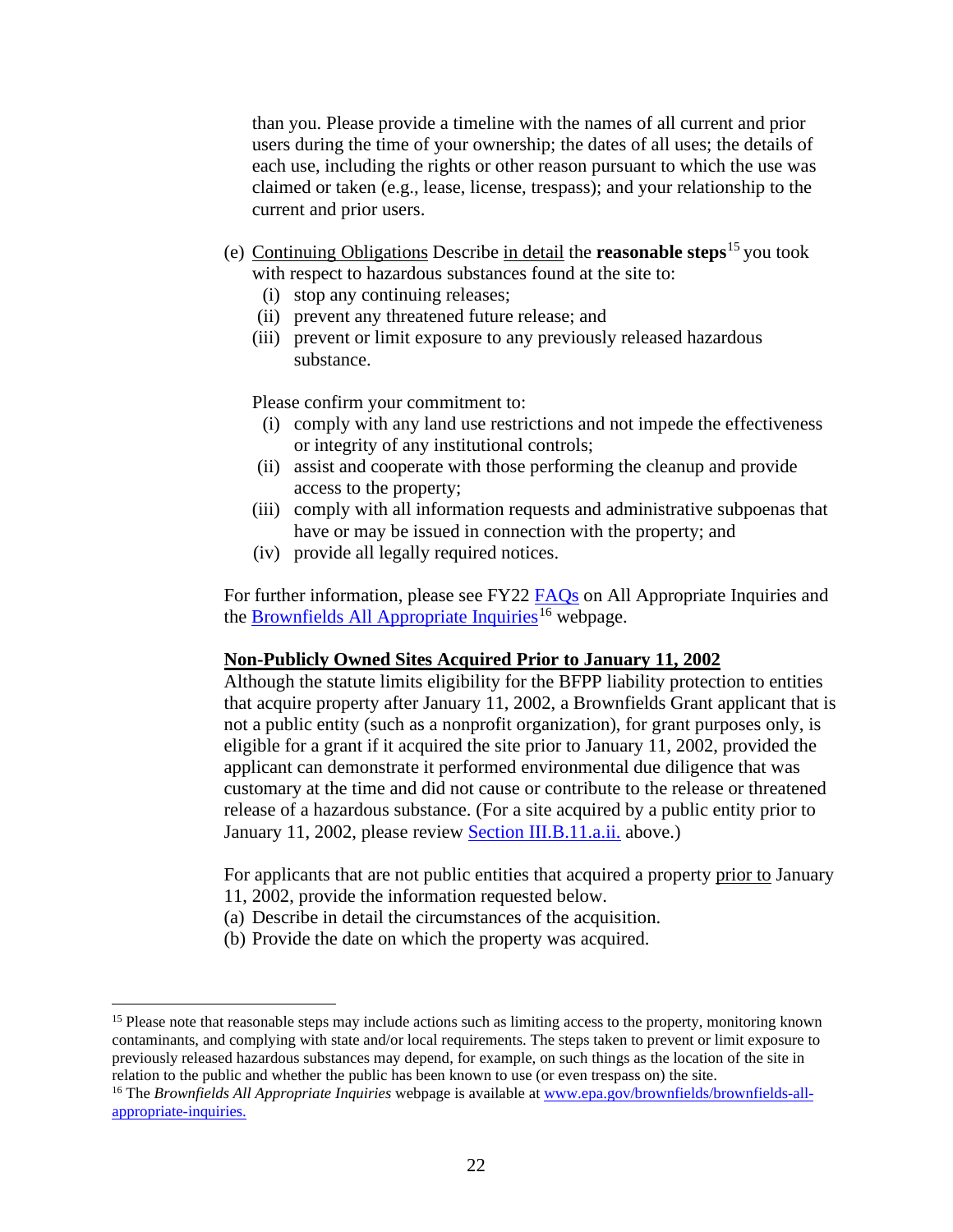than you. Please provide a timeline with the names of all current and prior users during the time of your ownership; the dates of all uses; the details of each use, including the rights or other reason pursuant to which the use was claimed or taken (e.g., lease, license, trespass); and your relationship to the current and prior users.

(e) Continuing Obligations Describe in detail the **reasonable steps**[15] you took with respect to hazardous substances found at the site to:

 (i) stop any continuing releases;
 (ii) prevent any threatened future release; and
 (iii) prevent or limit exposure to any previously released hazardous substance.

Please confirm your commitment to:

 (i) comply with any land use restrictions and not impede the effectiveness or integrity of any institutional controls;
 (ii) assist and cooperate with those performing the cleanup and provide access to the property;
 (iii) comply with all information requests and administrative subpoenas that have or may be issued in connection with the property; and
 (iv) provide all legally required notices.

For further information, please see FY22 FAQs on All Appropriate Inquiries and the Brownfields All Appropriate Inquiries[16] webpage.

**Non-Publicly Owned Sites Acquired Prior to January 11, 2002**

Although the statute limits eligibility for the BFPP liability protection to entities that acquire property after January 11, 2002, a Brownfields Grant applicant that is not a public entity (such as a nonprofit organization), for grant purposes only, is eligible for a grant if it acquired the site prior to January 11, 2002, provided the applicant can demonstrate it performed environmental due diligence that was customary at the time and did not cause or contribute to the release or threatened release of a hazardous substance. (For a site acquired by a public entity prior to January 11, 2002, please review Section III.B.11.a.ii. above.)

For applicants that are not public entities that acquired a property prior to January 11, 2002, provide the information requested below.

(a) Describe in detail the circumstances of the acquisition.
(b) Provide the date on which the property was acquired.

---

[15] Please note that reasonable steps may include actions such as limiting access to the property, monitoring known contaminants, and complying with state and/or local requirements. The steps taken to prevent or limit exposure to previously released hazardous substances may depend, for example, on such things as the location of the site in relation to the public and whether the public has been known to use (or even trespass on) the site.

[16] The *Brownfields All Appropriate Inquiries* webpage is available at www.epa.gov/brownfields/brownfields-all-appropriate-inquiries.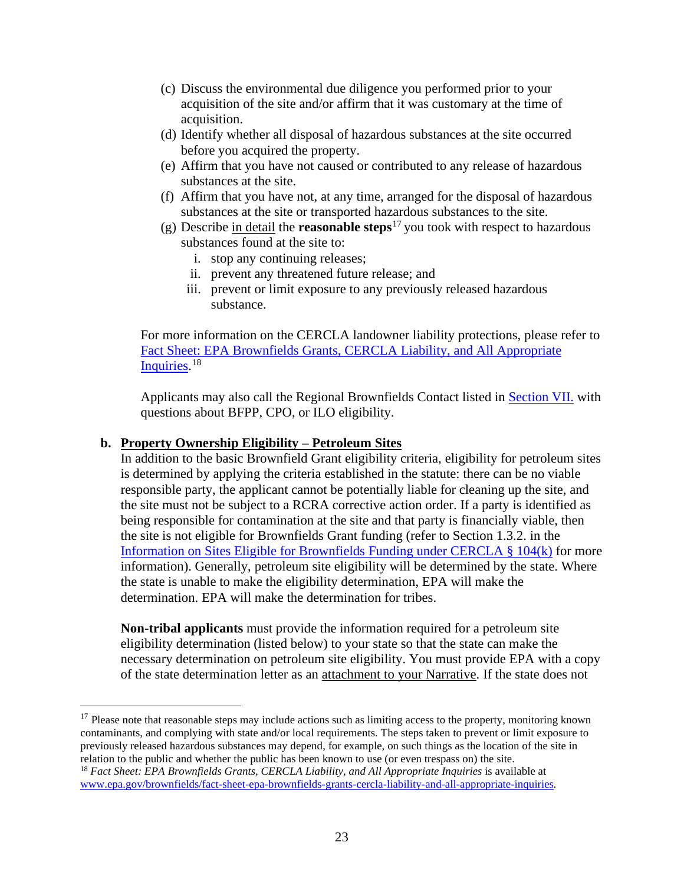(c) Discuss the environmental due diligence you performed prior to your acquisition of the site and/or affirm that it was customary at the time of acquisition.

(d) Identify whether all disposal of hazardous substances at the site occurred before you acquired the property.

(e) Affirm that you have not caused or contributed to any release of hazardous substances at the site.

(f) Affirm that you have not, at any time, arranged for the disposal of hazardous substances at the site or transported hazardous substances to the site.

(g) Describe in detail the **reasonable steps**[17] you took with respect to hazardous substances found at the site to:

   i. stop any continuing releases;

   ii. prevent any threatened future release; and

   iii. prevent or limit exposure to any previously released hazardous substance.

For more information on the CERCLA landowner liability protections, please refer to Fact Sheet: EPA Brownfields Grants, CERCLA Liability, and All Appropriate Inquiries.[18]

Applicants may also call the Regional Brownfields Contact listed in Section VII. with questions about BFPP, CPO, or ILO eligibility.

**b. Property Ownership Eligibility – Petroleum Sites**

In addition to the basic Brownfield Grant eligibility criteria, eligibility for petroleum sites is determined by applying the criteria established in the statute: there can be no viable responsible party, the applicant cannot be potentially liable for cleaning up the site, and the site must not be subject to a RCRA corrective action order. If a party is identified as being responsible for contamination at the site and that party is financially viable, then the site is not eligible for Brownfields Grant funding (refer to Section 1.3.2. in the Information on Sites Eligible for Brownfields Funding under CERCLA § 104(k) for more information). Generally, petroleum site eligibility will be determined by the state. Where the state is unable to make the eligibility determination, EPA will make the determination. EPA will make the determination for tribes.

**Non-tribal applicants** must provide the information required for a petroleum site eligibility determination (listed below) to your state so that the state can make the necessary determination on petroleum site eligibility. You must provide EPA with a copy of the state determination letter as an attachment to your Narrative. If the state does not

---

[17] Please note that reasonable steps may include actions such as limiting access to the property, monitoring known contaminants, and complying with state and/or local requirements. The steps taken to prevent or limit exposure to previously released hazardous substances may depend, for example, on such things as the location of the site in relation to the public and whether the public has been known to use (or even trespass on) the site.

[18] *Fact Sheet: EPA Brownfields Grants, CERCLA Liability, and All Appropriate Inquiries* is available at www.epa.gov/brownfields/fact-sheet-epa-brownfields-grants-cercla-liability-and-all-appropriate-inquiries.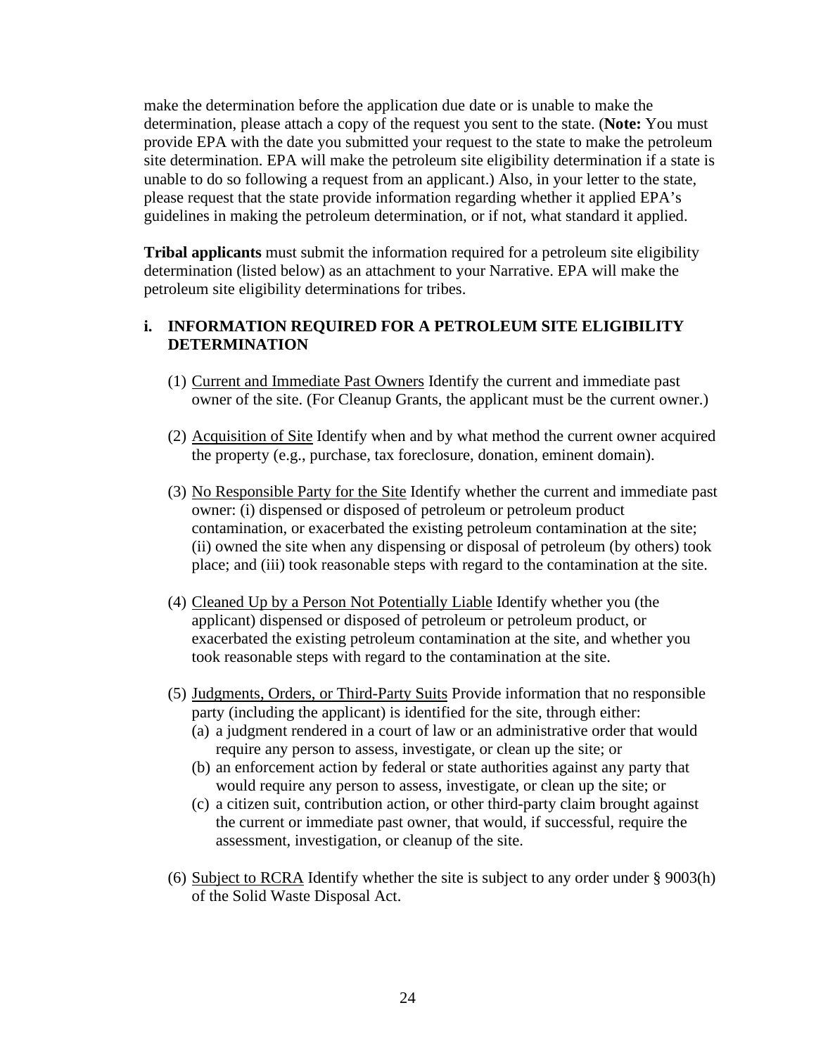make the determination before the application due date or is unable to make the determination, please attach a copy of the request you sent to the state. (**Note:** You must provide EPA with the date you submitted your request to the state to make the petroleum site determination. EPA will make the petroleum site eligibility determination if a state is unable to do so following a request from an applicant.) Also, in your letter to the state, please request that the state provide information regarding whether it applied EPA's guidelines in making the petroleum determination, or if not, what standard it applied.

**Tribal applicants** must submit the information required for a petroleum site eligibility determination (listed below) as an attachment to your Narrative. EPA will make the petroleum site eligibility determinations for tribes.

### i. INFORMATION REQUIRED FOR A PETROLEUM SITE ELIGIBILITY DETERMINATION

(1) <u>Current and Immediate Past Owners</u> Identify the current and immediate past owner of the site. (For Cleanup Grants, the applicant must be the current owner.)

(2) <u>Acquisition of Site</u> Identify when and by what method the current owner acquired the property (e.g., purchase, tax foreclosure, donation, eminent domain).

(3) <u>No Responsible Party for the Site</u> Identify whether the current and immediate past owner: (i) dispensed or disposed of petroleum or petroleum product contamination, or exacerbated the existing petroleum contamination at the site; (ii) owned the site when any dispensing or disposal of petroleum (by others) took place; and (iii) took reasonable steps with regard to the contamination at the site.

(4) <u>Cleaned Up by a Person Not Potentially Liable</u> Identify whether you (the applicant) dispensed or disposed of petroleum or petroleum product, or exacerbated the existing petroleum contamination at the site, and whether you took reasonable steps with regard to the contamination at the site.

(5) <u>Judgments, Orders, or Third-Party Suits</u> Provide information that no responsible party (including the applicant) is identified for the site, through either:
   (a) a judgment rendered in a court of law or an administrative order that would require any person to assess, investigate, or clean up the site; or
   (b) an enforcement action by federal or state authorities against any party that would require any person to assess, investigate, or clean up the site; or
   (c) a citizen suit, contribution action, or other third-party claim brought against the current or immediate past owner, that would, if successful, require the assessment, investigation, or cleanup of the site.

(6) <u>Subject to RCRA</u> Identify whether the site is subject to any order under § 9003(h) of the Solid Waste Disposal Act.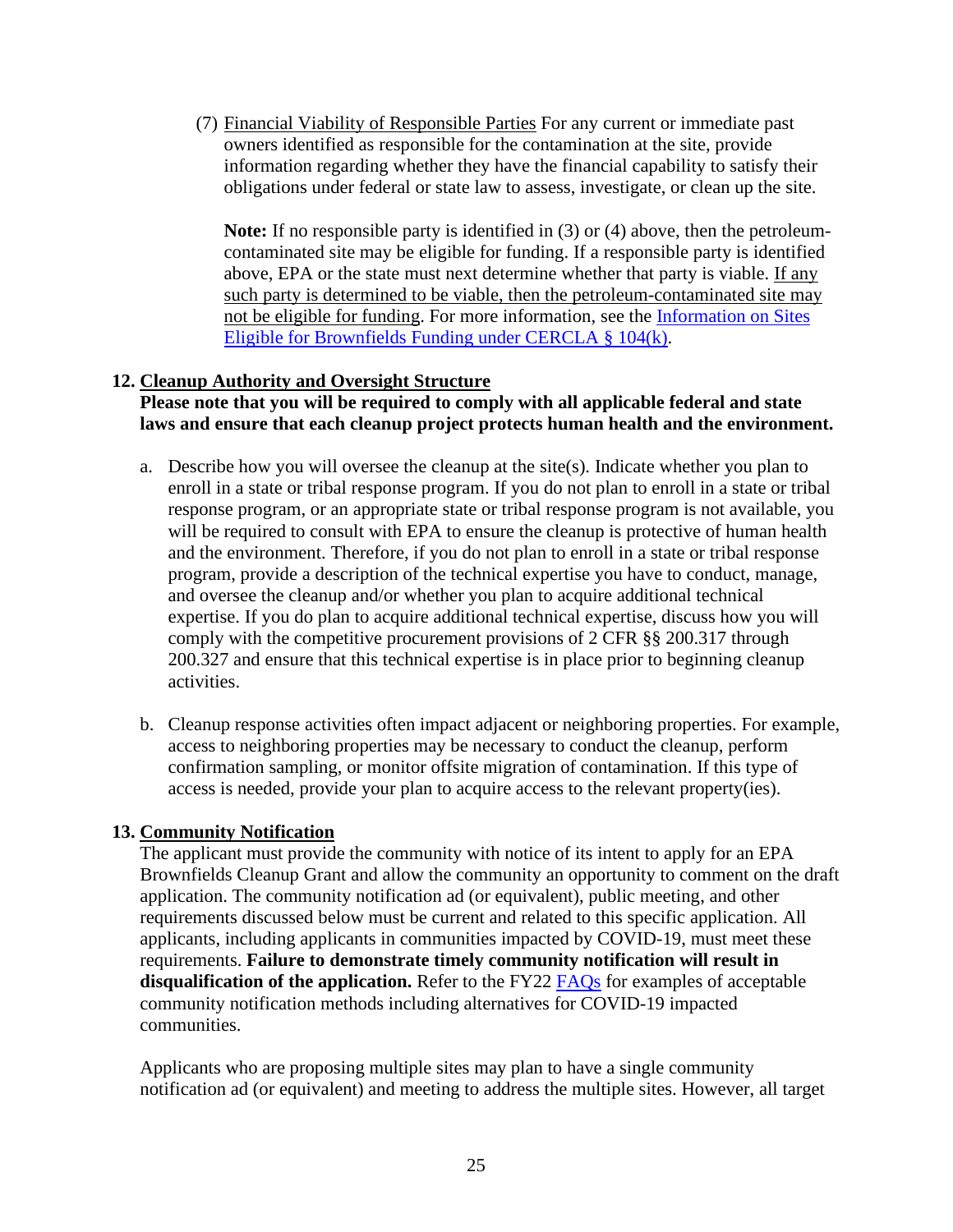(7) Financial Viability of Responsible Parties For any current or immediate past owners identified as responsible for the contamination at the site, provide information regarding whether they have the financial capability to satisfy their obligations under federal or state law to assess, investigate, or clean up the site.

**Note:** If no responsible party is identified in (3) or (4) above, then the petroleum-contaminated site may be eligible for funding. If a responsible party is identified above, EPA or the state must next determine whether that party is viable. If any such party is determined to be viable, then the petroleum-contaminated site may not be eligible for funding. For more information, see the Information on Sites Eligible for Brownfields Funding under CERCLA § 104(k).

## 12. Cleanup Authority and Oversight Structure

**Please note that you will be required to comply with all applicable federal and state laws and ensure that each cleanup project protects human health and the environment.**

a. Describe how you will oversee the cleanup at the site(s). Indicate whether you plan to enroll in a state or tribal response program. If you do not plan to enroll in a state or tribal response program, or an appropriate state or tribal response program is not available, you will be required to consult with EPA to ensure the cleanup is protective of human health and the environment. Therefore, if you do not plan to enroll in a state or tribal response program, provide a description of the technical expertise you have to conduct, manage, and oversee the cleanup and/or whether you plan to acquire additional technical expertise. If you do plan to acquire additional technical expertise, discuss how you will comply with the competitive procurement provisions of 2 CFR §§ 200.317 through 200.327 and ensure that this technical expertise is in place prior to beginning cleanup activities.

b. Cleanup response activities often impact adjacent or neighboring properties. For example, access to neighboring properties may be necessary to conduct the cleanup, perform confirmation sampling, or monitor offsite migration of contamination. If this type of access is needed, provide your plan to acquire access to the relevant property(ies).

## 13. Community Notification

The applicant must provide the community with notice of its intent to apply for an EPA Brownfields Cleanup Grant and allow the community an opportunity to comment on the draft application. The community notification ad (or equivalent), public meeting, and other requirements discussed below must be current and related to this specific application. All applicants, including applicants in communities impacted by COVID-19, must meet these requirements. **Failure to demonstrate timely community notification will result in disqualification of the application.** Refer to the FY22 FAQs for examples of acceptable community notification methods including alternatives for COVID-19 impacted communities.

Applicants who are proposing multiple sites may plan to have a single community notification ad (or equivalent) and meeting to address the multiple sites. However, all target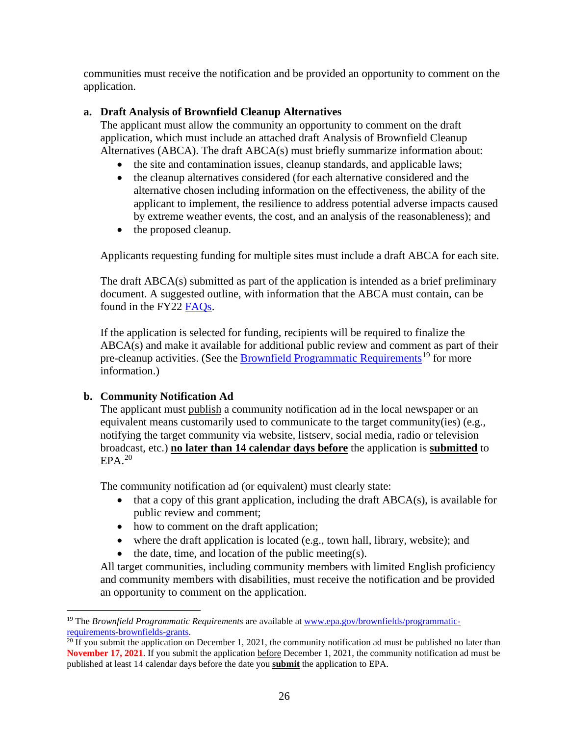communities must receive the notification and be provided an opportunity to comment on the application.

**a. Draft Analysis of Brownfield Cleanup Alternatives**

The applicant must allow the community an opportunity to comment on the draft application, which must include an attached draft Analysis of Brownfield Cleanup Alternatives (ABCA). The draft ABCA(s) must briefly summarize information about:

- the site and contamination issues, cleanup standards, and applicable laws;
- the cleanup alternatives considered (for each alternative considered and the alternative chosen including information on the effectiveness, the ability of the applicant to implement, the resilience to address potential adverse impacts caused by extreme weather events, the cost, and an analysis of the reasonableness); and
- the proposed cleanup.

Applicants requesting funding for multiple sites must include a draft ABCA for each site.

The draft ABCA(s) submitted as part of the application is intended as a brief preliminary document. A suggested outline, with information that the ABCA must contain, can be found in the FY22 FAQs.

If the application is selected for funding, recipients will be required to finalize the ABCA(s) and make it available for additional public review and comment as part of their pre-cleanup activities. (See the Brownfield Programmatic Requirements[19] for more information.)

**b. Community Notification Ad**

The applicant must publish a community notification ad in the local newspaper or an equivalent means customarily used to communicate to the target community(ies) (e.g., notifying the target community via website, listserv, social media, radio or television broadcast, etc.) **no later than 14 calendar days before** the application is **submitted** to EPA.[20]

The community notification ad (or equivalent) must clearly state:

- that a copy of this grant application, including the draft ABCA(s), is available for public review and comment;
- how to comment on the draft application;
- where the draft application is located (e.g., town hall, library, website); and
- the date, time, and location of the public meeting(s).

All target communities, including community members with limited English proficiency and community members with disabilities, must receive the notification and be provided an opportunity to comment on the application.

---

[19] The *Brownfield Programmatic Requirements* are available at www.epa.gov/brownfields/programmatic-requirements-brownfields-grants.

[20] If you submit the application on December 1, 2021, the community notification ad must be published no later than **November 17, 2021**. If you submit the application before December 1, 2021, the community notification ad must be published at least 14 calendar days before the date you **submit** the application to EPA.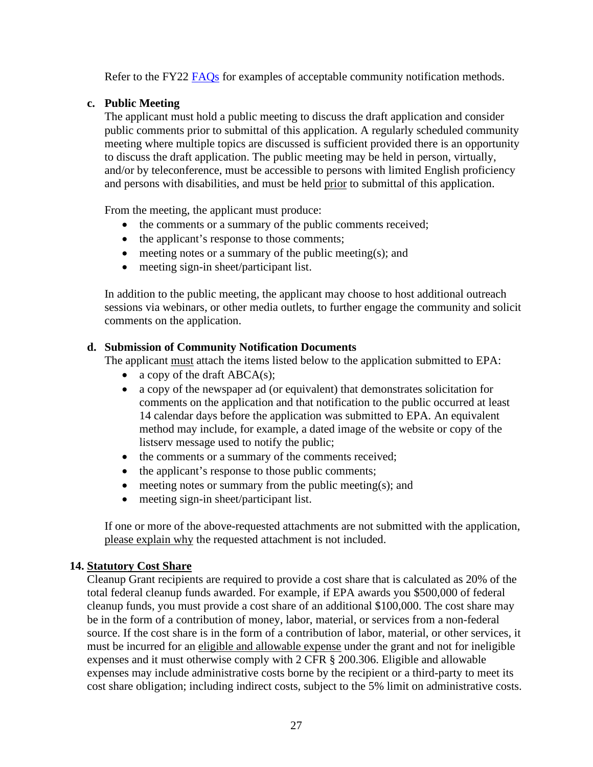Refer to the FY22 FAQs for examples of acceptable community notification methods.

**c. Public Meeting**

The applicant must hold a public meeting to discuss the draft application and consider public comments prior to submittal of this application. A regularly scheduled community meeting where multiple topics are discussed is sufficient provided there is an opportunity to discuss the draft application. The public meeting may be held in person, virtually, and/or by teleconference, must be accessible to persons with limited English proficiency and persons with disabilities, and must be held prior to submittal of this application.

From the meeting, the applicant must produce:

- the comments or a summary of the public comments received;
- the applicant's response to those comments;
- meeting notes or a summary of the public meeting(s); and
- meeting sign-in sheet/participant list.

In addition to the public meeting, the applicant may choose to host additional outreach sessions via webinars, or other media outlets, to further engage the community and solicit comments on the application.

**d. Submission of Community Notification Documents**

The applicant must attach the items listed below to the application submitted to EPA:

- a copy of the draft ABCA(s);
- a copy of the newspaper ad (or equivalent) that demonstrates solicitation for comments on the application and that notification to the public occurred at least 14 calendar days before the application was submitted to EPA. An equivalent method may include, for example, a dated image of the website or copy of the listserv message used to notify the public;
- the comments or a summary of the comments received;
- the applicant's response to those public comments;
- meeting notes or summary from the public meeting(s); and
- meeting sign-in sheet/participant list.

If one or more of the above-requested attachments are not submitted with the application, please explain why the requested attachment is not included.

**14. Statutory Cost Share**

Cleanup Grant recipients are required to provide a cost share that is calculated as 20% of the total federal cleanup funds awarded. For example, if EPA awards you $500,000 of federal cleanup funds, you must provide a cost share of an additional $100,000. The cost share may be in the form of a contribution of money, labor, material, or services from a non-federal source. If the cost share is in the form of a contribution of labor, material, or other services, it must be incurred for an eligible and allowable expense under the grant and not for ineligible expenses and it must otherwise comply with 2 CFR § 200.306. Eligible and allowable expenses may include administrative costs borne by the recipient or a third-party to meet its cost share obligation; including indirect costs, subject to the 5% limit on administrative costs.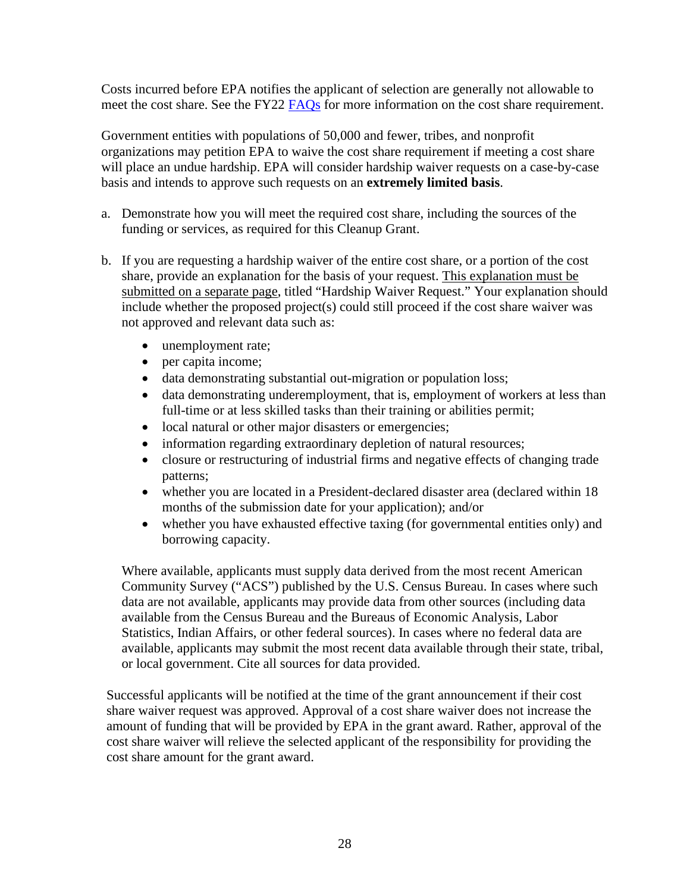Costs incurred before EPA notifies the applicant of selection are generally not allowable to meet the cost share. See the FY22 [FAQs](#) for more information on the cost share requirement.

Government entities with populations of 50,000 and fewer, tribes, and nonprofit organizations may petition EPA to waive the cost share requirement if meeting a cost share will place an undue hardship. EPA will consider hardship waiver requests on a case-by-case basis and intends to approve such requests on an **extremely limited basis**.

a. Demonstrate how you will meet the required cost share, including the sources of the funding or services, as required for this Cleanup Grant.

b. If you are requesting a hardship waiver of the entire cost share, or a portion of the cost share, provide an explanation for the basis of your request. <u>This explanation must be submitted on a separate page</u>, titled "Hardship Waiver Request." Your explanation should include whether the proposed project(s) could still proceed if the cost share waiver was not approved and relevant data such as:

   - unemployment rate;
   - per capita income;
   - data demonstrating substantial out-migration or population loss;
   - data demonstrating underemployment, that is, employment of workers at less than full-time or at less skilled tasks than their training or abilities permit;
   - local natural or other major disasters or emergencies;
   - information regarding extraordinary depletion of natural resources;
   - closure or restructuring of industrial firms and negative effects of changing trade patterns;
   - whether you are located in a President-declared disaster area (declared within 18 months of the submission date for your application); and/or
   - whether you have exhausted effective taxing (for governmental entities only) and borrowing capacity.

   Where available, applicants must supply data derived from the most recent American Community Survey ("ACS") published by the U.S. Census Bureau. In cases where such data are not available, applicants may provide data from other sources (including data available from the Census Bureau and the Bureaus of Economic Analysis, Labor Statistics, Indian Affairs, or other federal sources). In cases where no federal data are available, applicants may submit the most recent data available through their state, tribal, or local government. Cite all sources for data provided.

Successful applicants will be notified at the time of the grant announcement if their cost share waiver request was approved. Approval of a cost share waiver does not increase the amount of funding that will be provided by EPA in the grant award. Rather, approval of the cost share waiver will relieve the selected applicant of the responsibility for providing the cost share amount for the grant award.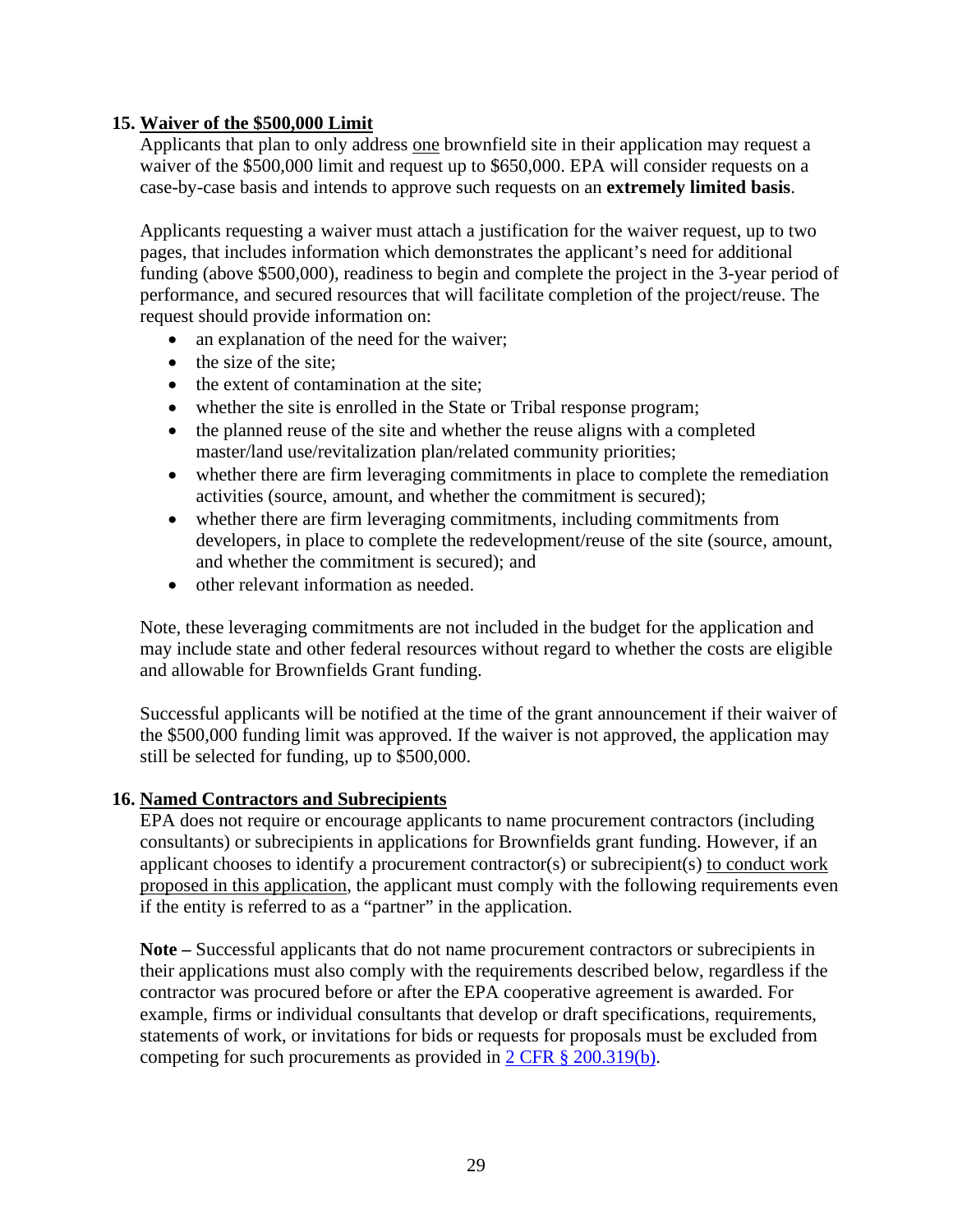### 15. Waiver of the $500,000 Limit

Applicants that plan to only address one brownfield site in their application may request a waiver of the $500,000 limit and request up to $650,000. EPA will consider requests on a case-by-case basis and intends to approve such requests on an **extremely limited basis**.

Applicants requesting a waiver must attach a justification for the waiver request, up to two pages, that includes information which demonstrates the applicant's need for additional funding (above $500,000), readiness to begin and complete the project in the 3-year period of performance, and secured resources that will facilitate completion of the project/reuse. The request should provide information on:

- an explanation of the need for the waiver;
- the size of the site;
- the extent of contamination at the site;
- whether the site is enrolled in the State or Tribal response program;
- the planned reuse of the site and whether the reuse aligns with a completed master/land use/revitalization plan/related community priorities;
- whether there are firm leveraging commitments in place to complete the remediation activities (source, amount, and whether the commitment is secured);
- whether there are firm leveraging commitments, including commitments from developers, in place to complete the redevelopment/reuse of the site (source, amount, and whether the commitment is secured); and
- other relevant information as needed.

Note, these leveraging commitments are not included in the budget for the application and may include state and other federal resources without regard to whether the costs are eligible and allowable for Brownfields Grant funding.

Successful applicants will be notified at the time of the grant announcement if their waiver of the $500,000 funding limit was approved. If the waiver is not approved, the application may still be selected for funding, up to $500,000.

### 16. Named Contractors and Subrecipients

EPA does not require or encourage applicants to name procurement contractors (including consultants) or subrecipients in applications for Brownfields grant funding. However, if an applicant chooses to identify a procurement contractor(s) or subrecipient(s) to conduct work proposed in this application, the applicant must comply with the following requirements even if the entity is referred to as a "partner" in the application.

**Note –** Successful applicants that do not name procurement contractors or subrecipients in their applications must also comply with the requirements described below, regardless if the contractor was procured before or after the EPA cooperative agreement is awarded. For example, firms or individual consultants that develop or draft specifications, requirements, statements of work, or invitations for bids or requests for proposals must be excluded from competing for such procurements as provided in 2 CFR § 200.319(b).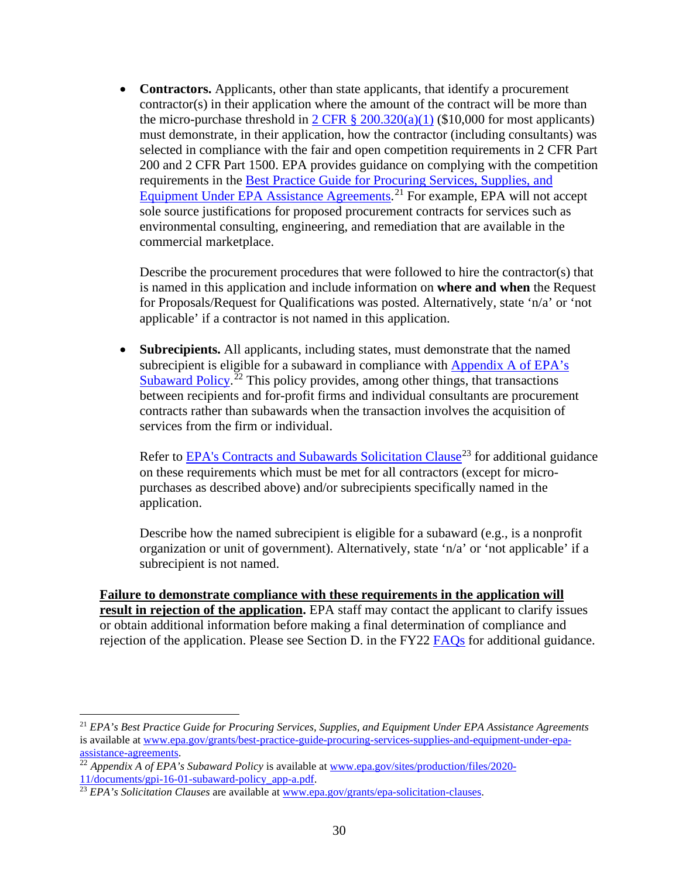- **Contractors.** Applicants, other than state applicants, that identify a procurement contractor(s) in their application where the amount of the contract will be more than the micro-purchase threshold in [2 CFR § 200.320(a)(1)](#) ($10,000 for most applicants) must demonstrate, in their application, how the contractor (including consultants) was selected in compliance with the fair and open competition requirements in 2 CFR Part 200 and 2 CFR Part 1500. EPA provides guidance on complying with the competition requirements in the [Best Practice Guide for Procuring Services, Supplies, and Equipment Under EPA Assistance Agreements](#).[21] For example, EPA will not accept sole source justifications for proposed procurement contracts for services such as environmental consulting, engineering, and remediation that are available in the commercial marketplace.

  Describe the procurement procedures that were followed to hire the contractor(s) that is named in this application and include information on **where and when** the Request for Proposals/Request for Qualifications was posted. Alternatively, state 'n/a' or 'not applicable' if a contractor is not named in this application.

- **Subrecipients.** All applicants, including states, must demonstrate that the named subrecipient is eligible for a subaward in compliance with [Appendix A of EPA's Subaward Policy](#).[22] This policy provides, among other things, that transactions between recipients and for-profit firms and individual consultants are procurement contracts rather than subawards when the transaction involves the acquisition of services from the firm or individual.

  Refer to [EPA's Contracts and Subawards Solicitation Clause](#)[23] for additional guidance on these requirements which must be met for all contractors (except for micro-purchases as described above) and/or subrecipients specifically named in the application.

  Describe how the named subrecipient is eligible for a subaward (e.g., is a nonprofit organization or unit of government). Alternatively, state 'n/a' or 'not applicable' if a subrecipient is not named.

**<u>Failure to demonstrate compliance with these requirements in the application will result in rejection of the application.</u>** EPA staff may contact the applicant to clarify issues or obtain additional information before making a final determination of compliance and rejection of the application. Please see Section D. in the FY22 [FAQs](#) for additional guidance.

---

[21] *EPA's Best Practice Guide for Procuring Services, Supplies, and Equipment Under EPA Assistance Agreements* is available at www.epa.gov/grants/best-practice-guide-procuring-services-supplies-and-equipment-under-epa-assistance-agreements.

[22] *Appendix A of EPA's Subaward Policy* is available at www.epa.gov/sites/production/files/2020-11/documents/gpi-16-01-subaward-policy_app-a.pdf.

[23] *EPA's Solicitation Clauses* are available at www.epa.gov/grants/epa-solicitation-clauses.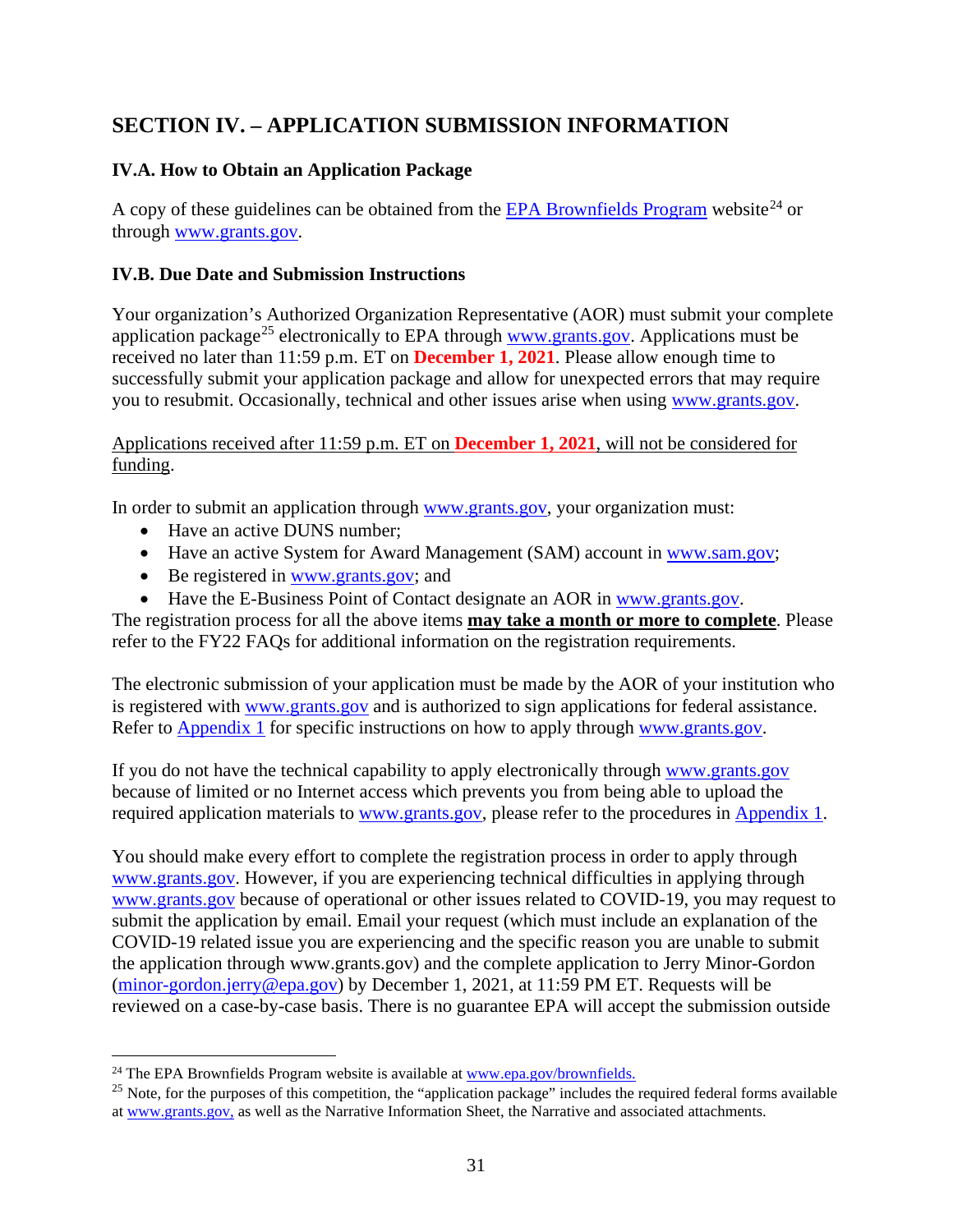## SECTION IV. – APPLICATION SUBMISSION INFORMATION

### IV.A. How to Obtain an Application Package

A copy of these guidelines can be obtained from the EPA Brownfields Program website[24] or through www.grants.gov.

### IV.B. Due Date and Submission Instructions

Your organization's Authorized Organization Representative (AOR) must submit your complete application package[25] electronically to EPA through www.grants.gov. Applications must be received no later than 11:59 p.m. ET on **December 1, 2021**. Please allow enough time to successfully submit your application package and allow for unexpected errors that may require you to resubmit. Occasionally, technical and other issues arise when using www.grants.gov.

Applications received after 11:59 p.m. ET on **December 1, 2021**, will not be considered for funding.

In order to submit an application through www.grants.gov, your organization must:

- Have an active DUNS number;
- Have an active System for Award Management (SAM) account in www.sam.gov;
- Be registered in www.grants.gov; and
- Have the E-Business Point of Contact designate an AOR in www.grants.gov.

The registration process for all the above items **may take a month or more to complete**. Please refer to the FY22 FAQs for additional information on the registration requirements.

The electronic submission of your application must be made by the AOR of your institution who is registered with www.grants.gov and is authorized to sign applications for federal assistance. Refer to Appendix 1 for specific instructions on how to apply through www.grants.gov.

If you do not have the technical capability to apply electronically through www.grants.gov because of limited or no Internet access which prevents you from being able to upload the required application materials to www.grants.gov, please refer to the procedures in Appendix 1.

You should make every effort to complete the registration process in order to apply through www.grants.gov. However, if you are experiencing technical difficulties in applying through www.grants.gov because of operational or other issues related to COVID-19, you may request to submit the application by email. Email your request (which must include an explanation of the COVID-19 related issue you are experiencing and the specific reason you are unable to submit the application through www.grants.gov) and the complete application to Jerry Minor-Gordon (minor-gordon.jerry@epa.gov) by December 1, 2021, at 11:59 PM ET. Requests will be reviewed on a case-by-case basis. There is no guarantee EPA will accept the submission outside

---

[24] The EPA Brownfields Program website is available at www.epa.gov/brownfields.

[25] Note, for the purposes of this competition, the "application package" includes the required federal forms available at www.grants.gov, as well as the Narrative Information Sheet, the Narrative and associated attachments.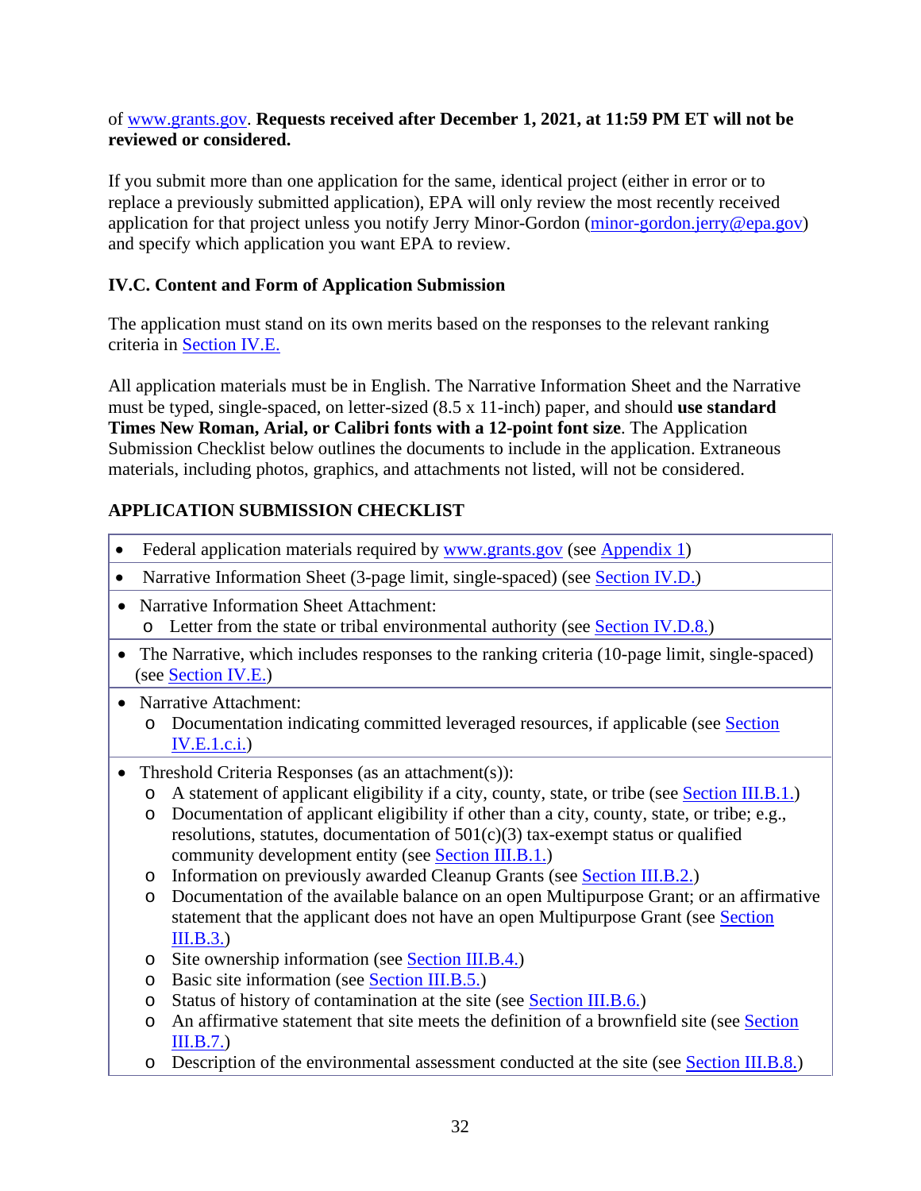of www.grants.gov. **Requests received after December 1, 2021, at 11:59 PM ET will not be reviewed or considered.**

If you submit more than one application for the same, identical project (either in error or to replace a previously submitted application), EPA will only review the most recently received application for that project unless you notify Jerry Minor-Gordon (minor-gordon.jerry@epa.gov) and specify which application you want EPA to review.

### IV.C. Content and Form of Application Submission

The application must stand on its own merits based on the responses to the relevant ranking criteria in Section IV.E.

All application materials must be in English. The Narrative Information Sheet and the Narrative must be typed, single-spaced, on letter-sized (8.5 x 11-inch) paper, and should **use standard Times New Roman, Arial, or Calibri fonts with a 12-point font size**. The Application Submission Checklist below outlines the documents to include in the application. Extraneous materials, including photos, graphics, and attachments not listed, will not be considered.

### APPLICATION SUBMISSION CHECKLIST

- Federal application materials required by www.grants.gov (see Appendix 1)
- Narrative Information Sheet (3-page limit, single-spaced) (see Section IV.D.)
- Narrative Information Sheet Attachment:
  - Letter from the state or tribal environmental authority (see Section IV.D.8.)
- The Narrative, which includes responses to the ranking criteria (10-page limit, single-spaced) (see Section IV.E.)
- Narrative Attachment:
  - Documentation indicating committed leveraged resources, if applicable (see Section IV.E.1.c.i.)
- Threshold Criteria Responses (as an attachment(s)):
  - A statement of applicant eligibility if a city, county, state, or tribe (see Section III.B.1.)
  - Documentation of applicant eligibility if other than a city, county, state, or tribe; e.g., resolutions, statutes, documentation of 501(c)(3) tax-exempt status or qualified community development entity (see Section III.B.1.)
  - Information on previously awarded Cleanup Grants (see Section III.B.2.)
  - Documentation of the available balance on an open Multipurpose Grant; or an affirmative statement that the applicant does not have an open Multipurpose Grant (see Section III.B.3.)
  - Site ownership information (see Section III.B.4.)
  - Basic site information (see Section III.B.5.)
  - Status of history of contamination at the site (see Section III.B.6.)
  - An affirmative statement that site meets the definition of a brownfield site (see Section III.B.7.)
  - Description of the environmental assessment conducted at the site (see Section III.B.8.)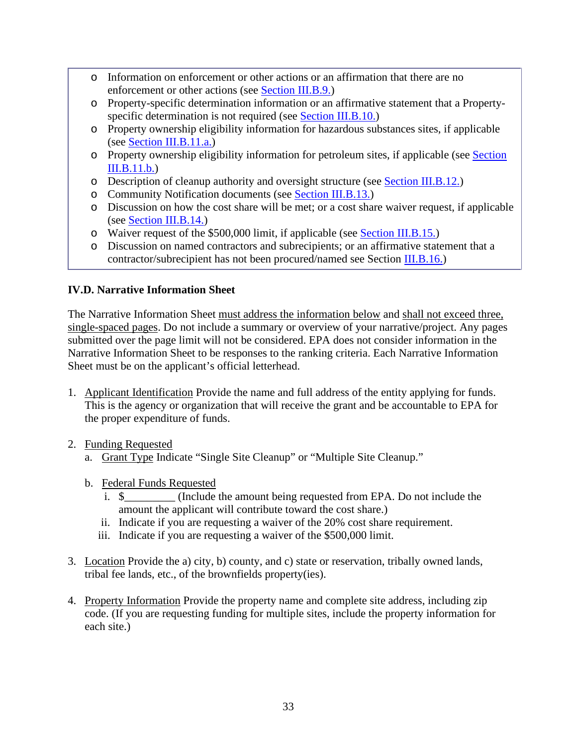- Information on enforcement or other actions or an affirmation that there are no enforcement or other actions (see Section III.B.9.)
- Property-specific determination information or an affirmative statement that a Property-specific determination is not required (see Section III.B.10.)
- Property ownership eligibility information for hazardous substances sites, if applicable (see Section III.B.11.a.)
- Property ownership eligibility information for petroleum sites, if applicable (see Section III.B.11.b.)
- Description of cleanup authority and oversight structure (see Section III.B.12.)
- Community Notification documents (see Section III.B.13.)
- Discussion on how the cost share will be met; or a cost share waiver request, if applicable (see Section III.B.14.)
- Waiver request of the $500,000 limit, if applicable (see Section III.B.15.)
- Discussion on named contractors and subrecipients; or an affirmative statement that a contractor/subrecipient has not been procured/named see Section III.B.16.)

### IV.D. Narrative Information Sheet

The Narrative Information Sheet must address the information below and shall not exceed three, single-spaced pages. Do not include a summary or overview of your narrative/project. Any pages submitted over the page limit will not be considered. EPA does not consider information in the Narrative Information Sheet to be responses to the ranking criteria. Each Narrative Information Sheet must be on the applicant's official letterhead.

1. Applicant Identification Provide the name and full address of the entity applying for funds. This is the agency or organization that will receive the grant and be accountable to EPA for the proper expenditure of funds.

2. Funding Requested
   a. Grant Type Indicate "Single Site Cleanup" or "Multiple Site Cleanup."

   b. Federal Funds Requested
      i. $_________ (Include the amount being requested from EPA. Do not include the amount the applicant will contribute toward the cost share.)
      ii. Indicate if you are requesting a waiver of the 20% cost share requirement.
      iii. Indicate if you are requesting a waiver of the $500,000 limit.

3. Location Provide the a) city, b) county, and c) state or reservation, tribally owned lands, tribal fee lands, etc., of the brownfields property(ies).

4. Property Information Provide the property name and complete site address, including zip code. (If you are requesting funding for multiple sites, include the property information for each site.)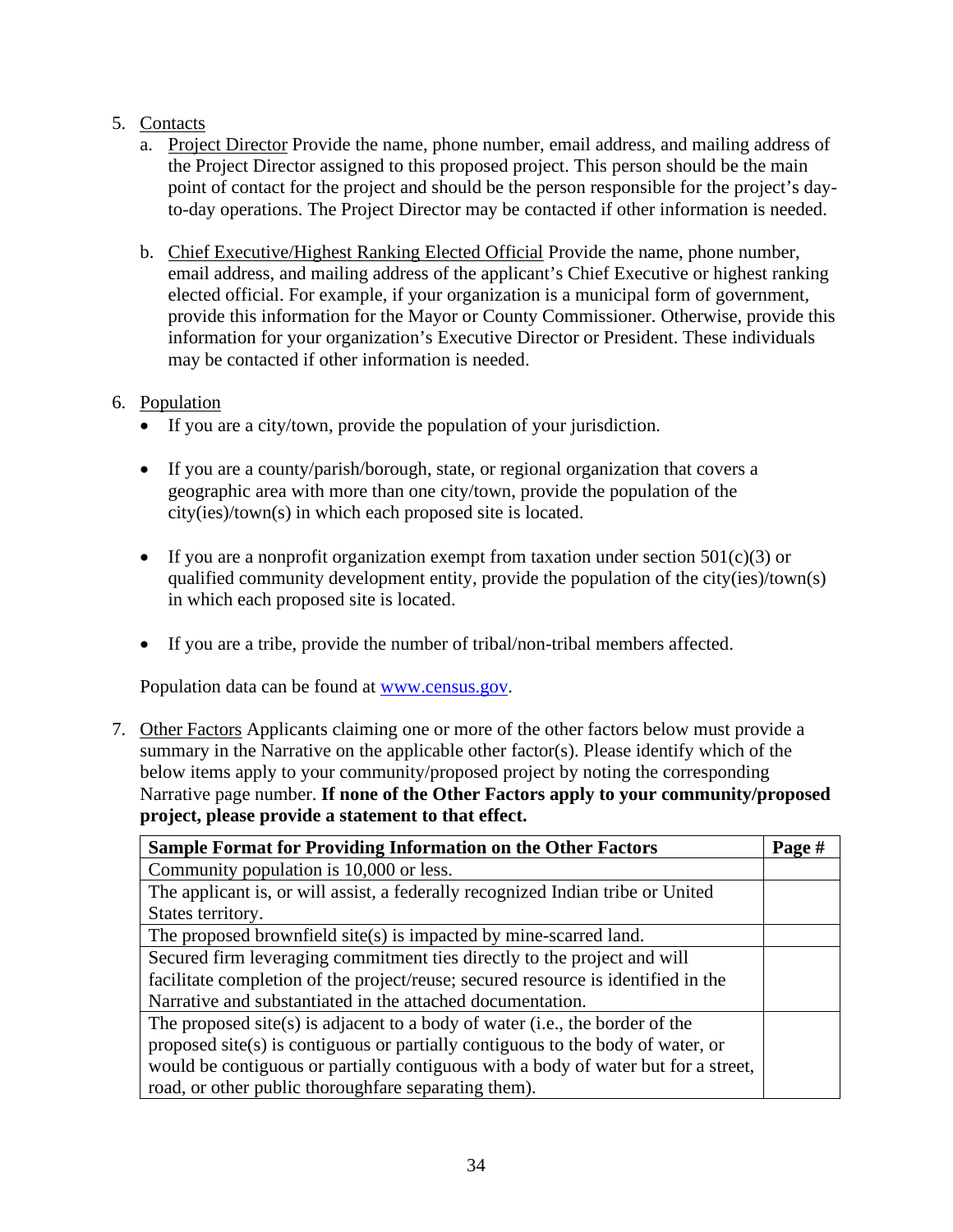5. Contacts
   a. Project Director Provide the name, phone number, email address, and mailing address of the Project Director assigned to this proposed project. This person should be the main point of contact for the project and should be the person responsible for the project's day-to-day operations. The Project Director may be contacted if other information is needed.

   b. Chief Executive/Highest Ranking Elected Official Provide the name, phone number, email address, and mailing address of the applicant's Chief Executive or highest ranking elected official. For example, if your organization is a municipal form of government, provide this information for the Mayor or County Commissioner. Otherwise, provide this information for your organization's Executive Director or President. These individuals may be contacted if other information is needed.

6. Population
   - If you are a city/town, provide the population of your jurisdiction.

   - If you are a county/parish/borough, state, or regional organization that covers a geographic area with more than one city/town, provide the population of the city(ies)/town(s) in which each proposed site is located.

   - If you are a nonprofit organization exempt from taxation under section 501(c)(3) or qualified community development entity, provide the population of the city(ies)/town(s) in which each proposed site is located.

   - If you are a tribe, provide the number of tribal/non-tribal members affected.

   Population data can be found at www.census.gov.

7. Other Factors Applicants claiming one or more of the other factors below must provide a summary in the Narrative on the applicable other factor(s). Please identify which of the below items apply to your community/proposed project by noting the corresponding Narrative page number. **If none of the Other Factors apply to your community/proposed project, please provide a statement to that effect.**

| Sample Format for Providing Information on the Other Factors | Page # |
|---|---|
| Community population is 10,000 or less. | |
| The applicant is, or will assist, a federally recognized Indian tribe or United States territory. | |
| The proposed brownfield site(s) is impacted by mine-scarred land. | |
| Secured firm leveraging commitment ties directly to the project and will facilitate completion of the project/reuse; secured resource is identified in the Narrative and substantiated in the attached documentation. | |
| The proposed site(s) is adjacent to a body of water (i.e., the border of the proposed site(s) is contiguous or partially contiguous to the body of water, or would be contiguous or partially contiguous with a body of water but for a street, road, or other public thoroughfare separating them). | |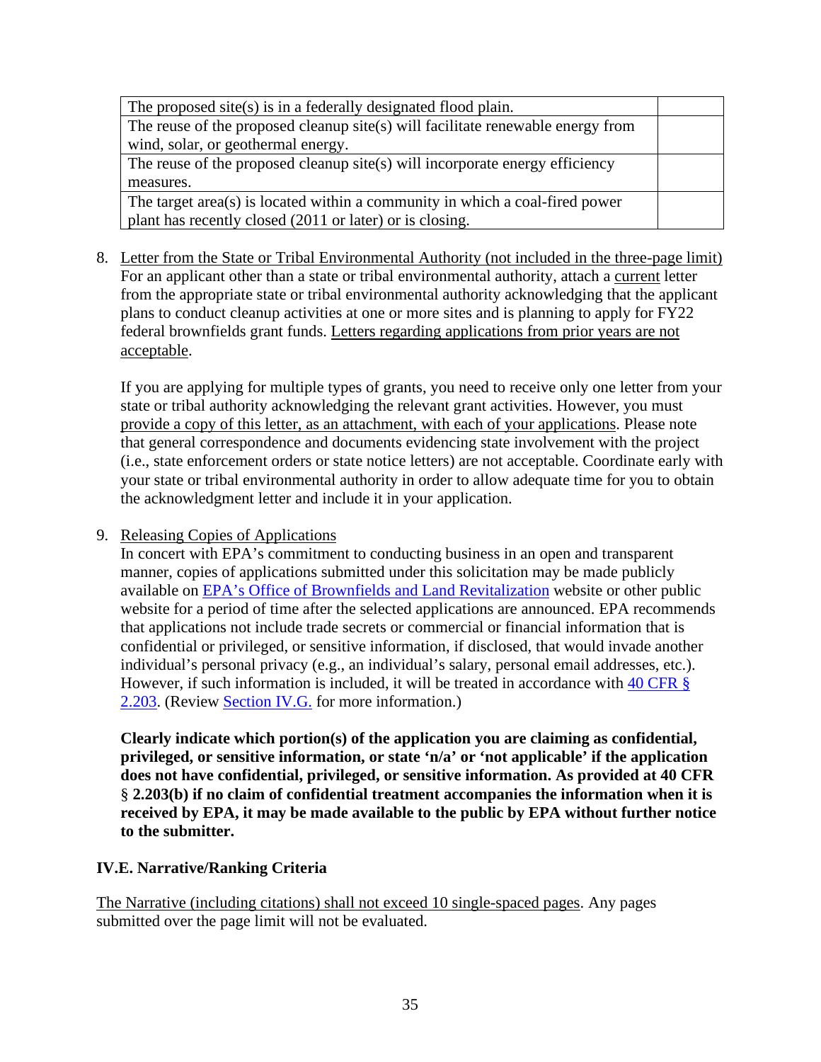| | |
|---|---|
| The proposed site(s) is in a federally designated flood plain. | |
| The reuse of the proposed cleanup site(s) will facilitate renewable energy from wind, solar, or geothermal energy. | |
| The reuse of the proposed cleanup site(s) will incorporate energy efficiency measures. | |
| The target area(s) is located within a community in which a coal-fired power plant has recently closed (2011 or later) or is closing. | |

8. Letter from the State or Tribal Environmental Authority (not included in the three-page limit)
   For an applicant other than a state or tribal environmental authority, attach a current letter from the appropriate state or tribal environmental authority acknowledging that the applicant plans to conduct cleanup activities at one or more sites and is planning to apply for FY22 federal brownfields grant funds. Letters regarding applications from prior years are not acceptable.

   If you are applying for multiple types of grants, you need to receive only one letter from your state or tribal authority acknowledging the relevant grant activities. However, you must provide a copy of this letter, as an attachment, with each of your applications. Please note that general correspondence and documents evidencing state involvement with the project (i.e., state enforcement orders or state notice letters) are not acceptable. Coordinate early with your state or tribal environmental authority in order to allow adequate time for you to obtain the acknowledgment letter and include it in your application.

9. Releasing Copies of Applications
   In concert with EPA's commitment to conducting business in an open and transparent manner, copies of applications submitted under this solicitation may be made publicly available on EPA's Office of Brownfields and Land Revitalization website or other public website for a period of time after the selected applications are announced. EPA recommends that applications not include trade secrets or commercial or financial information that is confidential or privileged, or sensitive information, if disclosed, that would invade another individual's personal privacy (e.g., an individual's salary, personal email addresses, etc.). However, if such information is included, it will be treated in accordance with 40 CFR § 2.203. (Review Section IV.G. for more information.)

   **Clearly indicate which portion(s) of the application you are claiming as confidential, privileged, or sensitive information, or state 'n/a' or 'not applicable' if the application does not have confidential, privileged, or sensitive information. As provided at 40 CFR § 2.203(b) if no claim of confidential treatment accompanies the information when it is received by EPA, it may be made available to the public by EPA without further notice to the submitter.**

### IV.E. Narrative/Ranking Criteria

The Narrative (including citations) shall not exceed 10 single-spaced pages. Any pages submitted over the page limit will not be evaluated.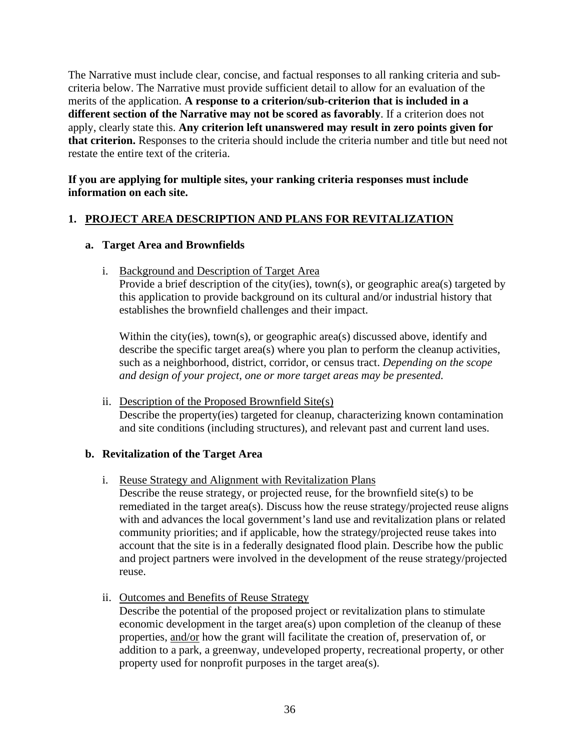The Narrative must include clear, concise, and factual responses to all ranking criteria and sub-criteria below. The Narrative must provide sufficient detail to allow for an evaluation of the merits of the application. **A response to a criterion/sub-criterion that is included in a different section of the Narrative may not be scored as favorably**. If a criterion does not apply, clearly state this. **Any criterion left unanswered may result in zero points given for that criterion.** Responses to the criteria should include the criteria number and title but need not restate the entire text of the criteria.

**If you are applying for multiple sites, your ranking criteria responses must include information on each site.**

## 1. PROJECT AREA DESCRIPTION AND PLANS FOR REVITALIZATION

### a. Target Area and Brownfields

i. Background and Description of Target Area
Provide a brief description of the city(ies), town(s), or geographic area(s) targeted by this application to provide background on its cultural and/or industrial history that establishes the brownfield challenges and their impact.

Within the city(ies), town(s), or geographic area(s) discussed above, identify and describe the specific target area(s) where you plan to perform the cleanup activities, such as a neighborhood, district, corridor, or census tract. *Depending on the scope and design of your project, one or more target areas may be presented.*

ii. Description of the Proposed Brownfield Site(s)
Describe the property(ies) targeted for cleanup, characterizing known contamination and site conditions (including structures), and relevant past and current land uses.

### b. Revitalization of the Target Area

i. Reuse Strategy and Alignment with Revitalization Plans
Describe the reuse strategy, or projected reuse, for the brownfield site(s) to be remediated in the target area(s). Discuss how the reuse strategy/projected reuse aligns with and advances the local government's land use and revitalization plans or related community priorities; and if applicable, how the strategy/projected reuse takes into account that the site is in a federally designated flood plain. Describe how the public and project partners were involved in the development of the reuse strategy/projected reuse.

ii. Outcomes and Benefits of Reuse Strategy
Describe the potential of the proposed project or revitalization plans to stimulate economic development in the target area(s) upon completion of the cleanup of these properties, and/or how the grant will facilitate the creation of, preservation of, or addition to a park, a greenway, undeveloped property, recreational property, or other property used for nonprofit purposes in the target area(s).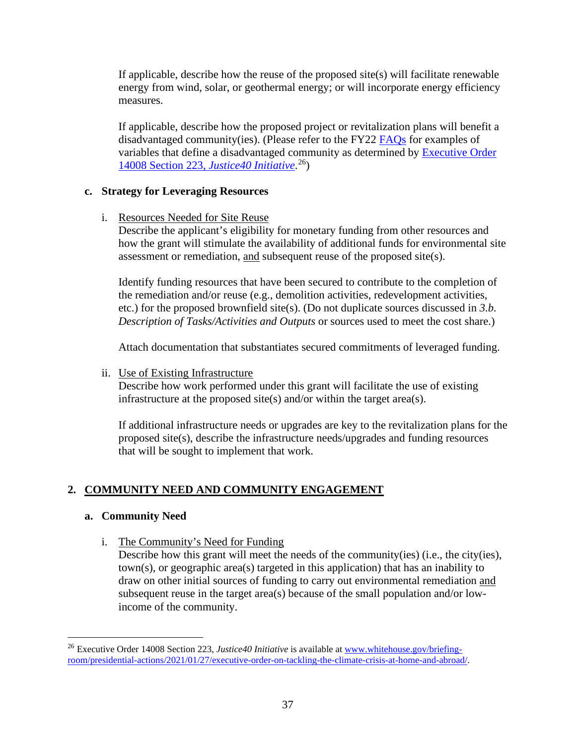If applicable, describe how the reuse of the proposed site(s) will facilitate renewable energy from wind, solar, or geothermal energy; or will incorporate energy efficiency measures.

If applicable, describe how the proposed project or revitalization plans will benefit a disadvantaged community(ies). (Please refer to the FY22 FAQs for examples of variables that define a disadvantaged community as determined by Executive Order 14008 Section 223, *Justice40 Initiative*.[26])

### c. Strategy for Leveraging Resources

i. Resources Needed for Site Reuse

Describe the applicant's eligibility for monetary funding from other resources and how the grant will stimulate the availability of additional funds for environmental site assessment or remediation, and subsequent reuse of the proposed site(s).

Identify funding resources that have been secured to contribute to the completion of the remediation and/or reuse (e.g., demolition activities, redevelopment activities, etc.) for the proposed brownfield site(s). (Do not duplicate sources discussed in *3.b. Description of Tasks/Activities and Outputs* or sources used to meet the cost share.)

Attach documentation that substantiates secured commitments of leveraged funding.

ii. Use of Existing Infrastructure

Describe how work performed under this grant will facilitate the use of existing infrastructure at the proposed site(s) and/or within the target area(s).

If additional infrastructure needs or upgrades are key to the revitalization plans for the proposed site(s), describe the infrastructure needs/upgrades and funding resources that will be sought to implement that work.

## 2. COMMUNITY NEED AND COMMUNITY ENGAGEMENT

### a. Community Need

i. The Community's Need for Funding

Describe how this grant will meet the needs of the community(ies) (i.e., the city(ies), town(s), or geographic area(s) targeted in this application) that has an inability to draw on other initial sources of funding to carry out environmental remediation and subsequent reuse in the target area(s) because of the small population and/or low-income of the community.

---

[26] Executive Order 14008 Section 223, *Justice40 Initiative* is available at www.whitehouse.gov/briefing-room/presidential-actions/2021/01/27/executive-order-on-tackling-the-climate-crisis-at-home-and-abroad/.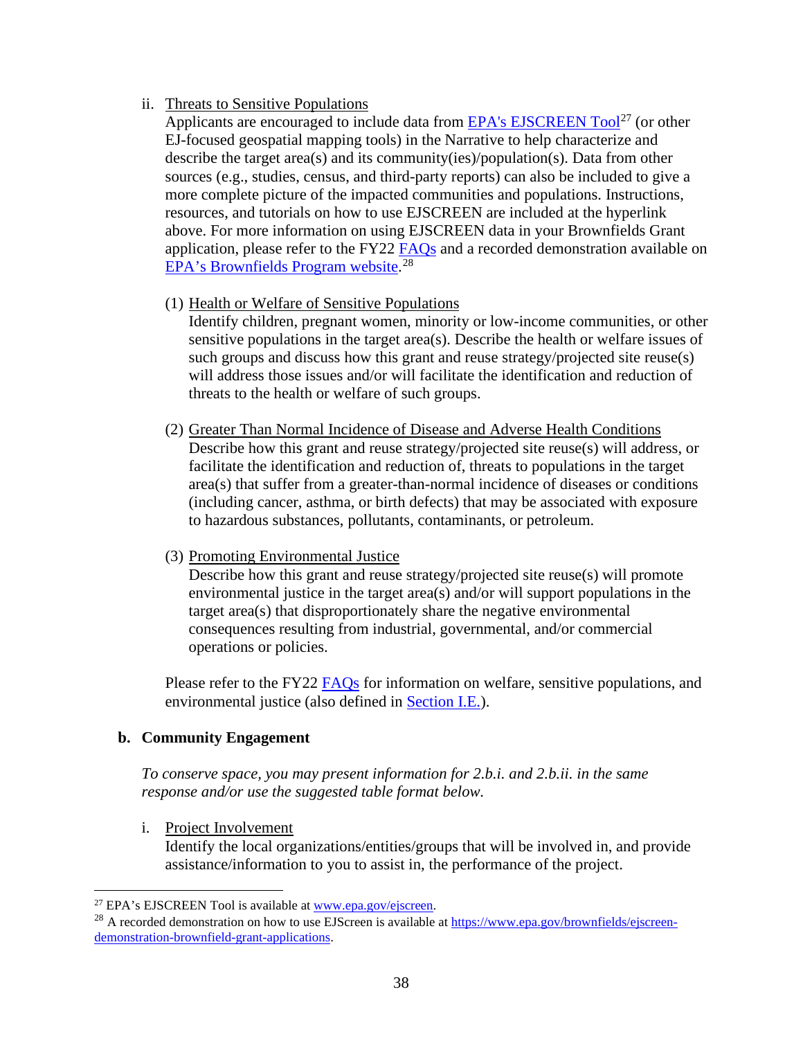ii. Threats to Sensitive Populations

Applicants are encouraged to include data from EPA's EJSCREEN Tool[27] (or other EJ-focused geospatial mapping tools) in the Narrative to help characterize and describe the target area(s) and its community(ies)/population(s). Data from other sources (e.g., studies, census, and third-party reports) can also be included to give a more complete picture of the impacted communities and populations. Instructions, resources, and tutorials on how to use EJSCREEN are included at the hyperlink above. For more information on using EJSCREEN data in your Brownfields Grant application, please refer to the FY22 FAQs and a recorded demonstration available on EPA's Brownfields Program website.[28]

(1) Health or Welfare of Sensitive Populations

Identify children, pregnant women, minority or low-income communities, or other sensitive populations in the target area(s). Describe the health or welfare issues of such groups and discuss how this grant and reuse strategy/projected site reuse(s) will address those issues and/or will facilitate the identification and reduction of threats to the health or welfare of such groups.

(2) Greater Than Normal Incidence of Disease and Adverse Health Conditions

Describe how this grant and reuse strategy/projected site reuse(s) will address, or facilitate the identification and reduction of, threats to populations in the target area(s) that suffer from a greater-than-normal incidence of diseases or conditions (including cancer, asthma, or birth defects) that may be associated with exposure to hazardous substances, pollutants, contaminants, or petroleum.

(3) Promoting Environmental Justice

Describe how this grant and reuse strategy/projected site reuse(s) will promote environmental justice in the target area(s) and/or will support populations in the target area(s) that disproportionately share the negative environmental consequences resulting from industrial, governmental, and/or commercial operations or policies.

Please refer to the FY22 FAQs for information on welfare, sensitive populations, and environmental justice (also defined in Section I.E.).

**b. Community Engagement**

*To conserve space, you may present information for 2.b.i. and 2.b.ii. in the same response and/or use the suggested table format below.*

i. Project Involvement

Identify the local organizations/entities/groups that will be involved in, and provide assistance/information to you to assist in, the performance of the project.

---

[27] EPA's EJSCREEN Tool is available at www.epa.gov/ejscreen.

[28] A recorded demonstration on how to use EJScreen is available at https://www.epa.gov/brownfields/ejscreen-demonstration-brownfield-grant-applications.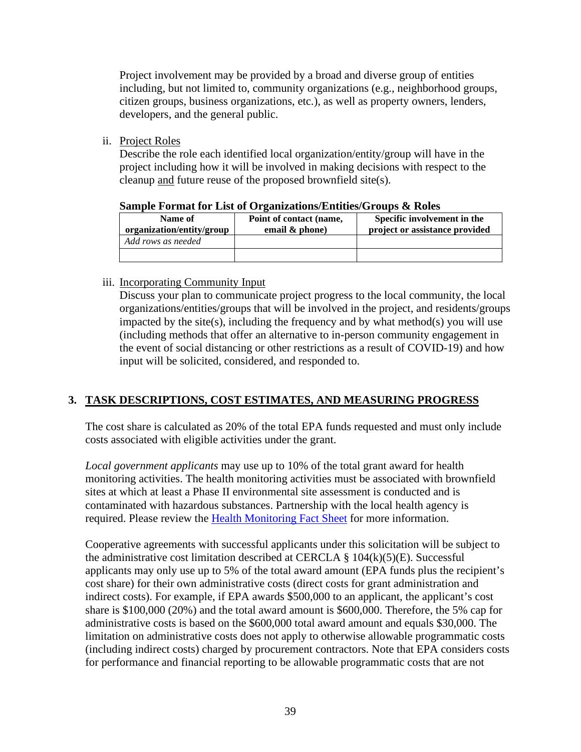Project involvement may be provided by a broad and diverse group of entities including, but not limited to, community organizations (e.g., neighborhood groups, citizen groups, business organizations, etc.), as well as property owners, lenders, developers, and the general public.

ii. Project Roles

Describe the role each identified local organization/entity/group will have in the project including how it will be involved in making decisions with respect to the cleanup and future reuse of the proposed brownfield site(s).

**Sample Format for List of Organizations/Entities/Groups & Roles**

| Name of organization/entity/group | Point of contact (name, email & phone) | Specific involvement in the project or assistance provided |
|---|---|---|
| *Add rows as needed* | | |
| | | |

iii. Incorporating Community Input

Discuss your plan to communicate project progress to the local community, the local organizations/entities/groups that will be involved in the project, and residents/groups impacted by the site(s), including the frequency and by what method(s) you will use (including methods that offer an alternative to in-person community engagement in the event of social distancing or other restrictions as a result of COVID-19) and how input will be solicited, considered, and responded to.

## 3. TASK DESCRIPTIONS, COST ESTIMATES, AND MEASURING PROGRESS

The cost share is calculated as 20% of the total EPA funds requested and must only include costs associated with eligible activities under the grant.

*Local government applicants* may use up to 10% of the total grant award for health monitoring activities. The health monitoring activities must be associated with brownfield sites at which at least a Phase II environmental site assessment is conducted and is contaminated with hazardous substances. Partnership with the local health agency is required. Please review the Health Monitoring Fact Sheet for more information.

Cooperative agreements with successful applicants under this solicitation will be subject to the administrative cost limitation described at CERCLA § 104(k)(5)(E). Successful applicants may only use up to 5% of the total award amount (EPA funds plus the recipient's cost share) for their own administrative costs (direct costs for grant administration and indirect costs). For example, if EPA awards $500,000 to an applicant, the applicant's cost share is $100,000 (20%) and the total award amount is $600,000. Therefore, the 5% cap for administrative costs is based on the $600,000 total award amount and equals $30,000. The limitation on administrative costs does not apply to otherwise allowable programmatic costs (including indirect costs) charged by procurement contractors. Note that EPA considers costs for performance and financial reporting to be allowable programmatic costs that are not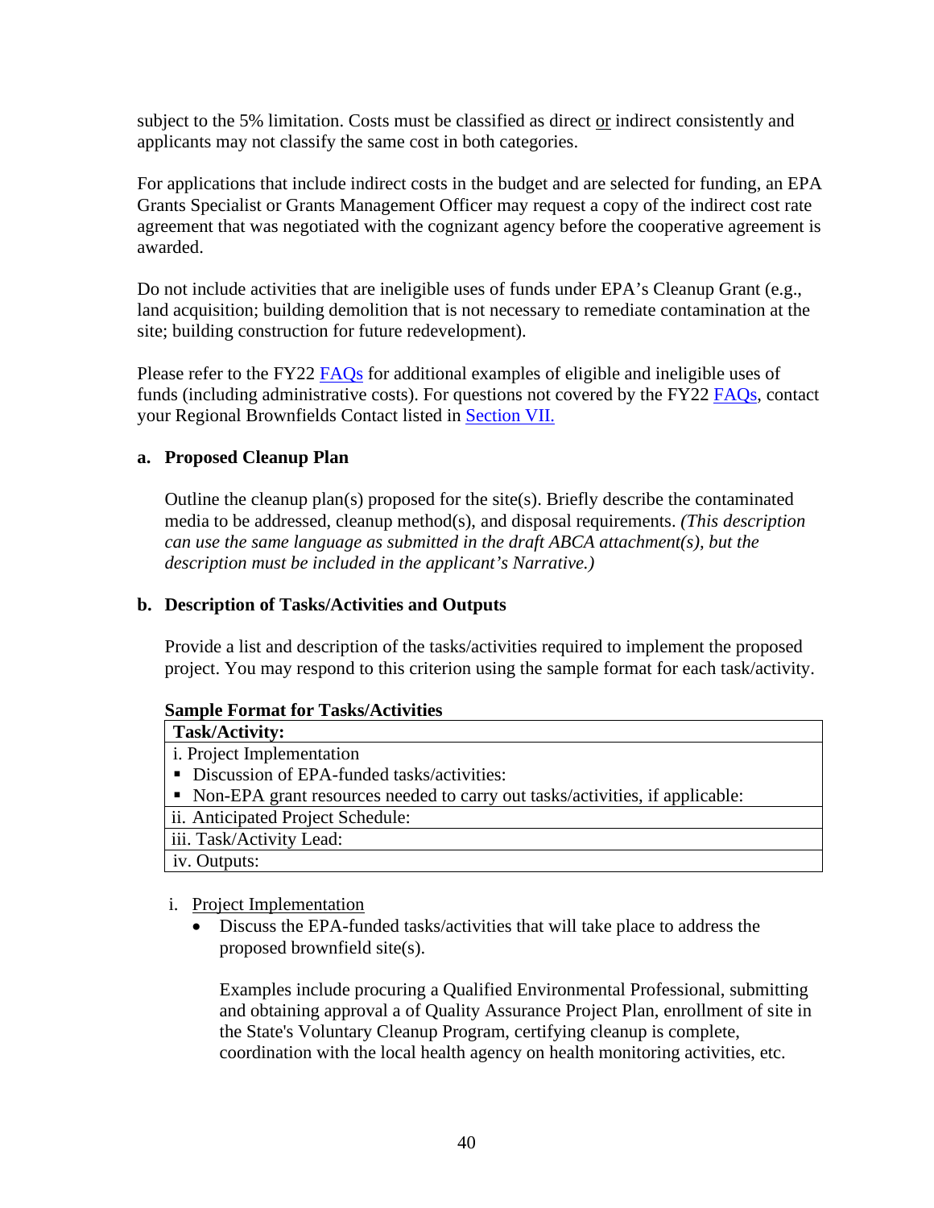subject to the 5% limitation. Costs must be classified as direct or indirect consistently and applicants may not classify the same cost in both categories.

For applications that include indirect costs in the budget and are selected for funding, an EPA Grants Specialist or Grants Management Officer may request a copy of the indirect cost rate agreement that was negotiated with the cognizant agency before the cooperative agreement is awarded.

Do not include activities that are ineligible uses of funds under EPA's Cleanup Grant (e.g., land acquisition; building demolition that is not necessary to remediate contamination at the site; building construction for future redevelopment).

Please refer to the FY22 FAQs for additional examples of eligible and ineligible uses of funds (including administrative costs). For questions not covered by the FY22 FAQs, contact your Regional Brownfields Contact listed in Section VII.

**a. Proposed Cleanup Plan**

Outline the cleanup plan(s) proposed for the site(s). Briefly describe the contaminated media to be addressed, cleanup method(s), and disposal requirements. *(This description can use the same language as submitted in the draft ABCA attachment(s), but the description must be included in the applicant's Narrative.)*

**b. Description of Tasks/Activities and Outputs**

Provide a list and description of the tasks/activities required to implement the proposed project. You may respond to this criterion using the sample format for each task/activity.

**Sample Format for Tasks/Activities**

| **Task/Activity:** |
|---|
| i. Project Implementation<br>▪ Discussion of EPA-funded tasks/activities:<br>▪ Non-EPA grant resources needed to carry out tasks/activities, if applicable: |
| ii. Anticipated Project Schedule: |
| iii. Task/Activity Lead: |
| iv. Outputs: |

i. Project Implementation
   - Discuss the EPA-funded tasks/activities that will take place to address the proposed brownfield site(s).

     Examples include procuring a Qualified Environmental Professional, submitting and obtaining approval a of Quality Assurance Project Plan, enrollment of site in the State's Voluntary Cleanup Program, certifying cleanup is complete, coordination with the local health agency on health monitoring activities, etc.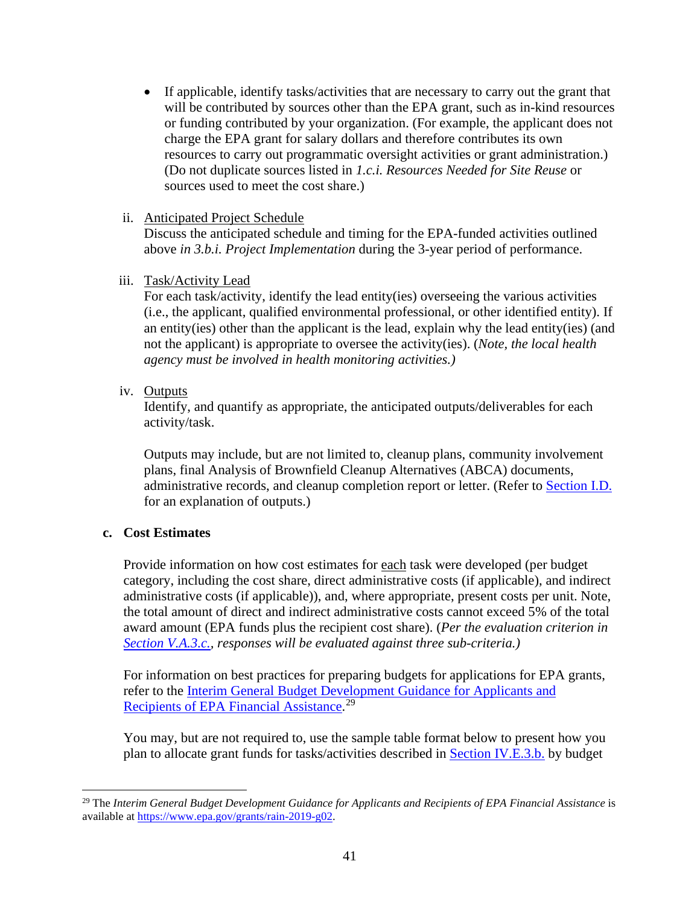- If applicable, identify tasks/activities that are necessary to carry out the grant that will be contributed by sources other than the EPA grant, such as in-kind resources or funding contributed by your organization. (For example, the applicant does not charge the EPA grant for salary dollars and therefore contributes its own resources to carry out programmatic oversight activities or grant administration.) (Do not duplicate sources listed in *1.c.i. Resources Needed for Site Reuse* or sources used to meet the cost share.)

ii. Anticipated Project Schedule

Discuss the anticipated schedule and timing for the EPA-funded activities outlined above *in 3.b.i. Project Implementation* during the 3-year period of performance.

iii. Task/Activity Lead

For each task/activity, identify the lead entity(ies) overseeing the various activities (i.e., the applicant, qualified environmental professional, or other identified entity). If an entity(ies) other than the applicant is the lead, explain why the lead entity(ies) (and not the applicant) is appropriate to oversee the activity(ies). (*Note, the local health agency must be involved in health monitoring activities.)*

iv. Outputs

Identify, and quantify as appropriate, the anticipated outputs/deliverables for each activity/task.

Outputs may include, but are not limited to, cleanup plans, community involvement plans, final Analysis of Brownfield Cleanup Alternatives (ABCA) documents, administrative records, and cleanup completion report or letter. (Refer to Section I.D. for an explanation of outputs.)

**c. Cost Estimates**

Provide information on how cost estimates for each task were developed (per budget category, including the cost share, direct administrative costs (if applicable), and indirect administrative costs (if applicable)), and, where appropriate, present costs per unit. Note, the total amount of direct and indirect administrative costs cannot exceed 5% of the total award amount (EPA funds plus the recipient cost share). (*Per the evaluation criterion in Section V.A.3.c., responses will be evaluated against three sub-criteria.)*

For information on best practices for preparing budgets for applications for EPA grants, refer to the Interim General Budget Development Guidance for Applicants and Recipients of EPA Financial Assistance.[29]

You may, but are not required to, use the sample table format below to present how you plan to allocate grant funds for tasks/activities described in Section IV.E.3.b. by budget

[29] The *Interim General Budget Development Guidance for Applicants and Recipients of EPA Financial Assistance* is available at https://www.epa.gov/grants/rain-2019-g02.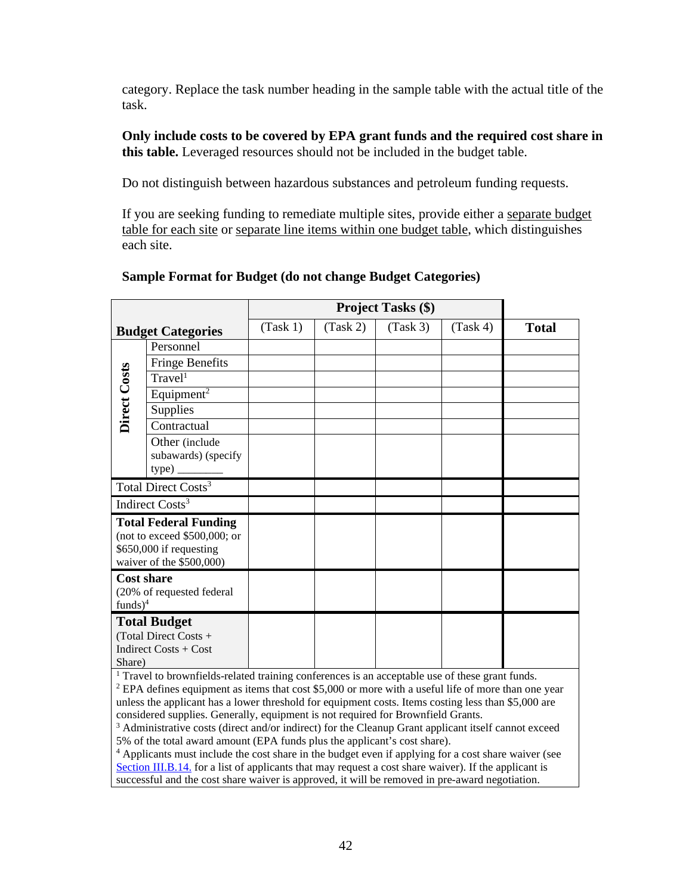category. Replace the task number heading in the sample table with the actual title of the task.

**Only include costs to be covered by EPA grant funds and the required cost share in this table.** Leveraged resources should not be included in the budget table.

Do not distinguish between hazardous substances and petroleum funding requests.

If you are seeking funding to remediate multiple sites, provide either a separate budget table for each site or separate line items within one budget table, which distinguishes each site.

**Sample Format for Budget (do not change Budget Categories)**

| **Budget Categories** | | **Project Tasks ($)** | | | | **Total** |
|---|---|---|---|---|---|---|
| | | (Task 1) | (Task 2) | (Task 3) | (Task 4) | |
| **Direct Costs** | Personnel | | | | | |
| | Fringe Benefits | | | | | |
| | Travel[1] | | | | | |
| | Equipment[2] | | | | | |
| | Supplies | | | | | |
| | Contractual | | | | | |
| | Other (include subawards) (specify type) ________ | | | | | |
| Total Direct Costs[3] | | | | | | |
| Indirect Costs[3] | | | | | | |
| **Total Federal Funding** (not to exceed $500,000; or $650,000 if requesting waiver of the $500,000) | | | | | | |
| **Cost share** (20% of requested federal funds)[4] | | | | | | |
| **Total Budget** (Total Direct Costs + Indirect Costs + Cost Share) | | | | | | |

[1] Travel to brownfields-related training conferences is an acceptable use of these grant funds.
[2] EPA defines equipment as items that cost $5,000 or more with a useful life of more than one year unless the applicant has a lower threshold for equipment costs. Items costing less than $5,000 are considered supplies. Generally, equipment is not required for Brownfield Grants.
[3] Administrative costs (direct and/or indirect) for the Cleanup Grant applicant itself cannot exceed 5% of the total award amount (EPA funds plus the applicant's cost share).
[4] Applicants must include the cost share in the budget even if applying for a cost share waiver (see Section III.B.14. for a list of applicants that may request a cost share waiver). If the applicant is successful and the cost share waiver is approved, it will be removed in pre-award negotiation.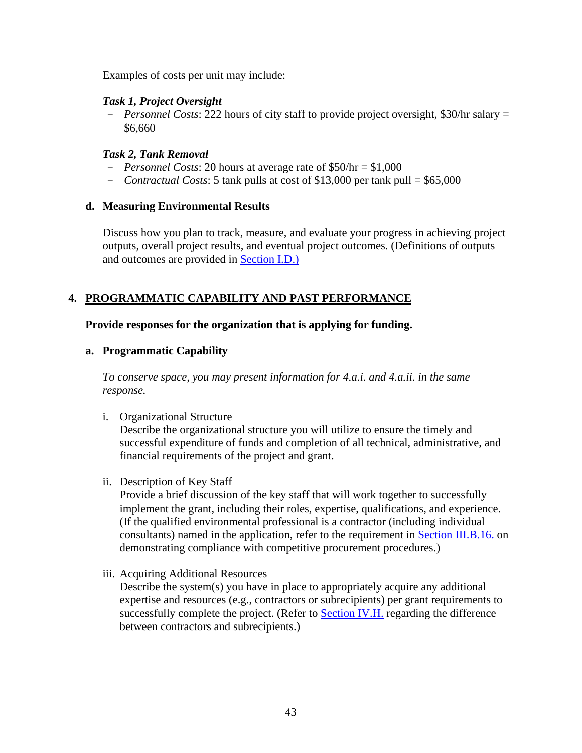Examples of costs per unit may include:

***Task 1, Project Oversight***

- *Personnel Costs*: 222 hours of city staff to provide project oversight, $30/hr salary = $6,660

***Task 2, Tank Removal***

- *Personnel Costs*: 20 hours at average rate of $50/hr = $1,000
- *Contractual Costs*: 5 tank pulls at cost of $13,000 per tank pull = $65,000

**d. Measuring Environmental Results**

Discuss how you plan to track, measure, and evaluate your progress in achieving project outputs, overall project results, and eventual project outcomes. (Definitions of outputs and outcomes are provided in Section I.D.)

## 4. PROGRAMMATIC CAPABILITY AND PAST PERFORMANCE

**Provide responses for the organization that is applying for funding.**

**a. Programmatic Capability**

*To conserve space, you may present information for 4.a.i. and 4.a.ii. in the same response.*

i. Organizational Structure
Describe the organizational structure you will utilize to ensure the timely and successful expenditure of funds and completion of all technical, administrative, and financial requirements of the project and grant.

ii. Description of Key Staff
Provide a brief discussion of the key staff that will work together to successfully implement the grant, including their roles, expertise, qualifications, and experience. (If the qualified environmental professional is a contractor (including individual consultants) named in the application, refer to the requirement in Section III.B.16. on demonstrating compliance with competitive procurement procedures.)

iii. Acquiring Additional Resources
Describe the system(s) you have in place to appropriately acquire any additional expertise and resources (e.g., contractors or subrecipients) per grant requirements to successfully complete the project. (Refer to Section IV.H. regarding the difference between contractors and subrecipients.)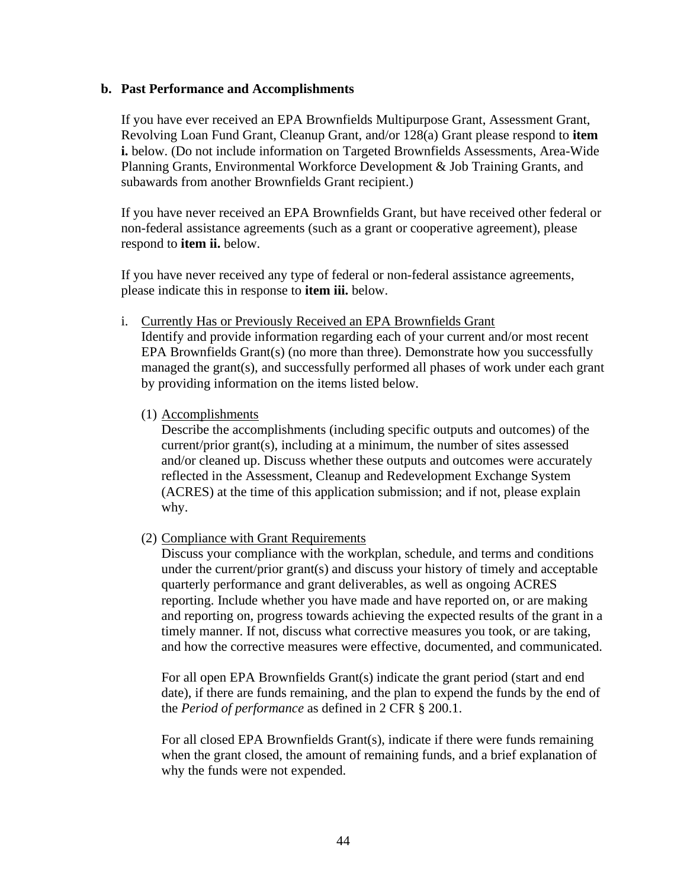**b. Past Performance and Accomplishments**

If you have ever received an EPA Brownfields Multipurpose Grant, Assessment Grant, Revolving Loan Fund Grant, Cleanup Grant, and/or 128(a) Grant please respond to **item i.** below. (Do not include information on Targeted Brownfields Assessments, Area-Wide Planning Grants, Environmental Workforce Development & Job Training Grants, and subawards from another Brownfields Grant recipient.)

If you have never received an EPA Brownfields Grant, but have received other federal or non-federal assistance agreements (such as a grant or cooperative agreement), please respond to **item ii.** below.

If you have never received any type of federal or non-federal assistance agreements, please indicate this in response to **item iii.** below.

i. Currently Has or Previously Received an EPA Brownfields Grant
Identify and provide information regarding each of your current and/or most recent EPA Brownfields Grant(s) (no more than three). Demonstrate how you successfully managed the grant(s), and successfully performed all phases of work under each grant by providing information on the items listed below.

(1) Accomplishments
Describe the accomplishments (including specific outputs and outcomes) of the current/prior grant(s), including at a minimum, the number of sites assessed and/or cleaned up. Discuss whether these outputs and outcomes were accurately reflected in the Assessment, Cleanup and Redevelopment Exchange System (ACRES) at the time of this application submission; and if not, please explain why.

(2) Compliance with Grant Requirements
Discuss your compliance with the workplan, schedule, and terms and conditions under the current/prior grant(s) and discuss your history of timely and acceptable quarterly performance and grant deliverables, as well as ongoing ACRES reporting. Include whether you have made and have reported on, or are making and reporting on, progress towards achieving the expected results of the grant in a timely manner. If not, discuss what corrective measures you took, or are taking, and how the corrective measures were effective, documented, and communicated.

For all open EPA Brownfields Grant(s) indicate the grant period (start and end date), if there are funds remaining, and the plan to expend the funds by the end of the *Period of performance* as defined in 2 CFR § 200.1.

For all closed EPA Brownfields Grant(s), indicate if there were funds remaining when the grant closed, the amount of remaining funds, and a brief explanation of why the funds were not expended.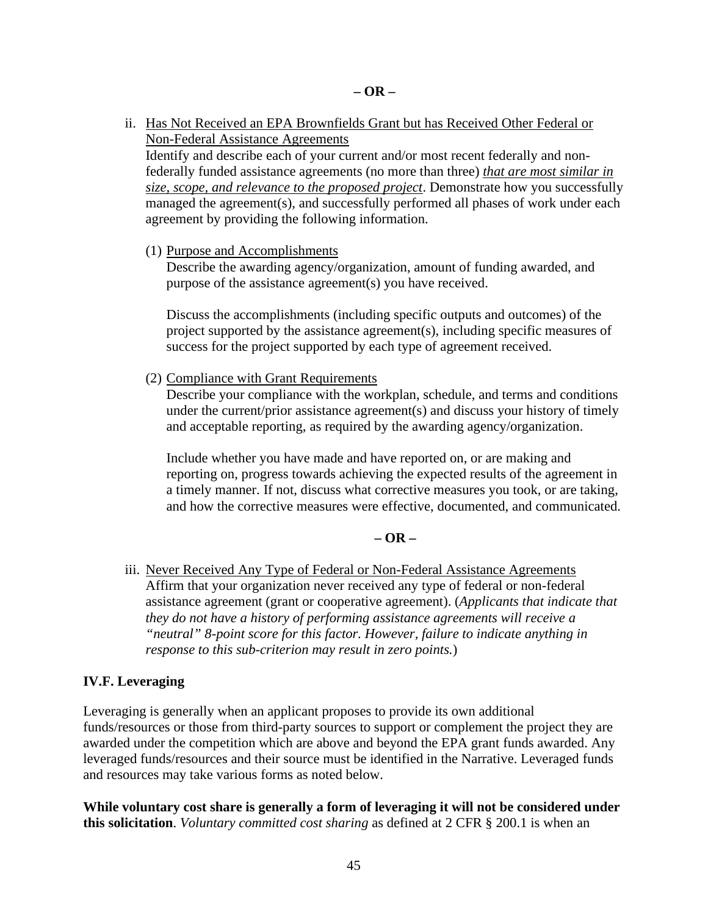**– OR –**

ii. Has Not Received an EPA Brownfields Grant but has Received Other Federal or Non-Federal Assistance Agreements

Identify and describe each of your current and/or most recent federally and non-federally funded assistance agreements (no more than three) *that are most similar in size, scope, and relevance to the proposed project*. Demonstrate how you successfully managed the agreement(s), and successfully performed all phases of work under each agreement by providing the following information.

(1) Purpose and Accomplishments

Describe the awarding agency/organization, amount of funding awarded, and purpose of the assistance agreement(s) you have received.

Discuss the accomplishments (including specific outputs and outcomes) of the project supported by the assistance agreement(s), including specific measures of success for the project supported by each type of agreement received.

(2) Compliance with Grant Requirements

Describe your compliance with the workplan, schedule, and terms and conditions under the current/prior assistance agreement(s) and discuss your history of timely and acceptable reporting, as required by the awarding agency/organization.

Include whether you have made and have reported on, or are making and reporting on, progress towards achieving the expected results of the agreement in a timely manner. If not, discuss what corrective measures you took, or are taking, and how the corrective measures were effective, documented, and communicated.

**– OR –**

iii. Never Received Any Type of Federal or Non-Federal Assistance Agreements

Affirm that your organization never received any type of federal or non-federal assistance agreement (grant or cooperative agreement). (*Applicants that indicate that they do not have a history of performing assistance agreements will receive a "neutral" 8-point score for this factor. However, failure to indicate anything in response to this sub-criterion may result in zero points.*)

**IV.F. Leveraging**

Leveraging is generally when an applicant proposes to provide its own additional funds/resources or those from third-party sources to support or complement the project they are awarded under the competition which are above and beyond the EPA grant funds awarded. Any leveraged funds/resources and their source must be identified in the Narrative. Leveraged funds and resources may take various forms as noted below.

**While voluntary cost share is generally a form of leveraging it will not be considered under this solicitation**. *Voluntary committed cost sharing* as defined at 2 CFR § 200.1 is when an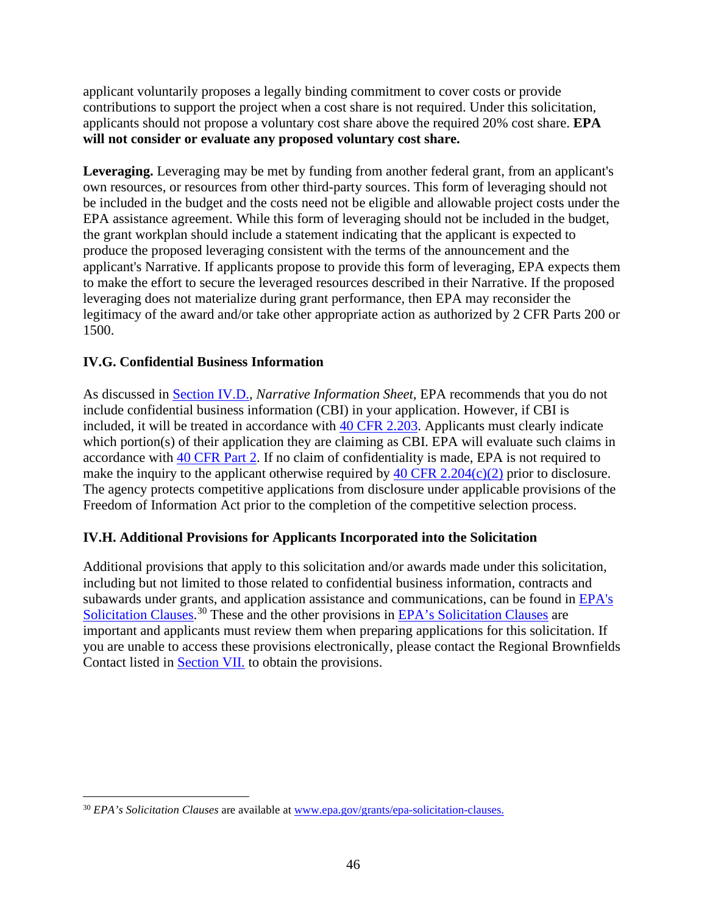applicant voluntarily proposes a legally binding commitment to cover costs or provide contributions to support the project when a cost share is not required. Under this solicitation, applicants should not propose a voluntary cost share above the required 20% cost share. **EPA will not consider or evaluate any proposed voluntary cost share.**

**Leveraging.** Leveraging may be met by funding from another federal grant, from an applicant's own resources, or resources from other third-party sources. This form of leveraging should not be included in the budget and the costs need not be eligible and allowable project costs under the EPA assistance agreement. While this form of leveraging should not be included in the budget, the grant workplan should include a statement indicating that the applicant is expected to produce the proposed leveraging consistent with the terms of the announcement and the applicant's Narrative. If applicants propose to provide this form of leveraging, EPA expects them to make the effort to secure the leveraged resources described in their Narrative. If the proposed leveraging does not materialize during grant performance, then EPA may reconsider the legitimacy of the award and/or take other appropriate action as authorized by 2 CFR Parts 200 or 1500.

### IV.G. Confidential Business Information

As discussed in Section IV.D., *Narrative Information Sheet*, EPA recommends that you do not include confidential business information (CBI) in your application. However, if CBI is included, it will be treated in accordance with 40 CFR 2.203. Applicants must clearly indicate which portion(s) of their application they are claiming as CBI. EPA will evaluate such claims in accordance with 40 CFR Part 2. If no claim of confidentiality is made, EPA is not required to make the inquiry to the applicant otherwise required by 40 CFR 2.204(c)(2) prior to disclosure. The agency protects competitive applications from disclosure under applicable provisions of the Freedom of Information Act prior to the completion of the competitive selection process.

### IV.H. Additional Provisions for Applicants Incorporated into the Solicitation

Additional provisions that apply to this solicitation and/or awards made under this solicitation, including but not limited to those related to confidential business information, contracts and subawards under grants, and application assistance and communications, can be found in EPA's Solicitation Clauses.[30] These and the other provisions in EPA's Solicitation Clauses are important and applicants must review them when preparing applications for this solicitation. If you are unable to access these provisions electronically, please contact the Regional Brownfields Contact listed in Section VII. to obtain the provisions.

---

[30] *EPA's Solicitation Clauses* are available at www.epa.gov/grants/epa-solicitation-clauses.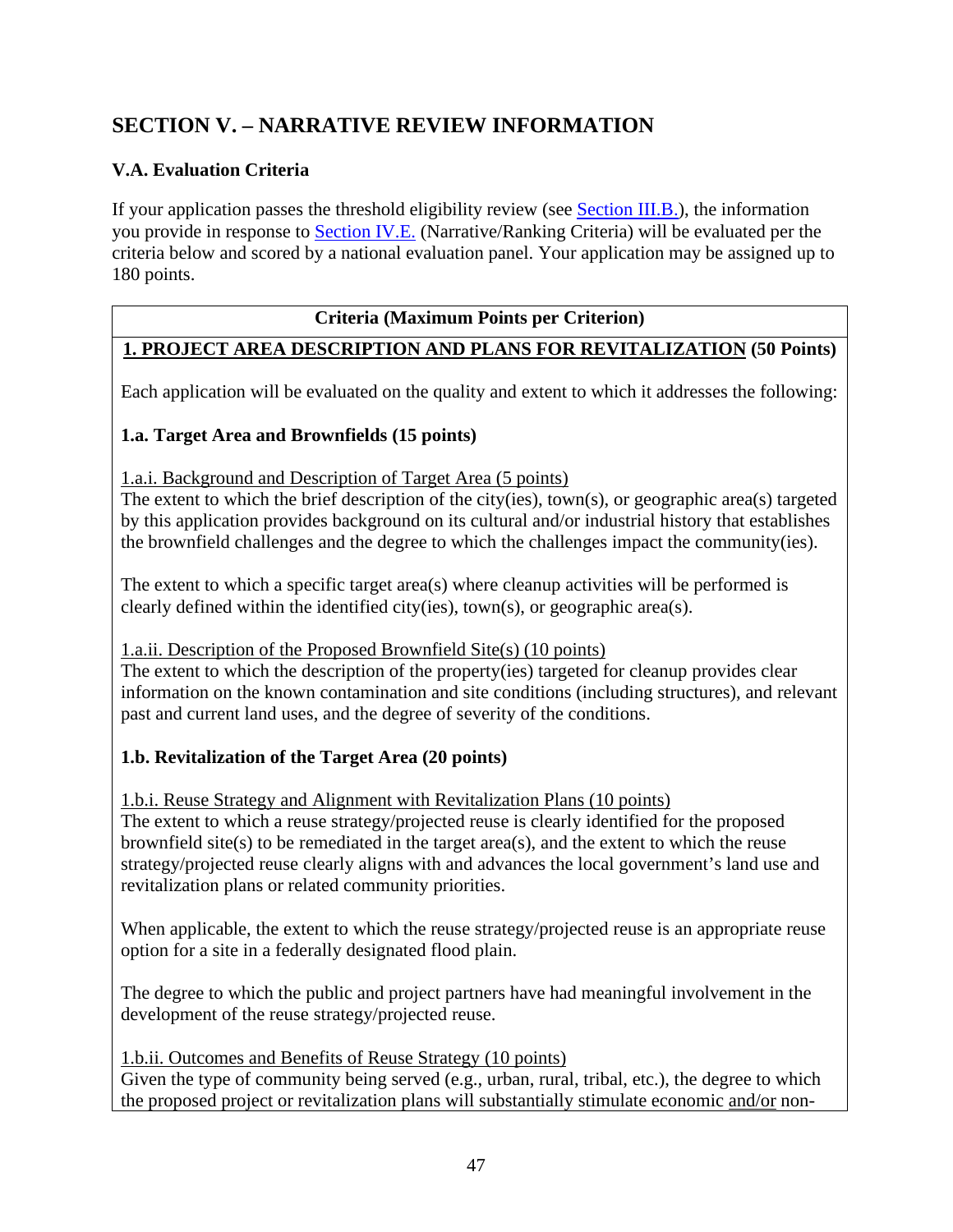## SECTION V. – NARRATIVE REVIEW INFORMATION

### V.A. Evaluation Criteria

If your application passes the threshold eligibility review (see Section III.B.), the information you provide in response to Section IV.E. (Narrative/Ranking Criteria) will be evaluated per the criteria below and scored by a national evaluation panel. Your application may be assigned up to 180 points.

**Criteria (Maximum Points per Criterion)**

**1. PROJECT AREA DESCRIPTION AND PLANS FOR REVITALIZATION (50 Points)**

Each application will be evaluated on the quality and extent to which it addresses the following:

**1.a. Target Area and Brownfields (15 points)**

1.a.i. Background and Description of Target Area (5 points)
The extent to which the brief description of the city(ies), town(s), or geographic area(s) targeted by this application provides background on its cultural and/or industrial history that establishes the brownfield challenges and the degree to which the challenges impact the community(ies).

The extent to which a specific target area(s) where cleanup activities will be performed is clearly defined within the identified city(ies), town(s), or geographic area(s).

1.a.ii. Description of the Proposed Brownfield Site(s) (10 points)
The extent to which the description of the property(ies) targeted for cleanup provides clear information on the known contamination and site conditions (including structures), and relevant past and current land uses, and the degree of severity of the conditions.

**1.b. Revitalization of the Target Area (20 points)**

1.b.i. Reuse Strategy and Alignment with Revitalization Plans (10 points)
The extent to which a reuse strategy/projected reuse is clearly identified for the proposed brownfield site(s) to be remediated in the target area(s), and the extent to which the reuse strategy/projected reuse clearly aligns with and advances the local government's land use and revitalization plans or related community priorities.

When applicable, the extent to which the reuse strategy/projected reuse is an appropriate reuse option for a site in a federally designated flood plain.

The degree to which the public and project partners have had meaningful involvement in the development of the reuse strategy/projected reuse.

1.b.ii. Outcomes and Benefits of Reuse Strategy (10 points)
Given the type of community being served (e.g., urban, rural, tribal, etc.), the degree to which the proposed project or revitalization plans will substantially stimulate economic and/or non-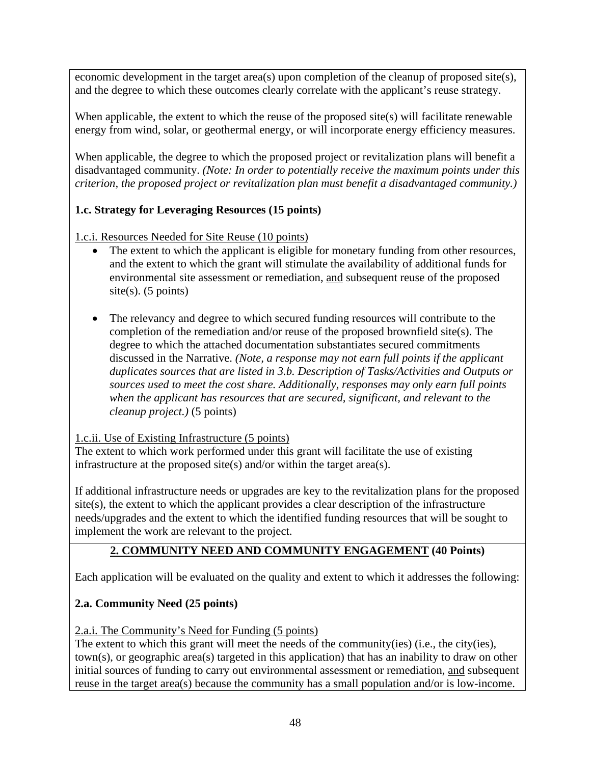economic development in the target area(s) upon completion of the cleanup of proposed site(s), and the degree to which these outcomes clearly correlate with the applicant's reuse strategy.

When applicable, the extent to which the reuse of the proposed site(s) will facilitate renewable energy from wind, solar, or geothermal energy, or will incorporate energy efficiency measures.

When applicable, the degree to which the proposed project or revitalization plans will benefit a disadvantaged community. *(Note: In order to potentially receive the maximum points under this criterion, the proposed project or revitalization plan must benefit a disadvantaged community.)*

**1.c. Strategy for Leveraging Resources (15 points)**

1.c.i. Resources Needed for Site Reuse (10 points)

- The extent to which the applicant is eligible for monetary funding from other resources, and the extent to which the grant will stimulate the availability of additional funds for environmental site assessment or remediation, and subsequent reuse of the proposed site(s). (5 points)

- The relevancy and degree to which secured funding resources will contribute to the completion of the remediation and/or reuse of the proposed brownfield site(s). The degree to which the attached documentation substantiates secured commitments discussed in the Narrative. *(Note, a response may not earn full points if the applicant duplicates sources that are listed in 3.b. Description of Tasks/Activities and Outputs or sources used to meet the cost share. Additionally, responses may only earn full points when the applicant has resources that are secured, significant, and relevant to the cleanup project.)* (5 points)

1.c.ii. Use of Existing Infrastructure (5 points)

The extent to which work performed under this grant will facilitate the use of existing infrastructure at the proposed site(s) and/or within the target area(s).

If additional infrastructure needs or upgrades are key to the revitalization plans for the proposed site(s), the extent to which the applicant provides a clear description of the infrastructure needs/upgrades and the extent to which the identified funding resources that will be sought to implement the work are relevant to the project.

## 2. COMMUNITY NEED AND COMMUNITY ENGAGEMENT (40 Points)

Each application will be evaluated on the quality and extent to which it addresses the following:

**2.a. Community Need (25 points)**

2.a.i. The Community's Need for Funding (5 points)

The extent to which this grant will meet the needs of the community(ies) (i.e., the city(ies), town(s), or geographic area(s) targeted in this application) that has an inability to draw on other initial sources of funding to carry out environmental assessment or remediation, and subsequent reuse in the target area(s) because the community has a small population and/or is low-income.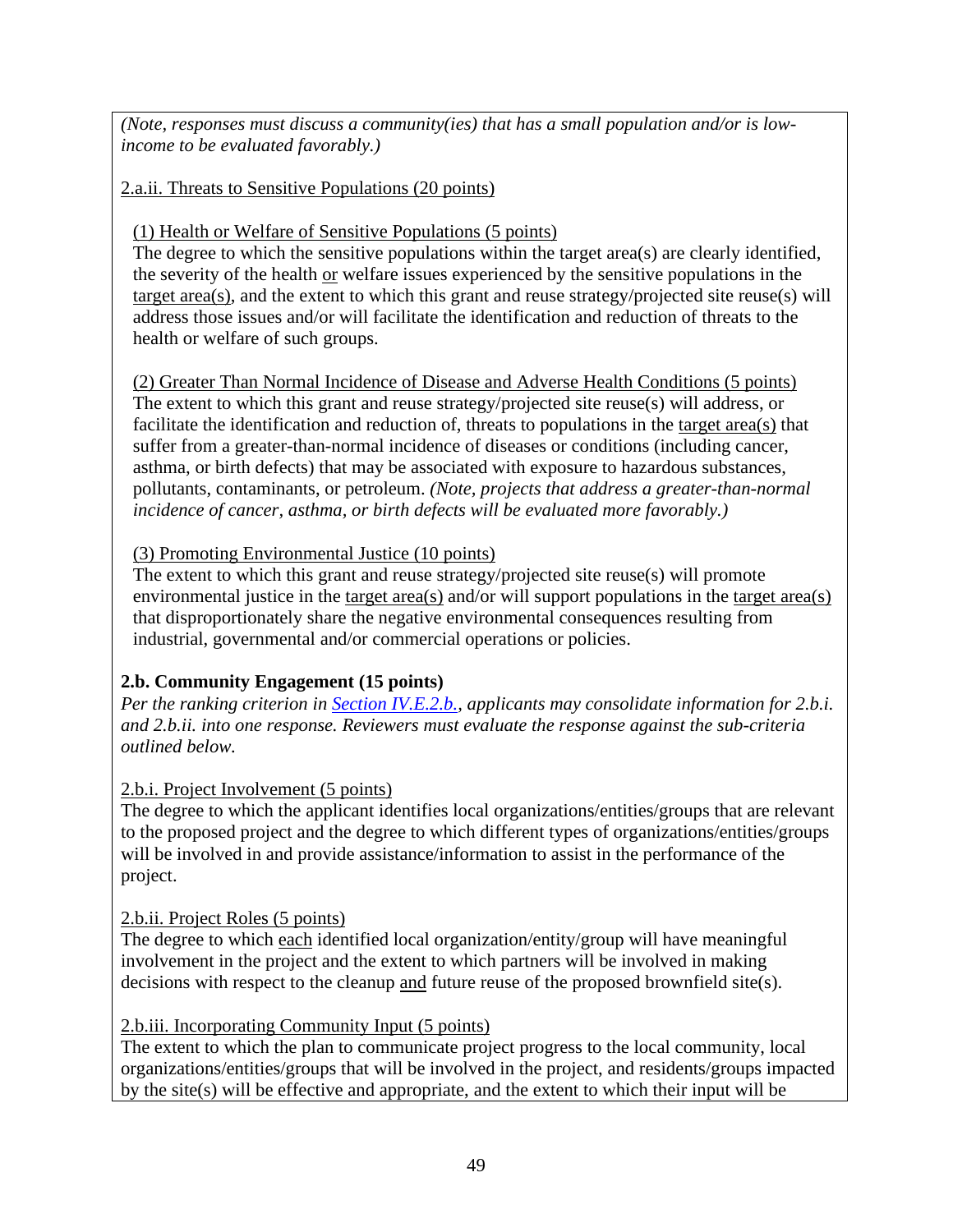*(Note, responses must discuss a community(ies) that has a small population and/or is low-income to be evaluated favorably.)*

2.a.ii. Threats to Sensitive Populations (20 points)

(1) Health or Welfare of Sensitive Populations (5 points)
The degree to which the sensitive populations within the target area(s) are clearly identified, the severity of the health or welfare issues experienced by the sensitive populations in the target area(s), and the extent to which this grant and reuse strategy/projected site reuse(s) will address those issues and/or will facilitate the identification and reduction of threats to the health or welfare of such groups.

(2) Greater Than Normal Incidence of Disease and Adverse Health Conditions (5 points)
The extent to which this grant and reuse strategy/projected site reuse(s) will address, or facilitate the identification and reduction of, threats to populations in the target area(s) that suffer from a greater-than-normal incidence of diseases or conditions (including cancer, asthma, or birth defects) that may be associated with exposure to hazardous substances, pollutants, contaminants, or petroleum. *(Note, projects that address a greater-than-normal incidence of cancer, asthma, or birth defects will be evaluated more favorably.)*

(3) Promoting Environmental Justice (10 points)
The extent to which this grant and reuse strategy/projected site reuse(s) will promote environmental justice in the target area(s) and/or will support populations in the target area(s) that disproportionately share the negative environmental consequences resulting from industrial, governmental and/or commercial operations or policies.

**2.b. Community Engagement (15 points)**
*Per the ranking criterion in Section IV.E.2.b., applicants may consolidate information for 2.b.i. and 2.b.ii. into one response. Reviewers must evaluate the response against the sub-criteria outlined below.*

2.b.i. Project Involvement (5 points)
The degree to which the applicant identifies local organizations/entities/groups that are relevant to the proposed project and the degree to which different types of organizations/entities/groups will be involved in and provide assistance/information to assist in the performance of the project.

2.b.ii. Project Roles (5 points)
The degree to which each identified local organization/entity/group will have meaningful involvement in the project and the extent to which partners will be involved in making decisions with respect to the cleanup and future reuse of the proposed brownfield site(s).

2.b.iii. Incorporating Community Input (5 points)
The extent to which the plan to communicate project progress to the local community, local organizations/entities/groups that will be involved in the project, and residents/groups impacted by the site(s) will be effective and appropriate, and the extent to which their input will be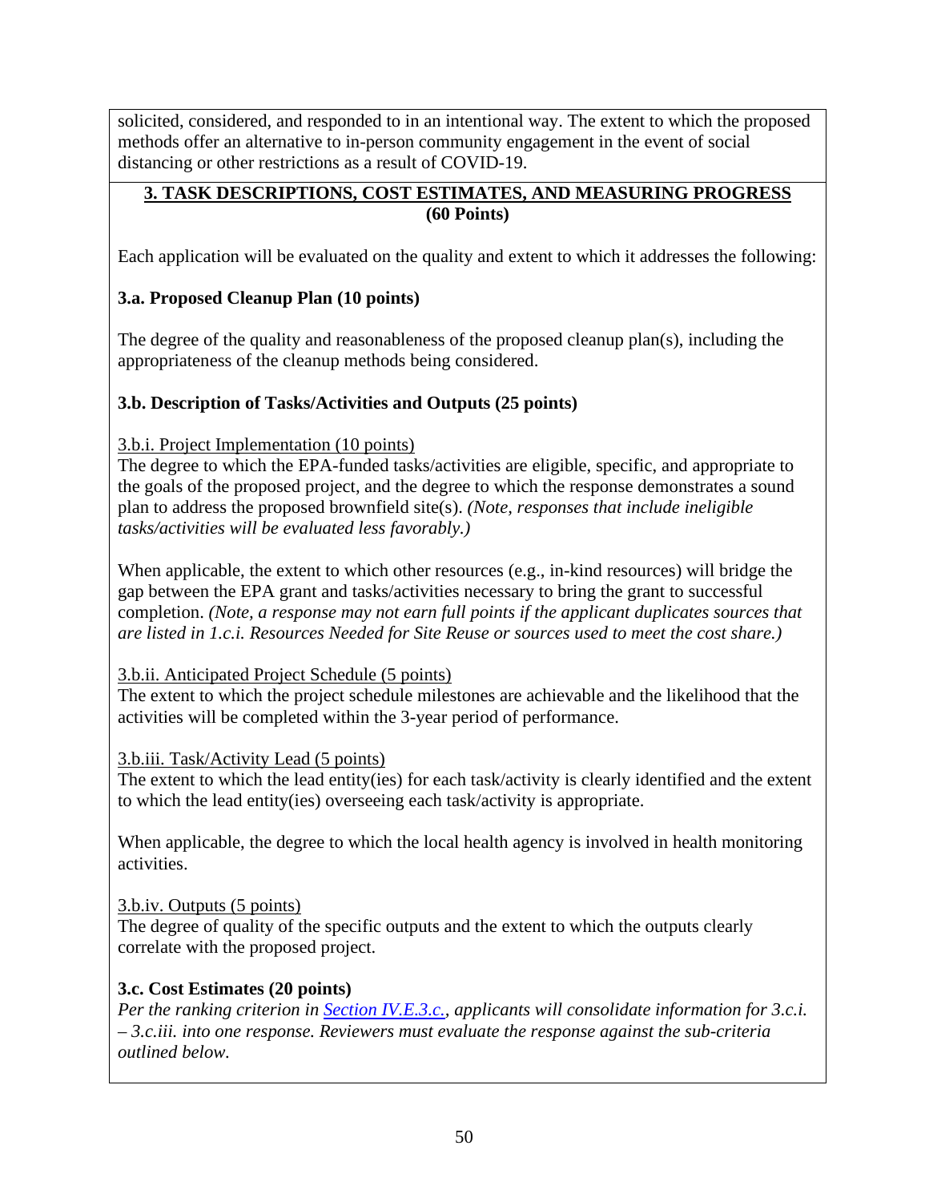solicited, considered, and responded to in an intentional way. The extent to which the proposed methods offer an alternative to in-person community engagement in the event of social distancing or other restrictions as a result of COVID-19.

## 3. TASK DESCRIPTIONS, COST ESTIMATES, AND MEASURING PROGRESS (60 Points)

Each application will be evaluated on the quality and extent to which it addresses the following:

### 3.a. Proposed Cleanup Plan (10 points)

The degree of the quality and reasonableness of the proposed cleanup plan(s), including the appropriateness of the cleanup methods being considered.

### 3.b. Description of Tasks/Activities and Outputs (25 points)

3.b.i. Project Implementation (10 points)
The degree to which the EPA-funded tasks/activities are eligible, specific, and appropriate to the goals of the proposed project, and the degree to which the response demonstrates a sound plan to address the proposed brownfield site(s). *(Note, responses that include ineligible tasks/activities will be evaluated less favorably.)*

When applicable, the extent to which other resources (e.g., in-kind resources) will bridge the gap between the EPA grant and tasks/activities necessary to bring the grant to successful completion. *(Note, a response may not earn full points if the applicant duplicates sources that are listed in 1.c.i. Resources Needed for Site Reuse or sources used to meet the cost share.)*

3.b.ii. Anticipated Project Schedule (5 points)
The extent to which the project schedule milestones are achievable and the likelihood that the activities will be completed within the 3-year period of performance.

3.b.iii. Task/Activity Lead (5 points)
The extent to which the lead entity(ies) for each task/activity is clearly identified and the extent to which the lead entity(ies) overseeing each task/activity is appropriate.

When applicable, the degree to which the local health agency is involved in health monitoring activities.

3.b.iv. Outputs (5 points)
The degree of quality of the specific outputs and the extent to which the outputs clearly correlate with the proposed project.

### 3.c. Cost Estimates (20 points)

*Per the ranking criterion in Section IV.E.3.c., applicants will consolidate information for 3.c.i. – 3.c.iii. into one response. Reviewers must evaluate the response against the sub-criteria outlined below.*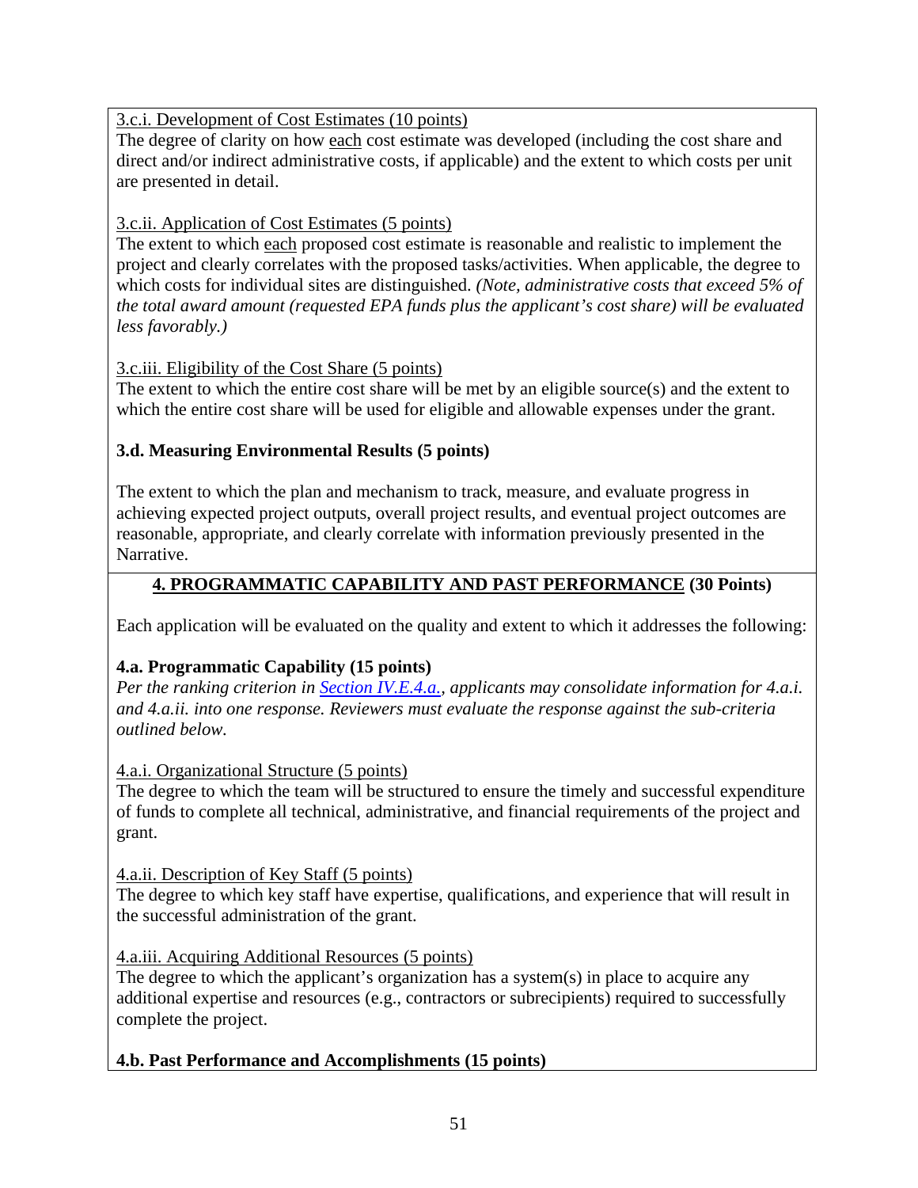3.c.i. Development of Cost Estimates (10 points)

The degree of clarity on how each cost estimate was developed (including the cost share and direct and/or indirect administrative costs, if applicable) and the extent to which costs per unit are presented in detail.

3.c.ii. Application of Cost Estimates (5 points)

The extent to which each proposed cost estimate is reasonable and realistic to implement the project and clearly correlates with the proposed tasks/activities. When applicable, the degree to which costs for individual sites are distinguished. *(Note, administrative costs that exceed 5% of the total award amount (requested EPA funds plus the applicant's cost share) will be evaluated less favorably.)*

3.c.iii. Eligibility of the Cost Share (5 points)

The extent to which the entire cost share will be met by an eligible source(s) and the extent to which the entire cost share will be used for eligible and allowable expenses under the grant.

**3.d. Measuring Environmental Results (5 points)**

The extent to which the plan and mechanism to track, measure, and evaluate progress in achieving expected project outputs, overall project results, and eventual project outcomes are reasonable, appropriate, and clearly correlate with information previously presented in the Narrative.

## 4. PROGRAMMATIC CAPABILITY AND PAST PERFORMANCE (30 Points)

Each application will be evaluated on the quality and extent to which it addresses the following:

**4.a. Programmatic Capability (15 points)**

*Per the ranking criterion in Section IV.E.4.a., applicants may consolidate information for 4.a.i. and 4.a.ii. into one response. Reviewers must evaluate the response against the sub-criteria outlined below.*

4.a.i. Organizational Structure (5 points)

The degree to which the team will be structured to ensure the timely and successful expenditure of funds to complete all technical, administrative, and financial requirements of the project and grant.

4.a.ii. Description of Key Staff (5 points)

The degree to which key staff have expertise, qualifications, and experience that will result in the successful administration of the grant.

4.a.iii. Acquiring Additional Resources (5 points)

The degree to which the applicant's organization has a system(s) in place to acquire any additional expertise and resources (e.g., contractors or subrecipients) required to successfully complete the project.

**4.b. Past Performance and Accomplishments (15 points)**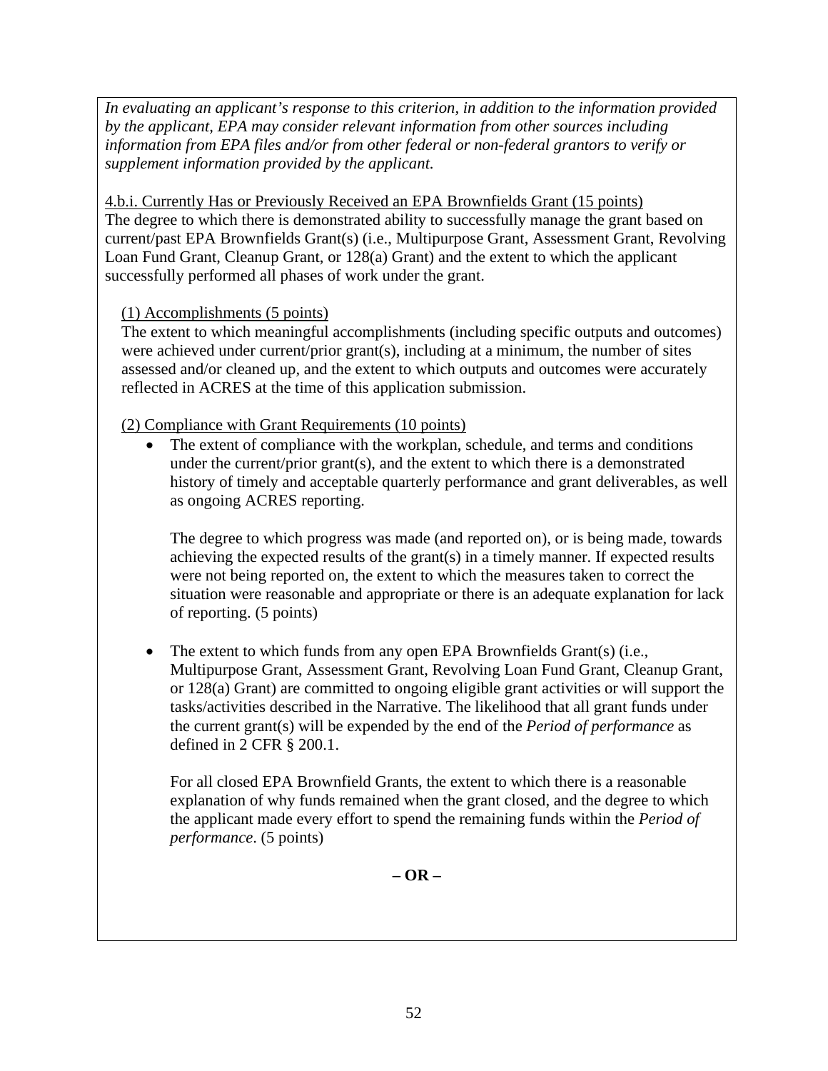*In evaluating an applicant's response to this criterion, in addition to the information provided by the applicant, EPA may consider relevant information from other sources including information from EPA files and/or from other federal or non-federal grantors to verify or supplement information provided by the applicant.*

<u>4.b.i. Currently Has or Previously Received an EPA Brownfields Grant (15 points)</u>
The degree to which there is demonstrated ability to successfully manage the grant based on current/past EPA Brownfields Grant(s) (i.e., Multipurpose Grant, Assessment Grant, Revolving Loan Fund Grant, Cleanup Grant, or 128(a) Grant) and the extent to which the applicant successfully performed all phases of work under the grant.

<u>(1) Accomplishments (5 points)</u>
The extent to which meaningful accomplishments (including specific outputs and outcomes) were achieved under current/prior grant(s), including at a minimum, the number of sites assessed and/or cleaned up, and the extent to which outputs and outcomes were accurately reflected in ACRES at the time of this application submission.

<u>(2) Compliance with Grant Requirements (10 points)</u>

- The extent of compliance with the workplan, schedule, and terms and conditions under the current/prior grant(s), and the extent to which there is a demonstrated history of timely and acceptable quarterly performance and grant deliverables, as well as ongoing ACRES reporting.

  The degree to which progress was made (and reported on), or is being made, towards achieving the expected results of the grant(s) in a timely manner. If expected results were not being reported on, the extent to which the measures taken to correct the situation were reasonable and appropriate or there is an adequate explanation for lack of reporting. (5 points)

- The extent to which funds from any open EPA Brownfields Grant(s) (i.e., Multipurpose Grant, Assessment Grant, Revolving Loan Fund Grant, Cleanup Grant, or 128(a) Grant) are committed to ongoing eligible grant activities or will support the tasks/activities described in the Narrative. The likelihood that all grant funds under the current grant(s) will be expended by the end of the *Period of performance* as defined in 2 CFR § 200.1.

  For all closed EPA Brownfield Grants, the extent to which there is a reasonable explanation of why funds remained when the grant closed, and the degree to which the applicant made every effort to spend the remaining funds within the *Period of performance*. (5 points)

**– OR –**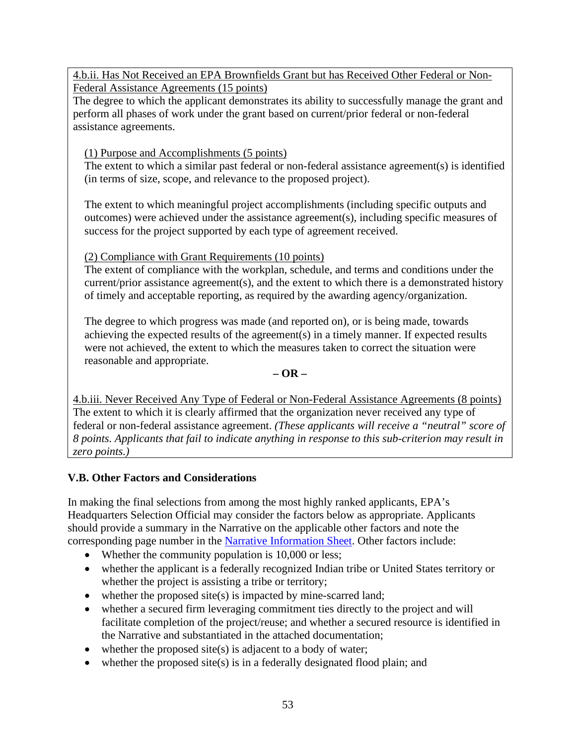4.b.ii. Has Not Received an EPA Brownfields Grant but has Received Other Federal or Non-Federal Assistance Agreements (15 points)

The degree to which the applicant demonstrates its ability to successfully manage the grant and perform all phases of work under the grant based on current/prior federal or non-federal assistance agreements.

(1) Purpose and Accomplishments (5 points)

The extent to which a similar past federal or non-federal assistance agreement(s) is identified (in terms of size, scope, and relevance to the proposed project).

The extent to which meaningful project accomplishments (including specific outputs and outcomes) were achieved under the assistance agreement(s), including specific measures of success for the project supported by each type of agreement received.

(2) Compliance with Grant Requirements (10 points)

The extent of compliance with the workplan, schedule, and terms and conditions under the current/prior assistance agreement(s), and the extent to which there is a demonstrated history of timely and acceptable reporting, as required by the awarding agency/organization.

The degree to which progress was made (and reported on), or is being made, towards achieving the expected results of the agreement(s) in a timely manner. If expected results were not achieved, the extent to which the measures taken to correct the situation were reasonable and appropriate.

**– OR –**

4.b.iii. Never Received Any Type of Federal or Non-Federal Assistance Agreements (8 points)

The extent to which it is clearly affirmed that the organization never received any type of federal or non-federal assistance agreement. *(These applicants will receive a "neutral" score of 8 points. Applicants that fail to indicate anything in response to this sub-criterion may result in zero points.)*

### V.B. Other Factors and Considerations

In making the final selections from among the most highly ranked applicants, EPA's Headquarters Selection Official may consider the factors below as appropriate. Applicants should provide a summary in the Narrative on the applicable other factors and note the corresponding page number in the Narrative Information Sheet. Other factors include:

- Whether the community population is 10,000 or less;
- whether the applicant is a federally recognized Indian tribe or United States territory or whether the project is assisting a tribe or territory;
- whether the proposed site(s) is impacted by mine-scarred land;
- whether a secured firm leveraging commitment ties directly to the project and will facilitate completion of the project/reuse; and whether a secured resource is identified in the Narrative and substantiated in the attached documentation;
- whether the proposed site(s) is adjacent to a body of water;
- whether the proposed site(s) is in a federally designated flood plain; and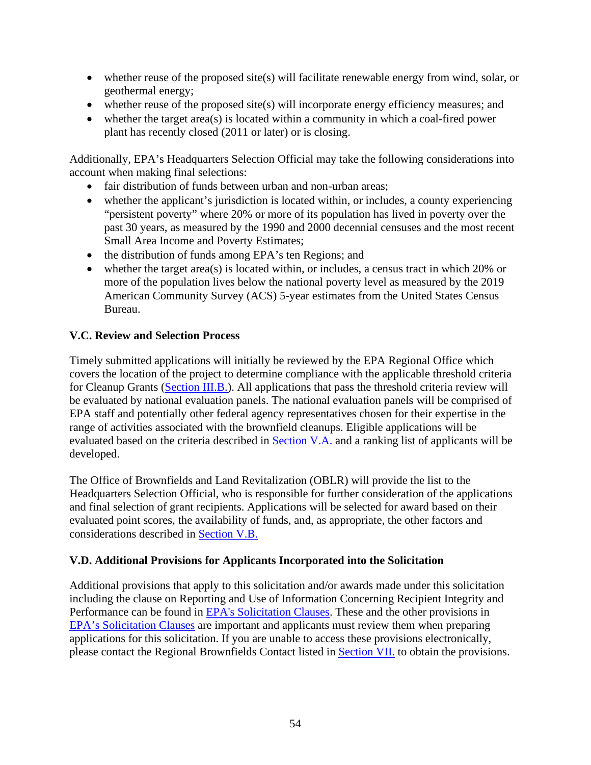- whether reuse of the proposed site(s) will facilitate renewable energy from wind, solar, or geothermal energy;
- whether reuse of the proposed site(s) will incorporate energy efficiency measures; and
- whether the target area(s) is located within a community in which a coal-fired power plant has recently closed (2011 or later) or is closing.

Additionally, EPA's Headquarters Selection Official may take the following considerations into account when making final selections:

- fair distribution of funds between urban and non-urban areas;
- whether the applicant's jurisdiction is located within, or includes, a county experiencing "persistent poverty" where 20% or more of its population has lived in poverty over the past 30 years, as measured by the 1990 and 2000 decennial censuses and the most recent Small Area Income and Poverty Estimates;
- the distribution of funds among EPA's ten Regions; and
- whether the target area(s) is located within, or includes, a census tract in which 20% or more of the population lives below the national poverty level as measured by the 2019 American Community Survey (ACS) 5-year estimates from the United States Census Bureau.

### V.C. Review and Selection Process

Timely submitted applications will initially be reviewed by the EPA Regional Office which covers the location of the project to determine compliance with the applicable threshold criteria for Cleanup Grants (Section III.B.). All applications that pass the threshold criteria review will be evaluated by national evaluation panels. The national evaluation panels will be comprised of EPA staff and potentially other federal agency representatives chosen for their expertise in the range of activities associated with the brownfield cleanups. Eligible applications will be evaluated based on the criteria described in Section V.A. and a ranking list of applicants will be developed.

The Office of Brownfields and Land Revitalization (OBLR) will provide the list to the Headquarters Selection Official, who is responsible for further consideration of the applications and final selection of grant recipients. Applications will be selected for award based on their evaluated point scores, the availability of funds, and, as appropriate, the other factors and considerations described in Section V.B.

### V.D. Additional Provisions for Applicants Incorporated into the Solicitation

Additional provisions that apply to this solicitation and/or awards made under this solicitation including the clause on Reporting and Use of Information Concerning Recipient Integrity and Performance can be found in EPA's Solicitation Clauses. These and the other provisions in EPA's Solicitation Clauses are important and applicants must review them when preparing applications for this solicitation. If you are unable to access these provisions electronically, please contact the Regional Brownfields Contact listed in Section VII. to obtain the provisions.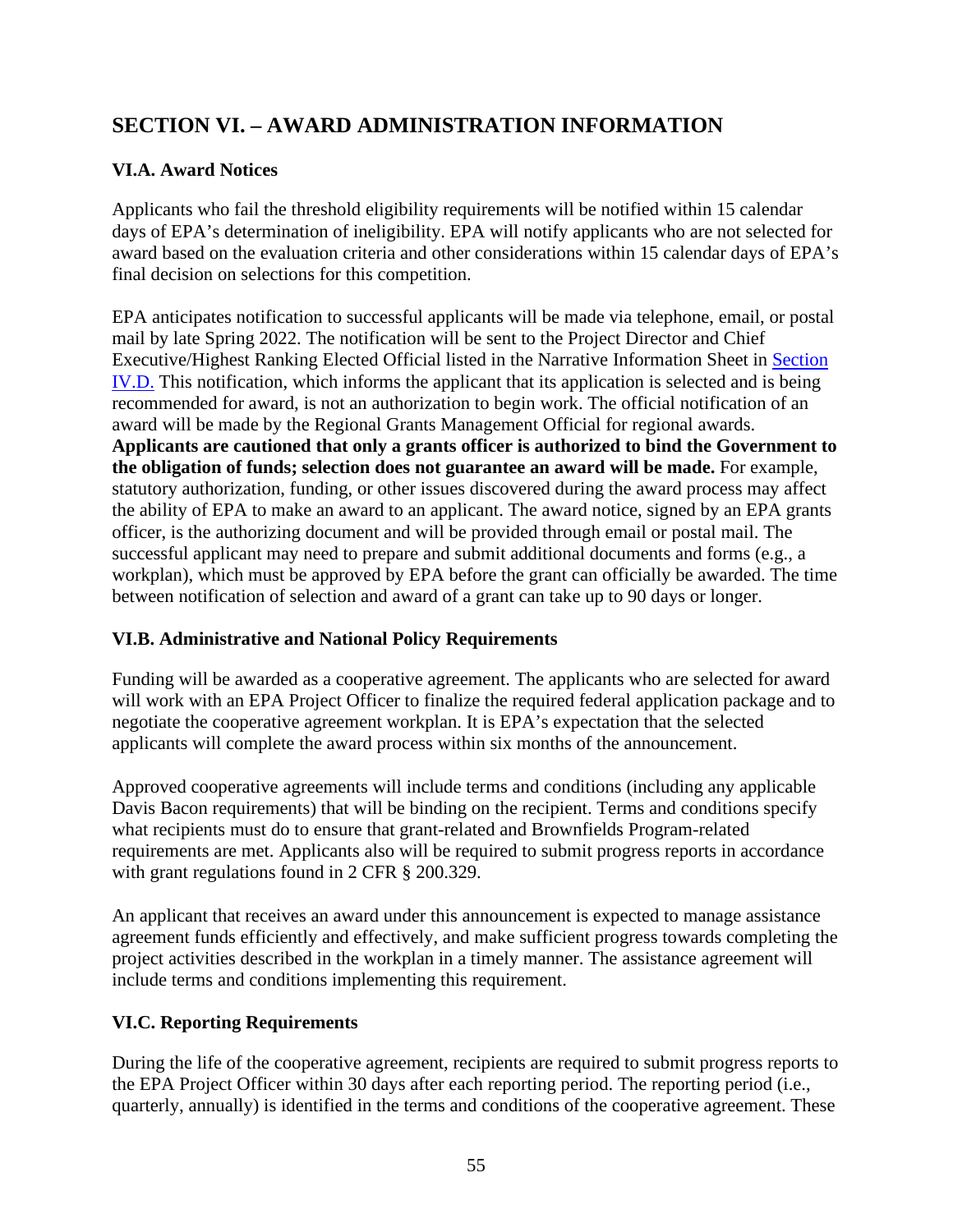## SECTION VI. – AWARD ADMINISTRATION INFORMATION

### VI.A. Award Notices

Applicants who fail the threshold eligibility requirements will be notified within 15 calendar days of EPA's determination of ineligibility. EPA will notify applicants who are not selected for award based on the evaluation criteria and other considerations within 15 calendar days of EPA's final decision on selections for this competition.

EPA anticipates notification to successful applicants will be made via telephone, email, or postal mail by late Spring 2022. The notification will be sent to the Project Director and Chief Executive/Highest Ranking Elected Official listed in the Narrative Information Sheet in Section IV.D. This notification, which informs the applicant that its application is selected and is being recommended for award, is not an authorization to begin work. The official notification of an award will be made by the Regional Grants Management Official for regional awards. **Applicants are cautioned that only a grants officer is authorized to bind the Government to the obligation of funds; selection does not guarantee an award will be made.** For example, statutory authorization, funding, or other issues discovered during the award process may affect the ability of EPA to make an award to an applicant. The award notice, signed by an EPA grants officer, is the authorizing document and will be provided through email or postal mail. The successful applicant may need to prepare and submit additional documents and forms (e.g., a workplan), which must be approved by EPA before the grant can officially be awarded. The time between notification of selection and award of a grant can take up to 90 days or longer.

### VI.B. Administrative and National Policy Requirements

Funding will be awarded as a cooperative agreement. The applicants who are selected for award will work with an EPA Project Officer to finalize the required federal application package and to negotiate the cooperative agreement workplan. It is EPA's expectation that the selected applicants will complete the award process within six months of the announcement.

Approved cooperative agreements will include terms and conditions (including any applicable Davis Bacon requirements) that will be binding on the recipient. Terms and conditions specify what recipients must do to ensure that grant-related and Brownfields Program-related requirements are met. Applicants also will be required to submit progress reports in accordance with grant regulations found in 2 CFR § 200.329.

An applicant that receives an award under this announcement is expected to manage assistance agreement funds efficiently and effectively, and make sufficient progress towards completing the project activities described in the workplan in a timely manner. The assistance agreement will include terms and conditions implementing this requirement.

### VI.C. Reporting Requirements

During the life of the cooperative agreement, recipients are required to submit progress reports to the EPA Project Officer within 30 days after each reporting period. The reporting period (i.e., quarterly, annually) is identified in the terms and conditions of the cooperative agreement. These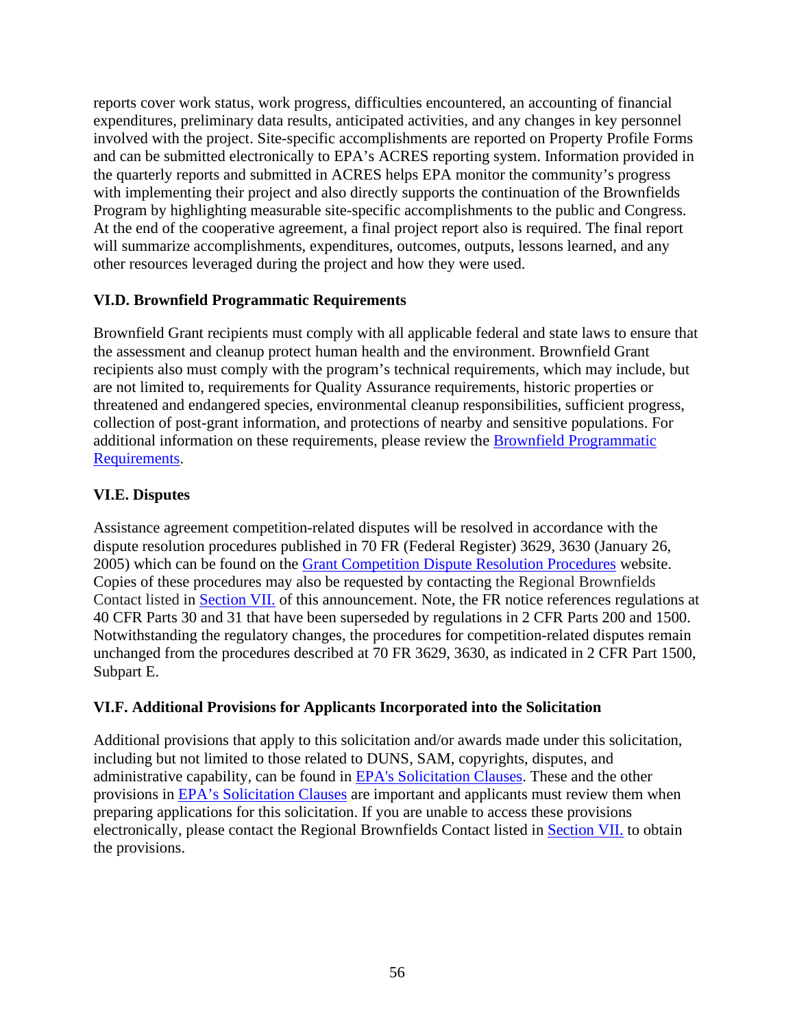reports cover work status, work progress, difficulties encountered, an accounting of financial expenditures, preliminary data results, anticipated activities, and any changes in key personnel involved with the project. Site-specific accomplishments are reported on Property Profile Forms and can be submitted electronically to EPA's ACRES reporting system. Information provided in the quarterly reports and submitted in ACRES helps EPA monitor the community's progress with implementing their project and also directly supports the continuation of the Brownfields Program by highlighting measurable site-specific accomplishments to the public and Congress. At the end of the cooperative agreement, a final project report also is required. The final report will summarize accomplishments, expenditures, outcomes, outputs, lessons learned, and any other resources leveraged during the project and how they were used.

### VI.D. Brownfield Programmatic Requirements

Brownfield Grant recipients must comply with all applicable federal and state laws to ensure that the assessment and cleanup protect human health and the environment. Brownfield Grant recipients also must comply with the program's technical requirements, which may include, but are not limited to, requirements for Quality Assurance requirements, historic properties or threatened and endangered species, environmental cleanup responsibilities, sufficient progress, collection of post-grant information, and protections of nearby and sensitive populations. For additional information on these requirements, please review the Brownfield Programmatic Requirements.

### VI.E. Disputes

Assistance agreement competition-related disputes will be resolved in accordance with the dispute resolution procedures published in 70 FR (Federal Register) 3629, 3630 (January 26, 2005) which can be found on the Grant Competition Dispute Resolution Procedures website. Copies of these procedures may also be requested by contacting the Regional Brownfields Contact listed in Section VII. of this announcement. Note, the FR notice references regulations at 40 CFR Parts 30 and 31 that have been superseded by regulations in 2 CFR Parts 200 and 1500. Notwithstanding the regulatory changes, the procedures for competition-related disputes remain unchanged from the procedures described at 70 FR 3629, 3630, as indicated in 2 CFR Part 1500, Subpart E.

### VI.F. Additional Provisions for Applicants Incorporated into the Solicitation

Additional provisions that apply to this solicitation and/or awards made under this solicitation, including but not limited to those related to DUNS, SAM, copyrights, disputes, and administrative capability, can be found in EPA's Solicitation Clauses. These and the other provisions in EPA's Solicitation Clauses are important and applicants must review them when preparing applications for this solicitation. If you are unable to access these provisions electronically, please contact the Regional Brownfields Contact listed in Section VII. to obtain the provisions.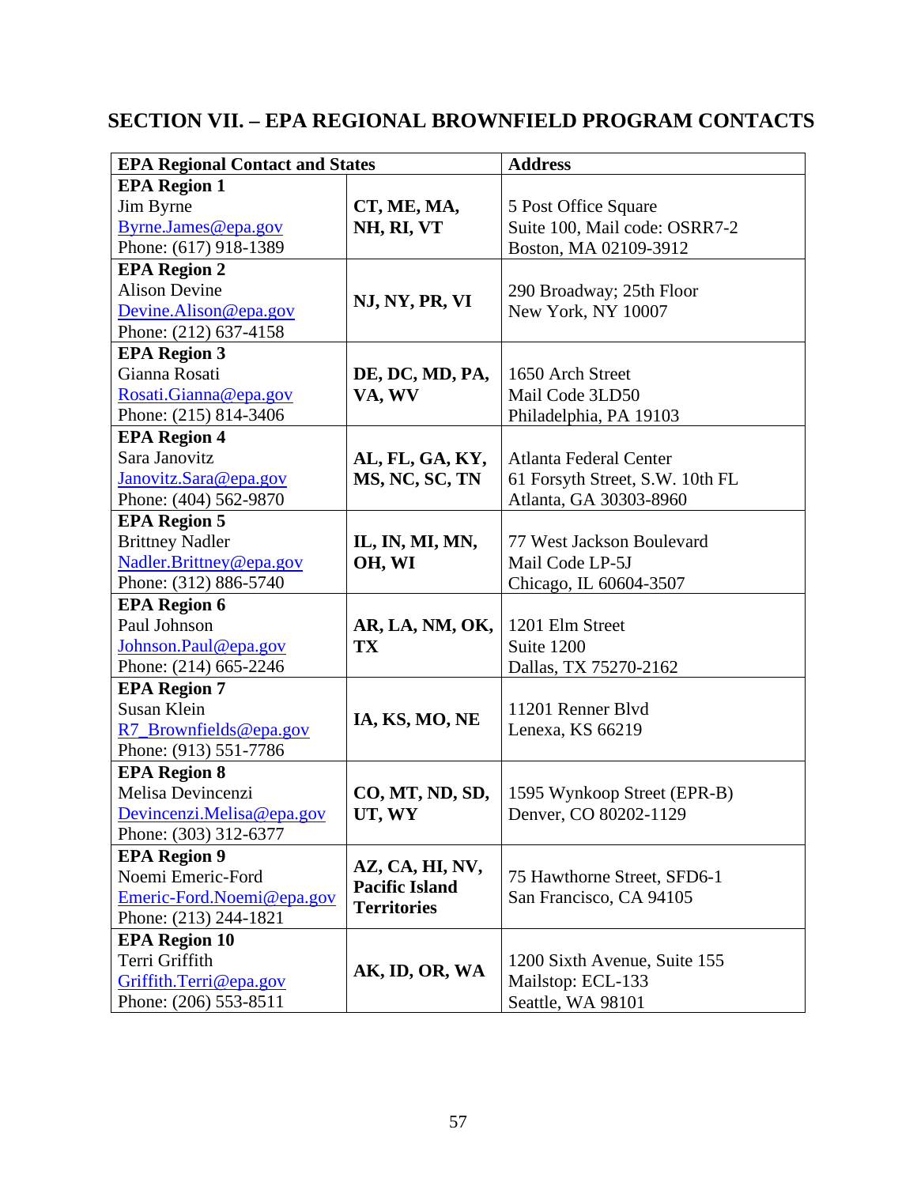## SECTION VII. – EPA REGIONAL BROWNFIELD PROGRAM CONTACTS

| EPA Regional Contact and States | | Address |
|---|---|---|
| **EPA Region 1**<br>Jim Byrne<br>Byrne.James@epa.gov<br>Phone: (617) 918-1389 | **CT, ME, MA, NH, RI, VT** | 5 Post Office Square<br>Suite 100, Mail code: OSRR7-2<br>Boston, MA 02109-3912 |
| **EPA Region 2**<br>Alison Devine<br>Devine.Alison@epa.gov<br>Phone: (212) 637-4158 | **NJ, NY, PR, VI** | 290 Broadway; 25th Floor<br>New York, NY 10007 |
| **EPA Region 3**<br>Gianna Rosati<br>Rosati.Gianna@epa.gov<br>Phone: (215) 814-3406 | **DE, DC, MD, PA, VA, WV** | 1650 Arch Street<br>Mail Code 3LD50<br>Philadelphia, PA 19103 |
| **EPA Region 4**<br>Sara Janovitz<br>Janovitz.Sara@epa.gov<br>Phone: (404) 562-9870 | **AL, FL, GA, KY, MS, NC, SC, TN** | Atlanta Federal Center<br>61 Forsyth Street, S.W. 10th FL<br>Atlanta, GA 30303-8960 |
| **EPA Region 5**<br>Brittney Nadler<br>Nadler.Brittney@epa.gov<br>Phone: (312) 886-5740 | **IL, IN, MI, MN, OH, WI** | 77 West Jackson Boulevard<br>Mail Code LP-5J<br>Chicago, IL 60604-3507 |
| **EPA Region 6**<br>Paul Johnson<br>Johnson.Paul@epa.gov<br>Phone: (214) 665-2246 | **AR, LA, NM, OK, TX** | 1201 Elm Street<br>Suite 1200<br>Dallas, TX 75270-2162 |
| **EPA Region 7**<br>Susan Klein<br>R7_Brownfields@epa.gov<br>Phone: (913) 551-7786 | **IA, KS, MO, NE** | 11201 Renner Blvd<br>Lenexa, KS 66219 |
| **EPA Region 8**<br>Melisa Devincenzi<br>Devincenzi.Melisa@epa.gov<br>Phone: (303) 312-6377 | **CO, MT, ND, SD, UT, WY** | 1595 Wynkoop Street (EPR-B)<br>Denver, CO 80202-1129 |
| **EPA Region 9**<br>Noemi Emeric-Ford<br>Emeric-Ford.Noemi@epa.gov<br>Phone: (213) 244-1821 | **AZ, CA, HI, NV, Pacific Island Territories** | 75 Hawthorne Street, SFD6-1<br>San Francisco, CA 94105 |
| **EPA Region 10**<br>Terri Griffith<br>Griffith.Terri@epa.gov<br>Phone: (206) 553-8511 | **AK, ID, OR, WA** | 1200 Sixth Avenue, Suite 155<br>Mailstop: ECL-133<br>Seattle, WA 98101 |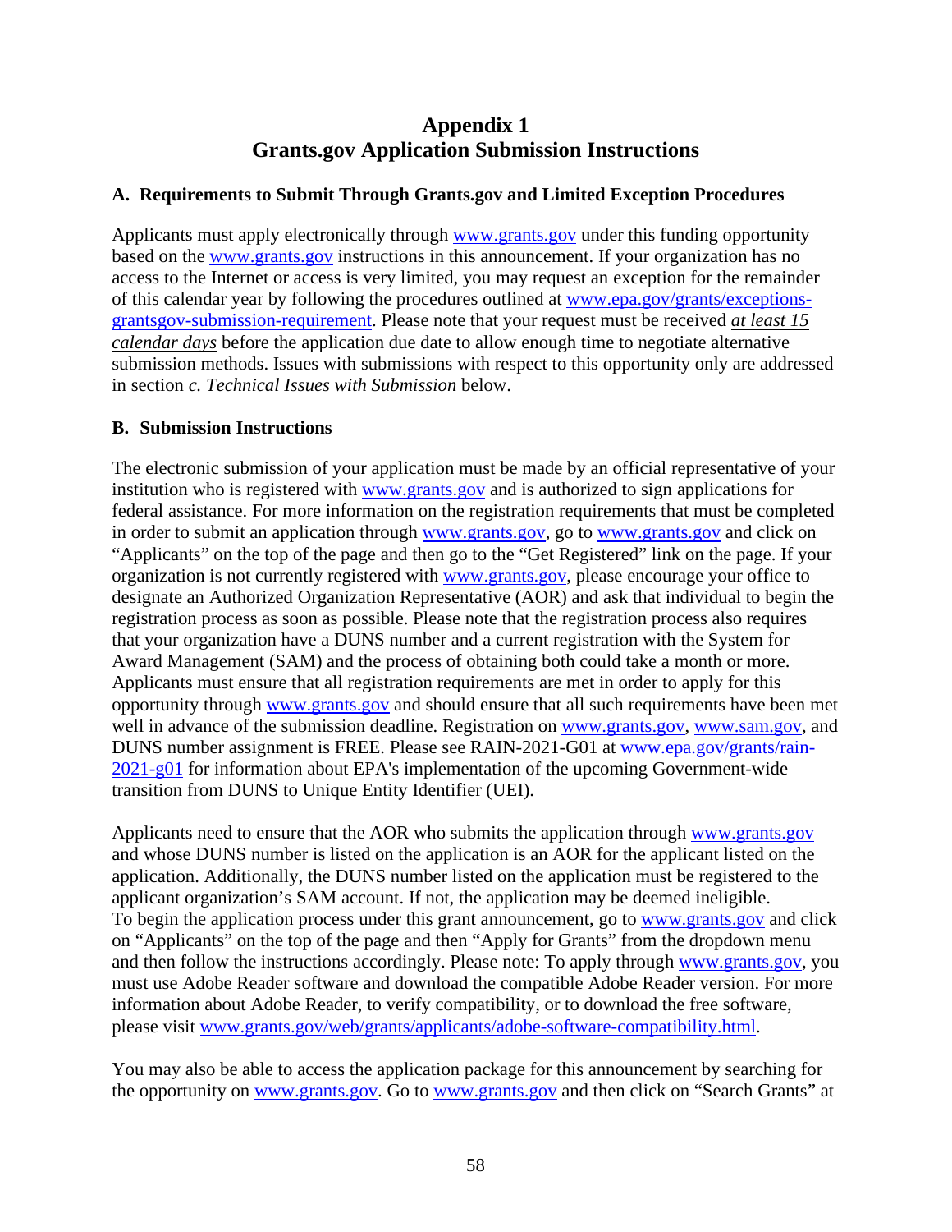# Appendix 1
# Grants.gov Application Submission Instructions

## A. Requirements to Submit Through Grants.gov and Limited Exception Procedures

Applicants must apply electronically through www.grants.gov under this funding opportunity based on the www.grants.gov instructions in this announcement. If your organization has no access to the Internet or access is very limited, you may request an exception for the remainder of this calendar year by following the procedures outlined at www.epa.gov/grants/exceptions-grantsgov-submission-requirement. Please note that your request must be received ***at least 15 calendar days*** before the application due date to allow enough time to negotiate alternative submission methods. Issues with submissions with respect to this opportunity only are addressed in section *c. Technical Issues with Submission* below.

## B. Submission Instructions

The electronic submission of your application must be made by an official representative of your institution who is registered with www.grants.gov and is authorized to sign applications for federal assistance. For more information on the registration requirements that must be completed in order to submit an application through www.grants.gov, go to www.grants.gov and click on "Applicants" on the top of the page and then go to the "Get Registered" link on the page. If your organization is not currently registered with www.grants.gov, please encourage your office to designate an Authorized Organization Representative (AOR) and ask that individual to begin the registration process as soon as possible. Please note that the registration process also requires that your organization have a DUNS number and a current registration with the System for Award Management (SAM) and the process of obtaining both could take a month or more. Applicants must ensure that all registration requirements are met in order to apply for this opportunity through www.grants.gov and should ensure that all such requirements have been met well in advance of the submission deadline. Registration on www.grants.gov, www.sam.gov, and DUNS number assignment is FREE. Please see RAIN-2021-G01 at www.epa.gov/grants/rain-2021-g01 for information about EPA's implementation of the upcoming Government-wide transition from DUNS to Unique Entity Identifier (UEI).

Applicants need to ensure that the AOR who submits the application through www.grants.gov and whose DUNS number is listed on the application is an AOR for the applicant listed on the application. Additionally, the DUNS number listed on the application must be registered to the applicant organization's SAM account. If not, the application may be deemed ineligible. To begin the application process under this grant announcement, go to www.grants.gov and click on "Applicants" on the top of the page and then "Apply for Grants" from the dropdown menu and then follow the instructions accordingly. Please note: To apply through www.grants.gov, you must use Adobe Reader software and download the compatible Adobe Reader version. For more information about Adobe Reader, to verify compatibility, or to download the free software, please visit www.grants.gov/web/grants/applicants/adobe-software-compatibility.html.

You may also be able to access the application package for this announcement by searching for the opportunity on www.grants.gov. Go to www.grants.gov and then click on "Search Grants" at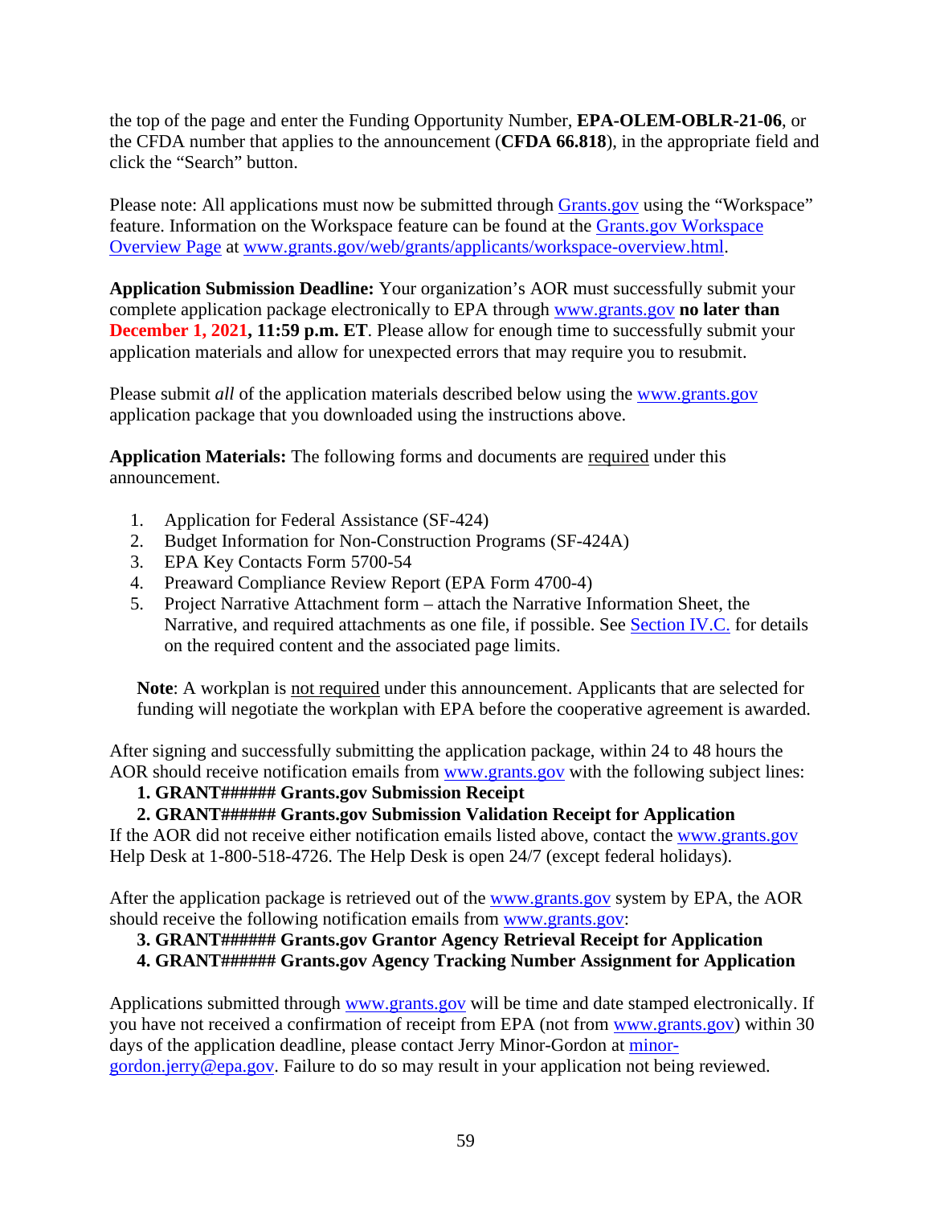the top of the page and enter the Funding Opportunity Number, **EPA-OLEM-OBLR-21-06**, or the CFDA number that applies to the announcement (**CFDA 66.818**), in the appropriate field and click the "Search" button.

Please note: All applications must now be submitted through [Grants.gov](http://www.grants.gov) using the "Workspace" feature. Information on the Workspace feature can be found at the [Grants.gov Workspace Overview Page](https://www.grants.gov/web/grants/applicants/workspace-overview.html) at [www.grants.gov/web/grants/applicants/workspace-overview.html](https://www.grants.gov/web/grants/applicants/workspace-overview.html).

**Application Submission Deadline:** Your organization's AOR must successfully submit your complete application package electronically to EPA through [www.grants.gov](http://www.grants.gov) **no later than December 1, 2021, 11:59 p.m. ET**. Please allow for enough time to successfully submit your application materials and allow for unexpected errors that may require you to resubmit.

Please submit *all* of the application materials described below using the [www.grants.gov](http://www.grants.gov) application package that you downloaded using the instructions above.

**Application Materials:** The following forms and documents are required under this announcement.

1. Application for Federal Assistance (SF-424)
2. Budget Information for Non-Construction Programs (SF-424A)
3. EPA Key Contacts Form 5700-54
4. Preaward Compliance Review Report (EPA Form 4700-4)
5. Project Narrative Attachment form – attach the Narrative Information Sheet, the Narrative, and required attachments as one file, if possible. See Section IV.C. for details on the required content and the associated page limits.

> **Note**: A workplan is not required under this announcement. Applicants that are selected for funding will negotiate the workplan with EPA before the cooperative agreement is awarded.

After signing and successfully submitting the application package, within 24 to 48 hours the AOR should receive notification emails from [www.grants.gov](http://www.grants.gov) with the following subject lines:

1. **GRANT###### Grants.gov Submission Receipt**
2. **GRANT###### Grants.gov Submission Validation Receipt for Application**

If the AOR did not receive either notification emails listed above, contact the [www.grants.gov](http://www.grants.gov) Help Desk at 1-800-518-4726. The Help Desk is open 24/7 (except federal holidays).

After the application package is retrieved out of the [www.grants.gov](http://www.grants.gov) system by EPA, the AOR should receive the following notification emails from [www.grants.gov](http://www.grants.gov):

3. **GRANT###### Grants.gov Grantor Agency Retrieval Receipt for Application**
4. **GRANT###### Grants.gov Agency Tracking Number Assignment for Application**

Applications submitted through [www.grants.gov](http://www.grants.gov) will be time and date stamped electronically. If you have not received a confirmation of receipt from EPA (not from [www.grants.gov](http://www.grants.gov)) within 30 days of the application deadline, please contact Jerry Minor-Gordon at [minor-gordon.jerry@epa.gov](mailto:minor-gordon.jerry@epa.gov). Failure to do so may result in your application not being reviewed.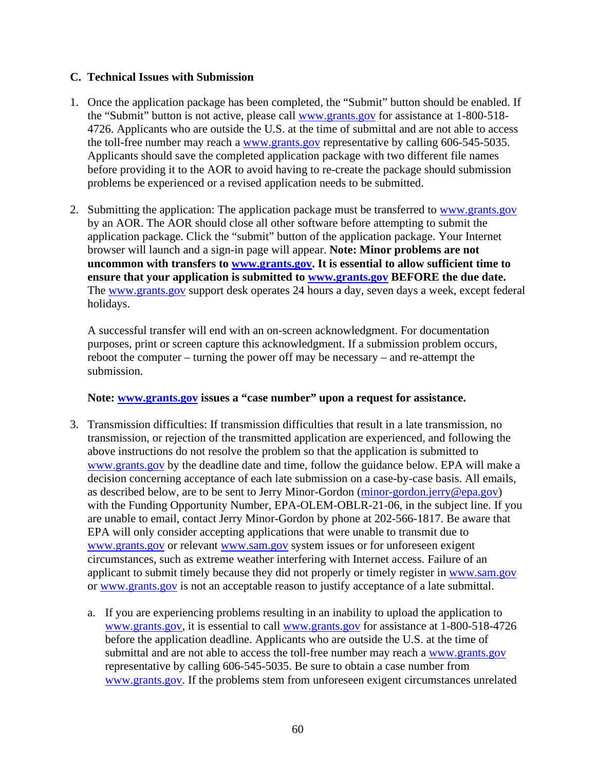### C. Technical Issues with Submission

1. Once the application package has been completed, the "Submit" button should be enabled. If the "Submit" button is not active, please call www.grants.gov for assistance at 1-800-518-4726. Applicants who are outside the U.S. at the time of submittal and are not able to access the toll-free number may reach a www.grants.gov representative by calling 606-545-5035. Applicants should save the completed application package with two different file names before providing it to the AOR to avoid having to re-create the package should submission problems be experienced or a revised application needs to be submitted.

2. Submitting the application: The application package must be transferred to www.grants.gov by an AOR. The AOR should close all other software before attempting to submit the application package. Click the "submit" button of the application package. Your Internet browser will launch and a sign-in page will appear. **Note: Minor problems are not uncommon with transfers to www.grants.gov. It is essential to allow sufficient time to ensure that your application is submitted to www.grants.gov BEFORE the due date.** The www.grants.gov support desk operates 24 hours a day, seven days a week, except federal holidays.

   A successful transfer will end with an on-screen acknowledgment. For documentation purposes, print or screen capture this acknowledgment. If a submission problem occurs, reboot the computer – turning the power off may be necessary – and re-attempt the submission.

   **Note: www.grants.gov issues a "case number" upon a request for assistance.**

3. Transmission difficulties: If transmission difficulties that result in a late transmission, no transmission, or rejection of the transmitted application are experienced, and following the above instructions do not resolve the problem so that the application is submitted to www.grants.gov by the deadline date and time, follow the guidance below. EPA will make a decision concerning acceptance of each late submission on a case-by-case basis. All emails, as described below, are to be sent to Jerry Minor-Gordon (minor-gordon.jerry@epa.gov) with the Funding Opportunity Number, EPA-OLEM-OBLR-21-06, in the subject line. If you are unable to email, contact Jerry Minor-Gordon by phone at 202-566-1817. Be aware that EPA will only consider accepting applications that were unable to transmit due to www.grants.gov or relevant www.sam.gov system issues or for unforeseen exigent circumstances, such as extreme weather interfering with Internet access. Failure of an applicant to submit timely because they did not properly or timely register in www.sam.gov or www.grants.gov is not an acceptable reason to justify acceptance of a late submittal.

   a. If you are experiencing problems resulting in an inability to upload the application to www.grants.gov, it is essential to call www.grants.gov for assistance at 1-800-518-4726 before the application deadline. Applicants who are outside the U.S. at the time of submittal and are not able to access the toll-free number may reach a www.grants.gov representative by calling 606-545-5035. Be sure to obtain a case number from www.grants.gov. If the problems stem from unforeseen exigent circumstances unrelated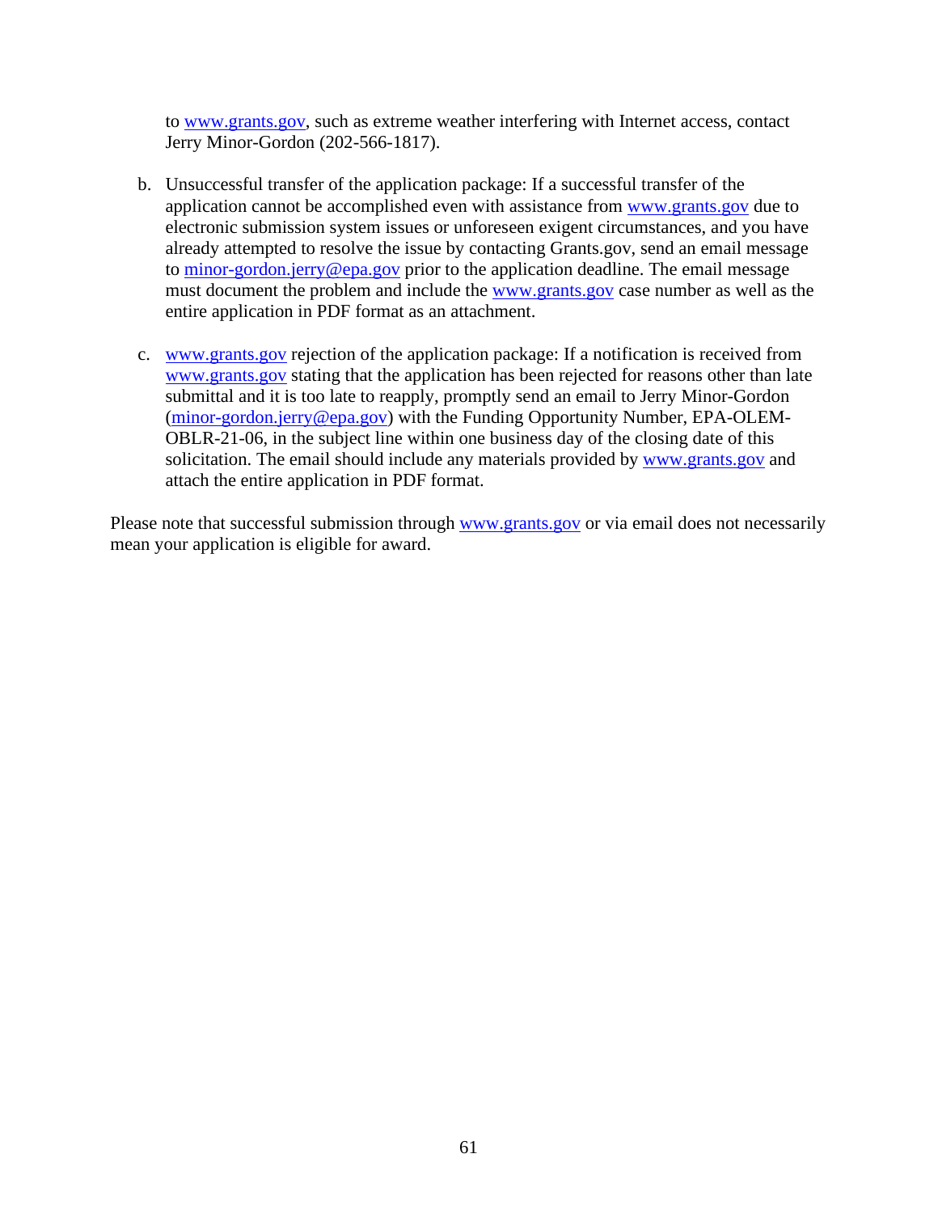to www.grants.gov, such as extreme weather interfering with Internet access, contact Jerry Minor-Gordon (202-566-1817).

b. Unsuccessful transfer of the application package: If a successful transfer of the application cannot be accomplished even with assistance from www.grants.gov due to electronic submission system issues or unforeseen exigent circumstances, and you have already attempted to resolve the issue by contacting Grants.gov, send an email message to minor-gordon.jerry@epa.gov prior to the application deadline. The email message must document the problem and include the www.grants.gov case number as well as the entire application in PDF format as an attachment.

c. www.grants.gov rejection of the application package: If a notification is received from www.grants.gov stating that the application has been rejected for reasons other than late submittal and it is too late to reapply, promptly send an email to Jerry Minor-Gordon (minor-gordon.jerry@epa.gov) with the Funding Opportunity Number, EPA-OLEM-OBLR-21-06, in the subject line within one business day of the closing date of this solicitation. The email should include any materials provided by www.grants.gov and attach the entire application in PDF format.

Please note that successful submission through www.grants.gov or via email does not necessarily mean your application is eligible for award.